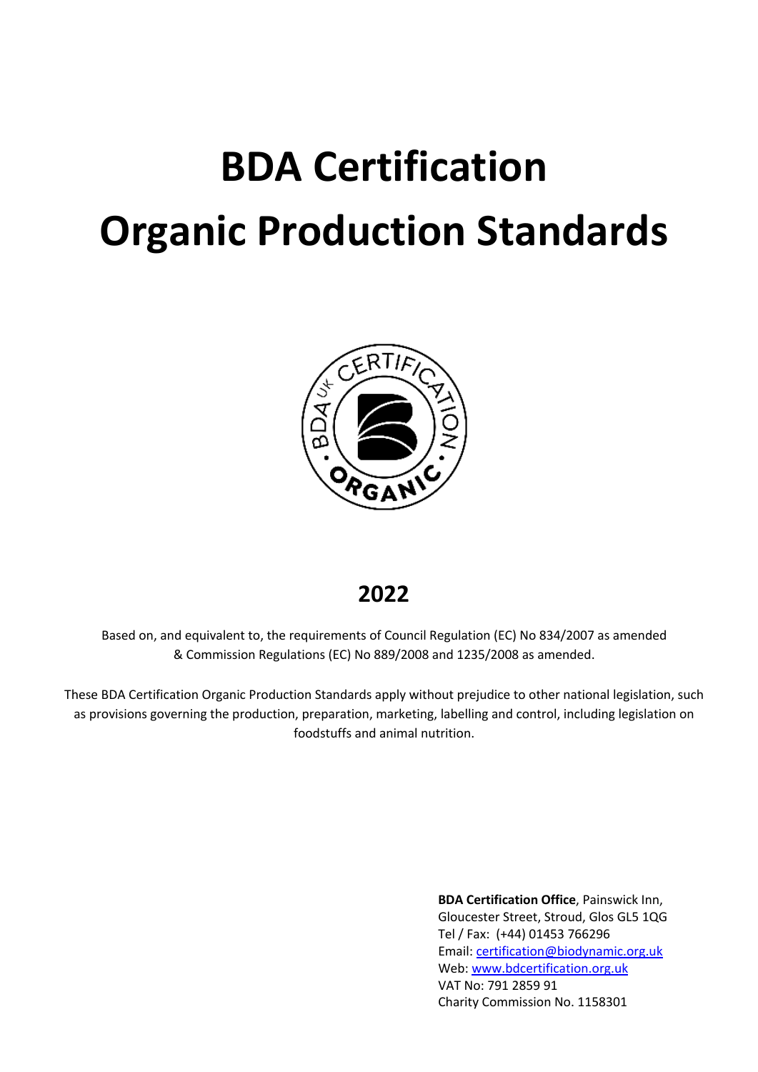# BDA Certification Organic Production Standards

## 2022

Based on, and equivalent to, the requirements of Council Regulation (EC) No 834/2007 as amended & Commission Regulations (EC) No 889/2008 and 1235/2008 as amended.

These BDA Certification Organic Production Standards apply without prejudice to other national legislation, such as provisions governing the production, preparation, marketing, labelling and control, including legislation on foodstuffs and animal nutrition.

**BDA Certification Office**, Painswick Inn, Gloucester Street, Stroud, Glos GL5 1QG
Tel / Fax: (+44) 01453 766296
Email: certification@biodynamic.org.uk
Web: www.bdcertification.org.uk
VAT No: 791 2859 91
Charity Commission No. 1158301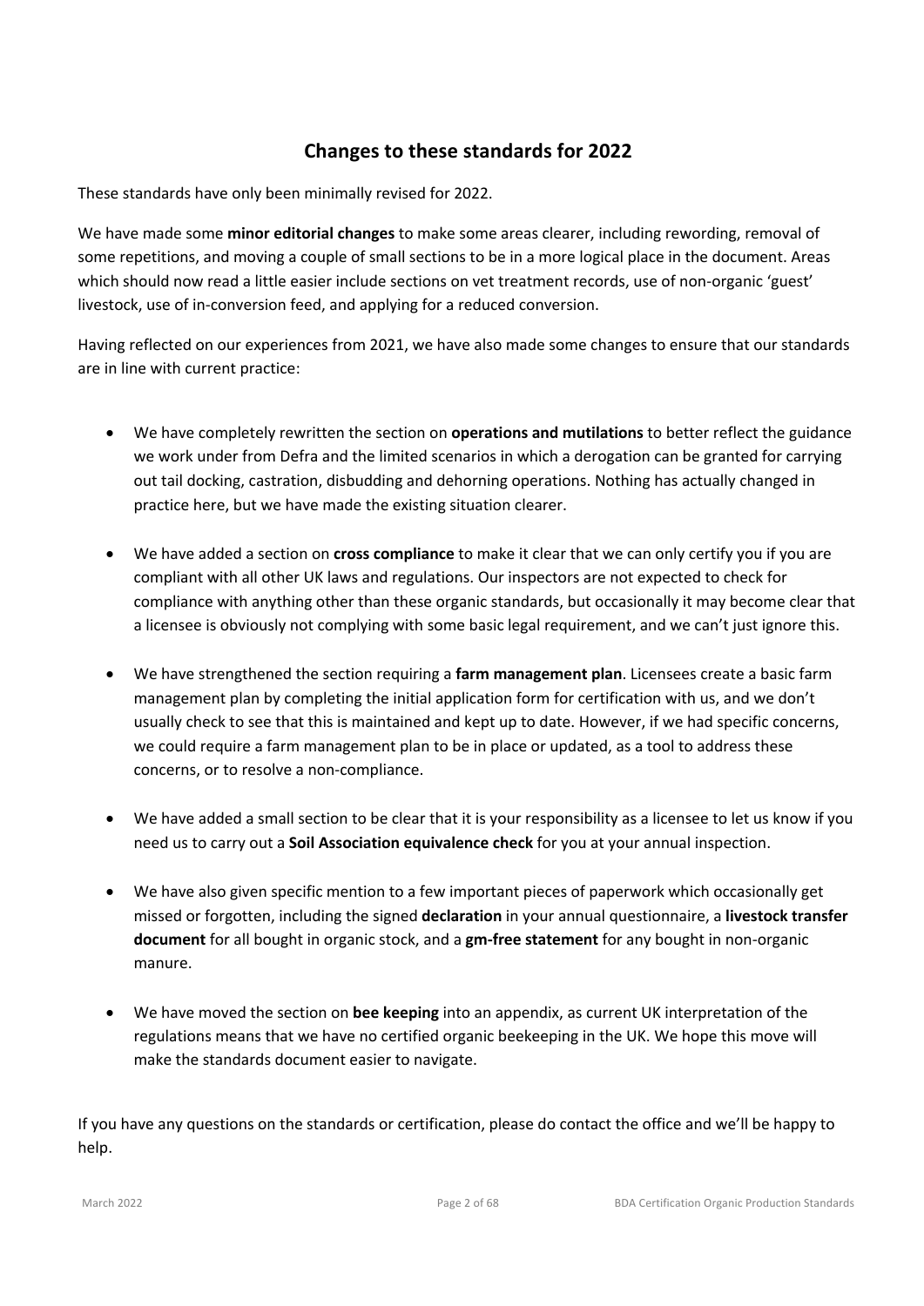## Changes to these standards for 2022

These standards have only been minimally revised for 2022.

We have made some **minor editorial changes** to make some areas clearer, including rewording, removal of some repetitions, and moving a couple of small sections to be in a more logical place in the document. Areas which should now read a little easier include sections on vet treatment records, use of non-organic 'guest' livestock, use of in-conversion feed, and applying for a reduced conversion.

Having reflected on our experiences from 2021, we have also made some changes to ensure that our standards are in line with current practice:

- We have completely rewritten the section on **operations and mutilations** to better reflect the guidance we work under from Defra and the limited scenarios in which a derogation can be granted for carrying out tail docking, castration, disbudding and dehorning operations. Nothing has actually changed in practice here, but we have made the existing situation clearer.

- We have added a section on **cross compliance** to make it clear that we can only certify you if you are compliant with all other UK laws and regulations. Our inspectors are not expected to check for compliance with anything other than these organic standards, but occasionally it may become clear that a licensee is obviously not complying with some basic legal requirement, and we can't just ignore this.

- We have strengthened the section requiring a **farm management plan**. Licensees create a basic farm management plan by completing the initial application form for certification with us, and we don't usually check to see that this is maintained and kept up to date. However, if we had specific concerns, we could require a farm management plan to be in place or updated, as a tool to address these concerns, or to resolve a non-compliance.

- We have added a small section to be clear that it is your responsibility as a licensee to let us know if you need us to carry out a **Soil Association equivalence check** for you at your annual inspection.

- We have also given specific mention to a few important pieces of paperwork which occasionally get missed or forgotten, including the signed **declaration** in your annual questionnaire, a **livestock transfer document** for all bought in organic stock, and a **gm-free statement** for any bought in non-organic manure.

- We have moved the section on **bee keeping** into an appendix, as current UK interpretation of the regulations means that we have no certified organic beekeeping in the UK. We hope this move will make the standards document easier to navigate.

If you have any questions on the standards or certification, please do contact the office and we'll be happy to help.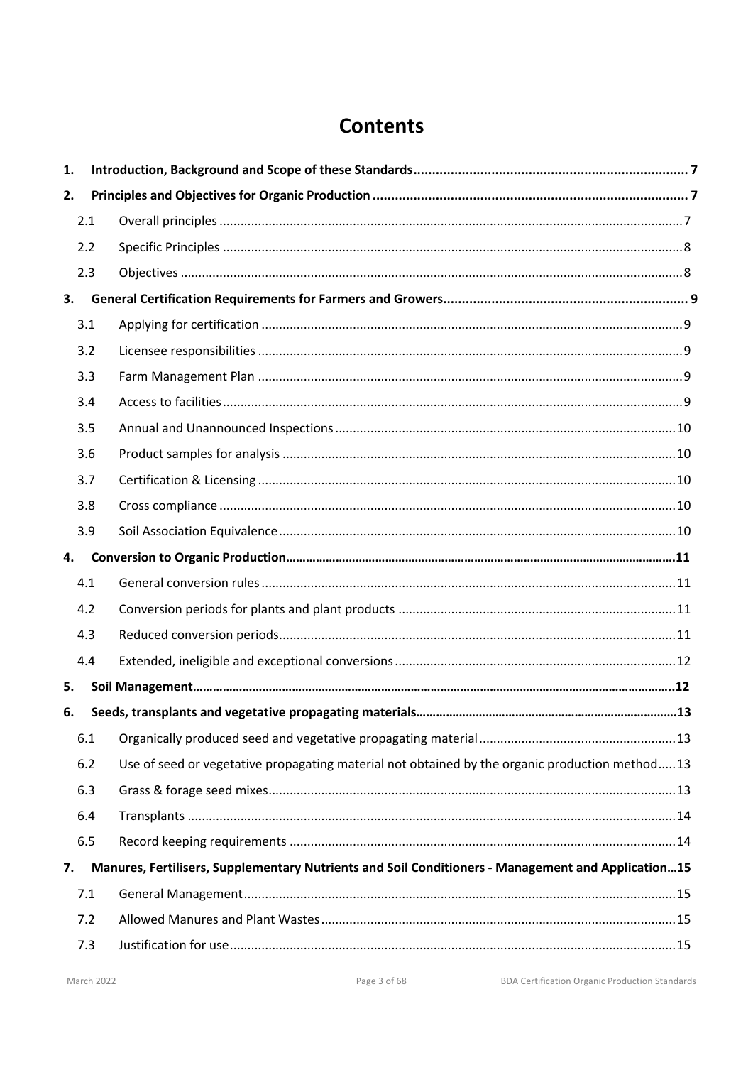# Contents

| | | |
|---|---|---|
| **1.** | **Introduction, Background and Scope of these Standards** | **7** |
| **2.** | **Principles and Objectives for Organic Production** | **7** |
| 2.1 | Overall principles | 7 |
| 2.2 | Specific Principles | 8 |
| 2.3 | Objectives | 8 |
| **3.** | **General Certification Requirements for Farmers and Growers** | **9** |
| 3.1 | Applying for certification | 9 |
| 3.2 | Licensee responsibilities | 9 |
| 3.3 | Farm Management Plan | 9 |
| 3.4 | Access to facilities | 9 |
| 3.5 | Annual and Unannounced Inspections | 10 |
| 3.6 | Product samples for analysis | 10 |
| 3.7 | Certification & Licensing | 10 |
| 3.8 | Cross compliance | 10 |
| 3.9 | Soil Association Equivalence | 10 |
| **4.** | **Conversion to Organic Production** | **11** |
| 4.1 | General conversion rules | 11 |
| 4.2 | Conversion periods for plants and plant products | 11 |
| 4.3 | Reduced conversion periods | 11 |
| 4.4 | Extended, ineligible and exceptional conversions | 12 |
| **5.** | **Soil Management** | **12** |
| **6.** | **Seeds, transplants and vegetative propagating materials** | **13** |
| 6.1 | Organically produced seed and vegetative propagating material | 13 |
| 6.2 | Use of seed or vegetative propagating material not obtained by the organic production method | 13 |
| 6.3 | Grass & forage seed mixes | 13 |
| 6.4 | Transplants | 14 |
| 6.5 | Record keeping requirements | 14 |
| **7.** | **Manures, Fertilisers, Supplementary Nutrients and Soil Conditioners - Management and Application** | **15** |
| 7.1 | General Management | 15 |
| 7.2 | Allowed Manures and Plant Wastes | 15 |
| 7.3 | Justification for use | 15 |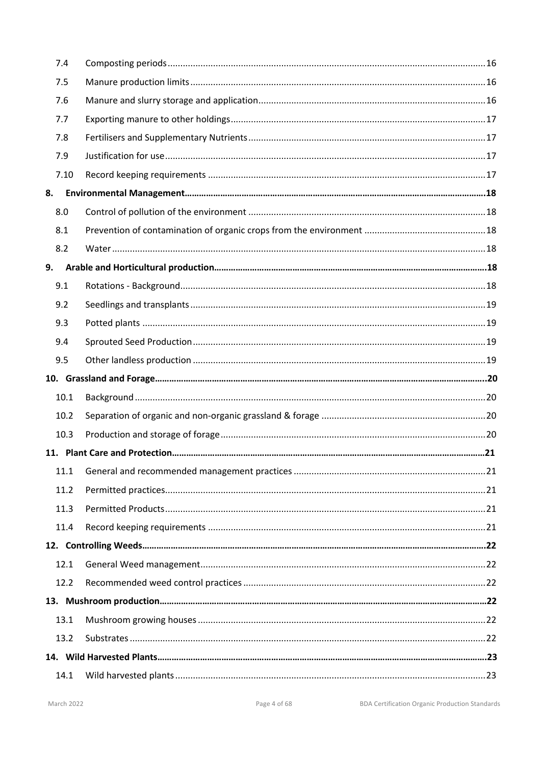| | | |
|---|---|---|
| 7.4 | Composting periods | 16 |
| 7.5 | Manure production limits | 16 |
| 7.6 | Manure and slurry storage and application | 16 |
| 7.7 | Exporting manure to other holdings | 17 |
| 7.8 | Fertilisers and Supplementary Nutrients | 17 |
| 7.9 | Justification for use | 17 |
| 7.10 | Record keeping requirements | 17 |
| **8.** | **Environmental Management** | **18** |
| 8.0 | Control of pollution of the environment | 18 |
| 8.1 | Prevention of contamination of organic crops from the environment | 18 |
| 8.2 | Water | 18 |
| **9.** | **Arable and Horticultural production** | **18** |
| 9.1 | Rotations - Background | 18 |
| 9.2 | Seedlings and transplants | 19 |
| 9.3 | Potted plants | 19 |
| 9.4 | Sprouted Seed Production | 19 |
| 9.5 | Other landless production | 19 |
| **10.** | **Grassland and Forage** | **20** |
| 10.1 | Background | 20 |
| 10.2 | Separation of organic and non-organic grassland & forage | 20 |
| 10.3 | Production and storage of forage | 20 |
| **11.** | **Plant Care and Protection** | **21** |
| 11.1 | General and recommended management practices | 21 |
| 11.2 | Permitted practices | 21 |
| 11.3 | Permitted Products | 21 |
| 11.4 | Record keeping requirements | 21 |
| **12.** | **Controlling Weeds** | **22** |
| 12.1 | General Weed management | 22 |
| 12.2 | Recommended weed control practices | 22 |
| **13.** | **Mushroom production** | **22** |
| 13.1 | Mushroom growing houses | 22 |
| 13.2 | Substrates | 22 |
| **14.** | **Wild Harvested Plants** | **23** |
| 14.1 | Wild harvested plants | 23 |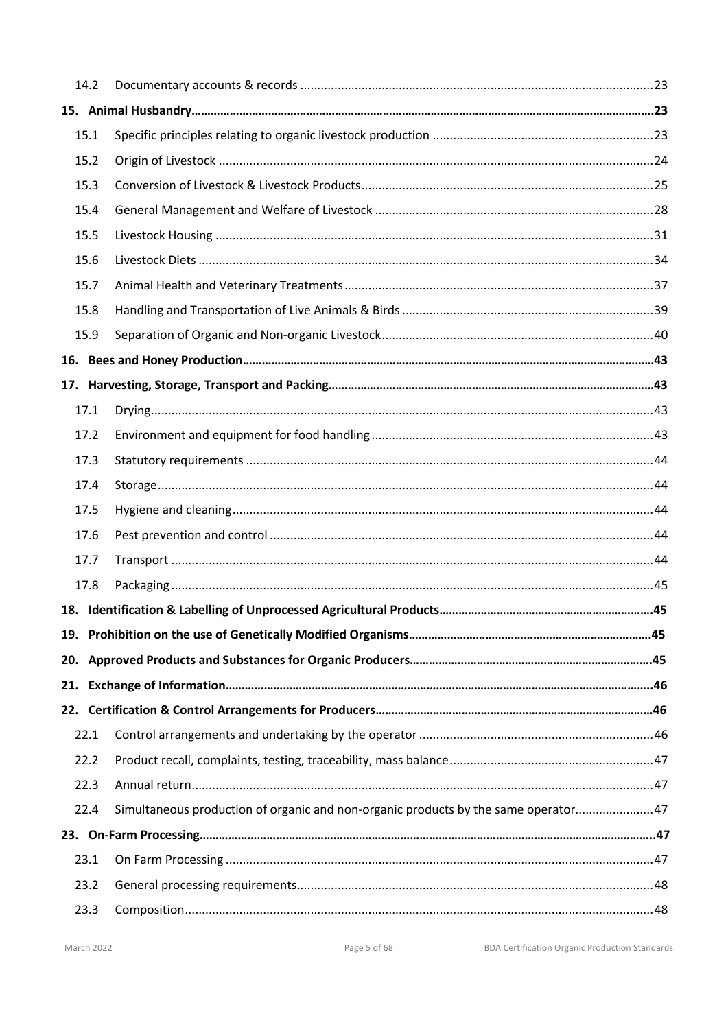| | | |
|---|---|---|
| 14.2 | Documentary accounts & records | 23 |
| **15.** | **Animal Husbandry** | **23** |
| 15.1 | Specific principles relating to organic livestock production | 23 |
| 15.2 | Origin of Livestock | 24 |
| 15.3 | Conversion of Livestock & Livestock Products | 25 |
| 15.4 | General Management and Welfare of Livestock | 28 |
| 15.5 | Livestock Housing | 31 |
| 15.6 | Livestock Diets | 34 |
| 15.7 | Animal Health and Veterinary Treatments | 37 |
| 15.8 | Handling and Transportation of Live Animals & Birds | 39 |
| 15.9 | Separation of Organic and Non-organic Livestock | 40 |
| **16.** | **Bees and Honey Production** | **43** |
| **17.** | **Harvesting, Storage, Transport and Packing** | **43** |
| 17.1 | Drying | 43 |
| 17.2 | Environment and equipment for food handling | 43 |
| 17.3 | Statutory requirements | 44 |
| 17.4 | Storage | 44 |
| 17.5 | Hygiene and cleaning | 44 |
| 17.6 | Pest prevention and control | 44 |
| 17.7 | Transport | 44 |
| 17.8 | Packaging | 45 |
| **18.** | **Identification & Labelling of Unprocessed Agricultural Products** | **45** |
| **19.** | **Prohibition on the use of Genetically Modified Organisms** | **45** |
| **20.** | **Approved Products and Substances for Organic Producers** | **45** |
| **21.** | **Exchange of Information** | **46** |
| **22.** | **Certification & Control Arrangements for Producers** | **46** |
| 22.1 | Control arrangements and undertaking by the operator | 46 |
| 22.2 | Product recall, complaints, testing, traceability, mass balance | 47 |
| 22.3 | Annual return | 47 |
| 22.4 | Simultaneous production of organic and non-organic products by the same operator | 47 |
| **23.** | **On-Farm Processing** | **47** |
| 23.1 | On Farm Processing | 47 |
| 23.2 | General processing requirements | 48 |
| 23.3 | Composition | 48 |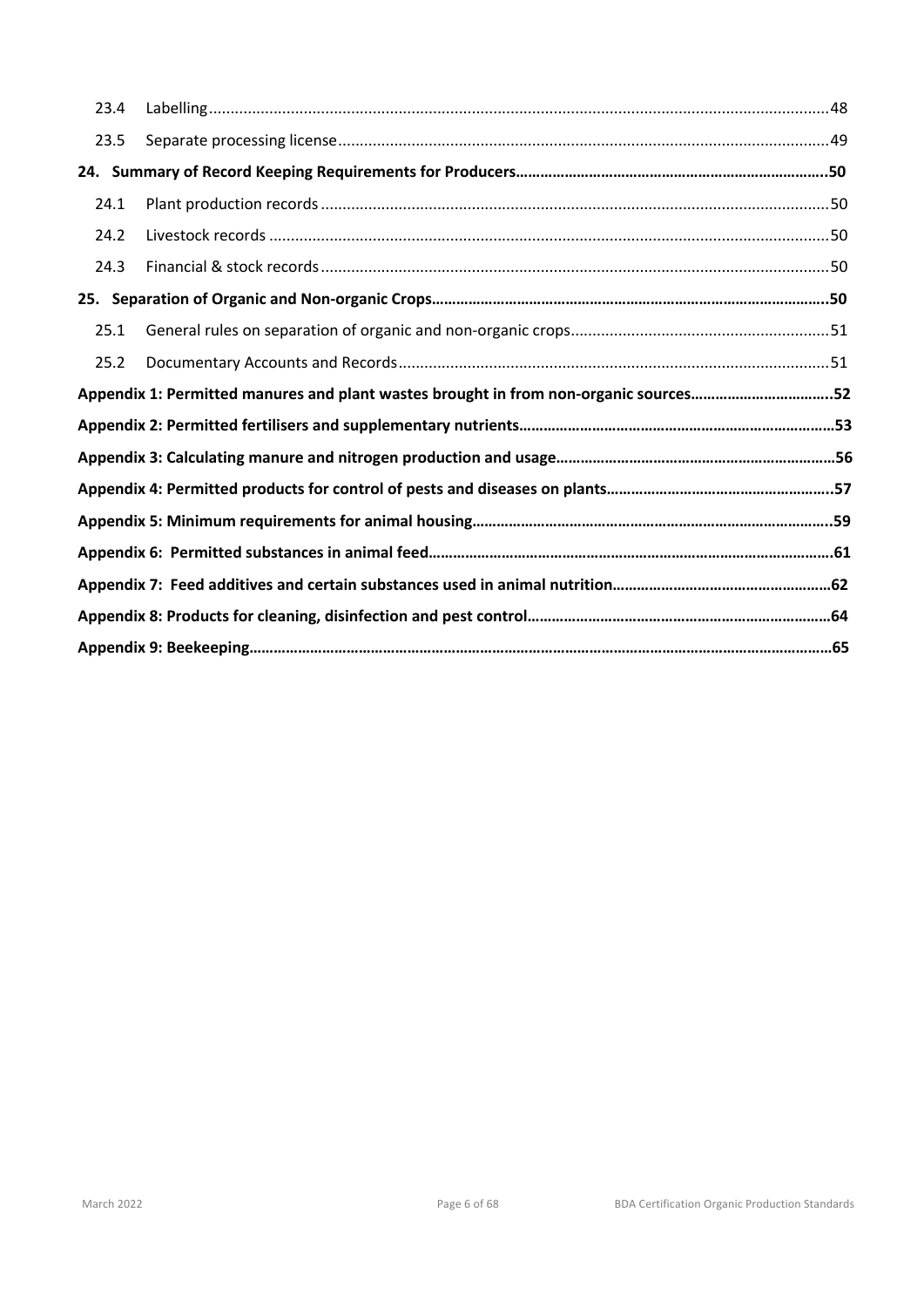| | | |
|---|---|---|
| 23.4 | Labelling | 48 |
| 23.5 | Separate processing license | 49 |
| **24.** | **Summary of Record Keeping Requirements for Producers** | **50** |
| 24.1 | Plant production records | 50 |
| 24.2 | Livestock records | 50 |
| 24.3 | Financial & stock records | 50 |
| **25.** | **Separation of Organic and Non-organic Crops** | **50** |
| 25.1 | General rules on separation of organic and non-organic crops | 51 |
| 25.2 | Documentary Accounts and Records | 51 |
| | **Appendix 1: Permitted manures and plant wastes brought in from non-organic sources** | **52** |
| | **Appendix 2: Permitted fertilisers and supplementary nutrients** | **53** |
| | **Appendix 3: Calculating manure and nitrogen production and usage** | **56** |
| | **Appendix 4: Permitted products for control of pests and diseases on plants** | **57** |
| | **Appendix 5: Minimum requirements for animal housing** | **59** |
| | **Appendix 6: Permitted substances in animal feed** | **61** |
| | **Appendix 7: Feed additives and certain substances used in animal nutrition** | **62** |
| | **Appendix 8: Products for cleaning, disinfection and pest control** | **64** |
| | **Appendix 9: Beekeeping** | **65** |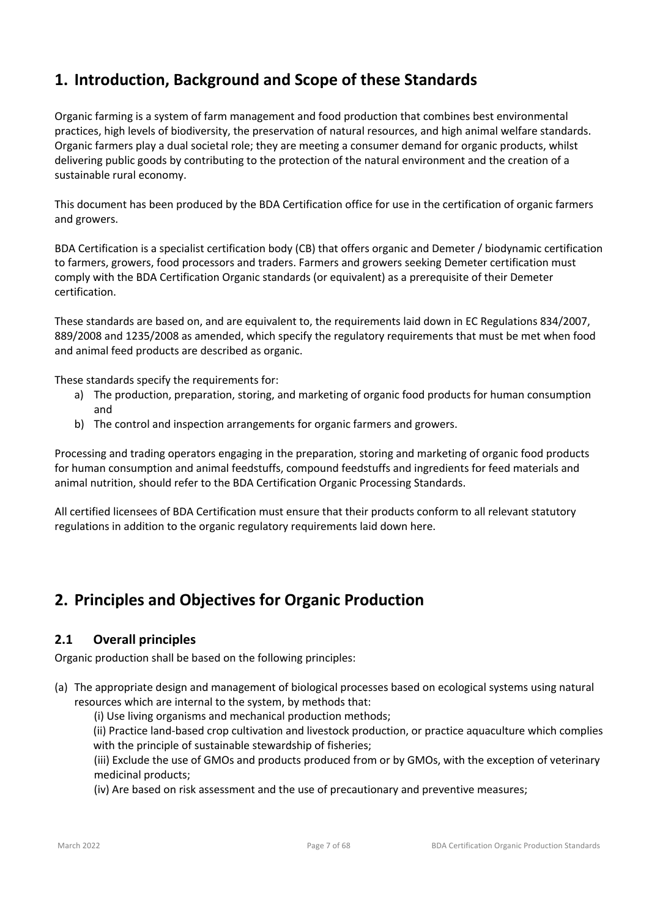# 1. Introduction, Background and Scope of these Standards

Organic farming is a system of farm management and food production that combines best environmental practices, high levels of biodiversity, the preservation of natural resources, and high animal welfare standards. Organic farmers play a dual societal role; they are meeting a consumer demand for organic products, whilst delivering public goods by contributing to the protection of the natural environment and the creation of a sustainable rural economy.

This document has been produced by the BDA Certification office for use in the certification of organic farmers and growers.

BDA Certification is a specialist certification body (CB) that offers organic and Demeter / biodynamic certification to farmers, growers, food processors and traders. Farmers and growers seeking Demeter certification must comply with the BDA Certification Organic standards (or equivalent) as a prerequisite of their Demeter certification.

These standards are based on, and are equivalent to, the requirements laid down in EC Regulations 834/2007, 889/2008 and 1235/2008 as amended, which specify the regulatory requirements that must be met when food and animal feed products are described as organic.

These standards specify the requirements for:

a) The production, preparation, storing, and marketing of organic food products for human consumption and
b) The control and inspection arrangements for organic farmers and growers.

Processing and trading operators engaging in the preparation, storing and marketing of organic food products for human consumption and animal feedstuffs, compound feedstuffs and ingredients for feed materials and animal nutrition, should refer to the BDA Certification Organic Processing Standards.

All certified licensees of BDA Certification must ensure that their products conform to all relevant statutory regulations in addition to the organic regulatory requirements laid down here.

# 2. Principles and Objectives for Organic Production

## 2.1 Overall principles

Organic production shall be based on the following principles:

(a) The appropriate design and management of biological processes based on ecological systems using natural resources which are internal to the system, by methods that:

(i) Use living organisms and mechanical production methods;

(ii) Practice land-based crop cultivation and livestock production, or practice aquaculture which complies with the principle of sustainable stewardship of fisheries;

(iii) Exclude the use of GMOs and products produced from or by GMOs, with the exception of veterinary medicinal products;

(iv) Are based on risk assessment and the use of precautionary and preventive measures;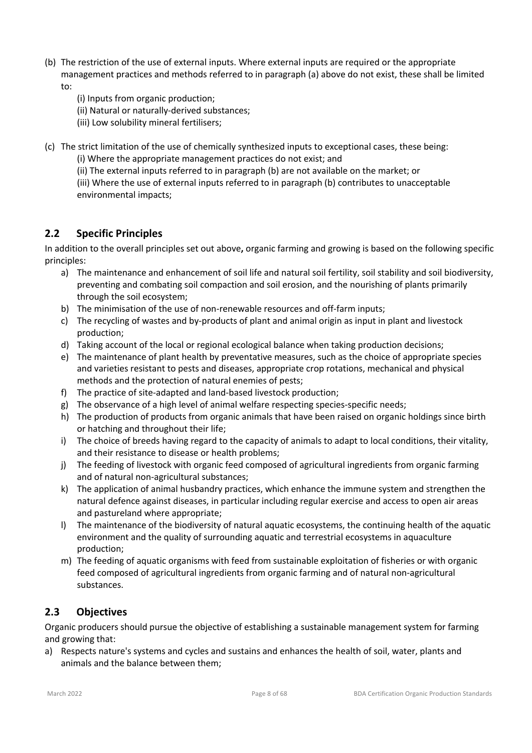(b) The restriction of the use of external inputs. Where external inputs are required or the appropriate management practices and methods referred to in paragraph (a) above do not exist, these shall be limited to:

  (i) Inputs from organic production;
  (ii) Natural or naturally-derived substances;
  (iii) Low solubility mineral fertilisers;

(c) The strict limitation of the use of chemically synthesized inputs to exceptional cases, these being:

  (i) Where the appropriate management practices do not exist; and
  (ii) The external inputs referred to in paragraph (b) are not available on the market; or
  (iii) Where the use of external inputs referred to in paragraph (b) contributes to unacceptable environmental impacts;

## 2.2 Specific Principles

In addition to the overall principles set out above**,** organic farming and growing is based on the following specific principles:

a) The maintenance and enhancement of soil life and natural soil fertility, soil stability and soil biodiversity, preventing and combating soil compaction and soil erosion, and the nourishing of plants primarily through the soil ecosystem;
b) The minimisation of the use of non-renewable resources and off-farm inputs;
c) The recycling of wastes and by-products of plant and animal origin as input in plant and livestock production;
d) Taking account of the local or regional ecological balance when taking production decisions;
e) The maintenance of plant health by preventative measures, such as the choice of appropriate species and varieties resistant to pests and diseases, appropriate crop rotations, mechanical and physical methods and the protection of natural enemies of pests;
f) The practice of site-adapted and land-based livestock production;
g) The observance of a high level of animal welfare respecting species-specific needs;
h) The production of products from organic animals that have been raised on organic holdings since birth or hatching and throughout their life;
i) The choice of breeds having regard to the capacity of animals to adapt to local conditions, their vitality, and their resistance to disease or health problems;
j) The feeding of livestock with organic feed composed of agricultural ingredients from organic farming and of natural non-agricultural substances;
k) The application of animal husbandry practices, which enhance the immune system and strengthen the natural defence against diseases, in particular including regular exercise and access to open air areas and pastureland where appropriate;
l) The maintenance of the biodiversity of natural aquatic ecosystems, the continuing health of the aquatic environment and the quality of surrounding aquatic and terrestrial ecosystems in aquaculture production;
m) The feeding of aquatic organisms with feed from sustainable exploitation of fisheries or with organic feed composed of agricultural ingredients from organic farming and of natural non-agricultural substances.

## 2.3 Objectives

Organic producers should pursue the objective of establishing a sustainable management system for farming and growing that:

a) Respects nature's systems and cycles and sustains and enhances the health of soil, water, plants and animals and the balance between them;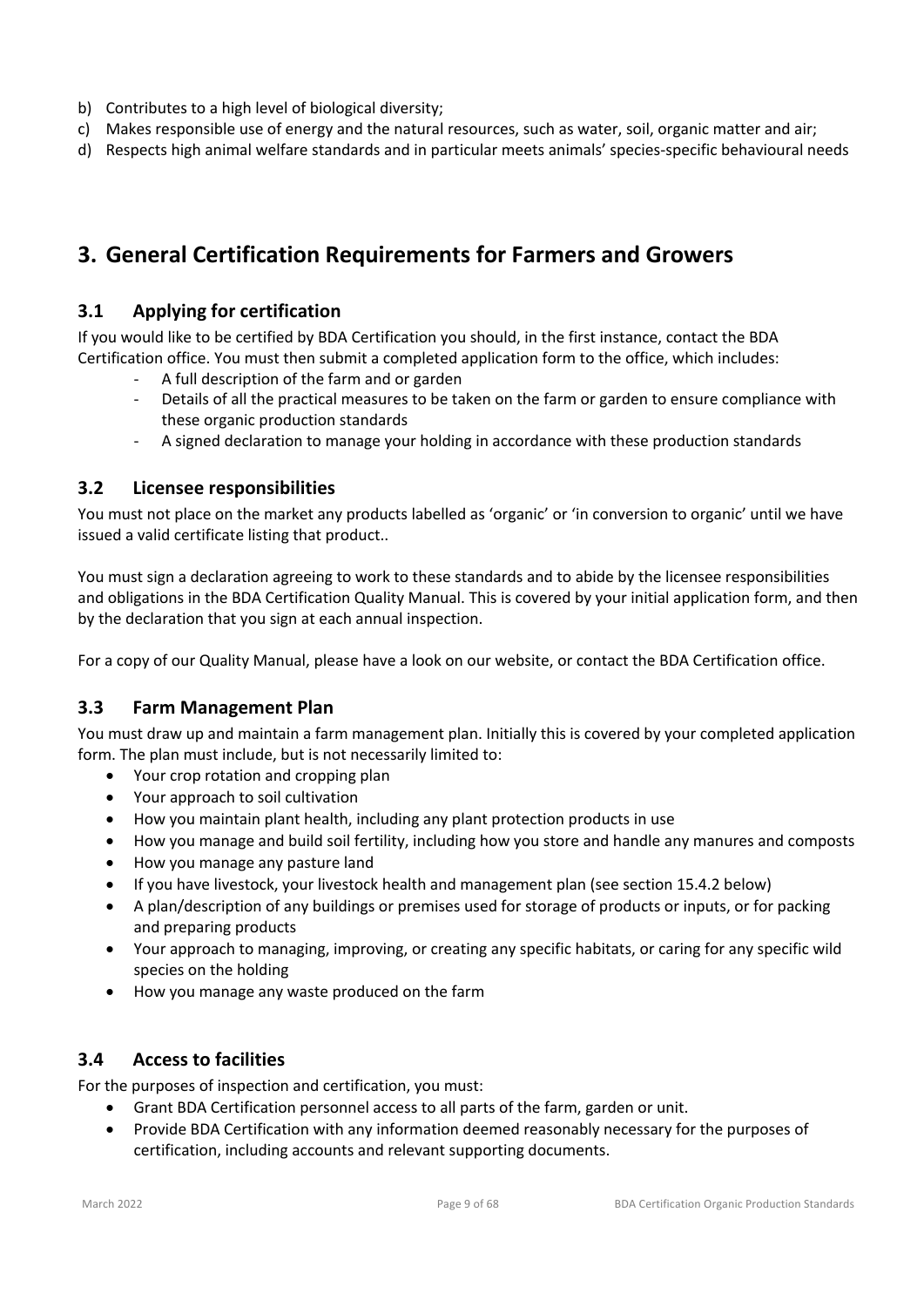b) Contributes to a high level of biological diversity;
c) Makes responsible use of energy and the natural resources, such as water, soil, organic matter and air;
d) Respects high animal welfare standards and in particular meets animals' species-specific behavioural needs

# 3. General Certification Requirements for Farmers and Growers

## 3.1 Applying for certification

If you would like to be certified by BDA Certification you should, in the first instance, contact the BDA Certification office. You must then submit a completed application form to the office, which includes:

- A full description of the farm and or garden
- Details of all the practical measures to be taken on the farm or garden to ensure compliance with these organic production standards
- A signed declaration to manage your holding in accordance with these production standards

## 3.2 Licensee responsibilities

You must not place on the market any products labelled as 'organic' or 'in conversion to organic' until we have issued a valid certificate listing that product..

You must sign a declaration agreeing to work to these standards and to abide by the licensee responsibilities and obligations in the BDA Certification Quality Manual. This is covered by your initial application form, and then by the declaration that you sign at each annual inspection.

For a copy of our Quality Manual, please have a look on our website, or contact the BDA Certification office.

## 3.3 Farm Management Plan

You must draw up and maintain a farm management plan. Initially this is covered by your completed application form. The plan must include, but is not necessarily limited to:

- Your crop rotation and cropping plan
- Your approach to soil cultivation
- How you maintain plant health, including any plant protection products in use
- How you manage and build soil fertility, including how you store and handle any manures and composts
- How you manage any pasture land
- If you have livestock, your livestock health and management plan (see section 15.4.2 below)
- A plan/description of any buildings or premises used for storage of products or inputs, or for packing and preparing products
- Your approach to managing, improving, or creating any specific habitats, or caring for any specific wild species on the holding
- How you manage any waste produced on the farm

## 3.4 Access to facilities

For the purposes of inspection and certification, you must:

- Grant BDA Certification personnel access to all parts of the farm, garden or unit.
- Provide BDA Certification with any information deemed reasonably necessary for the purposes of certification, including accounts and relevant supporting documents.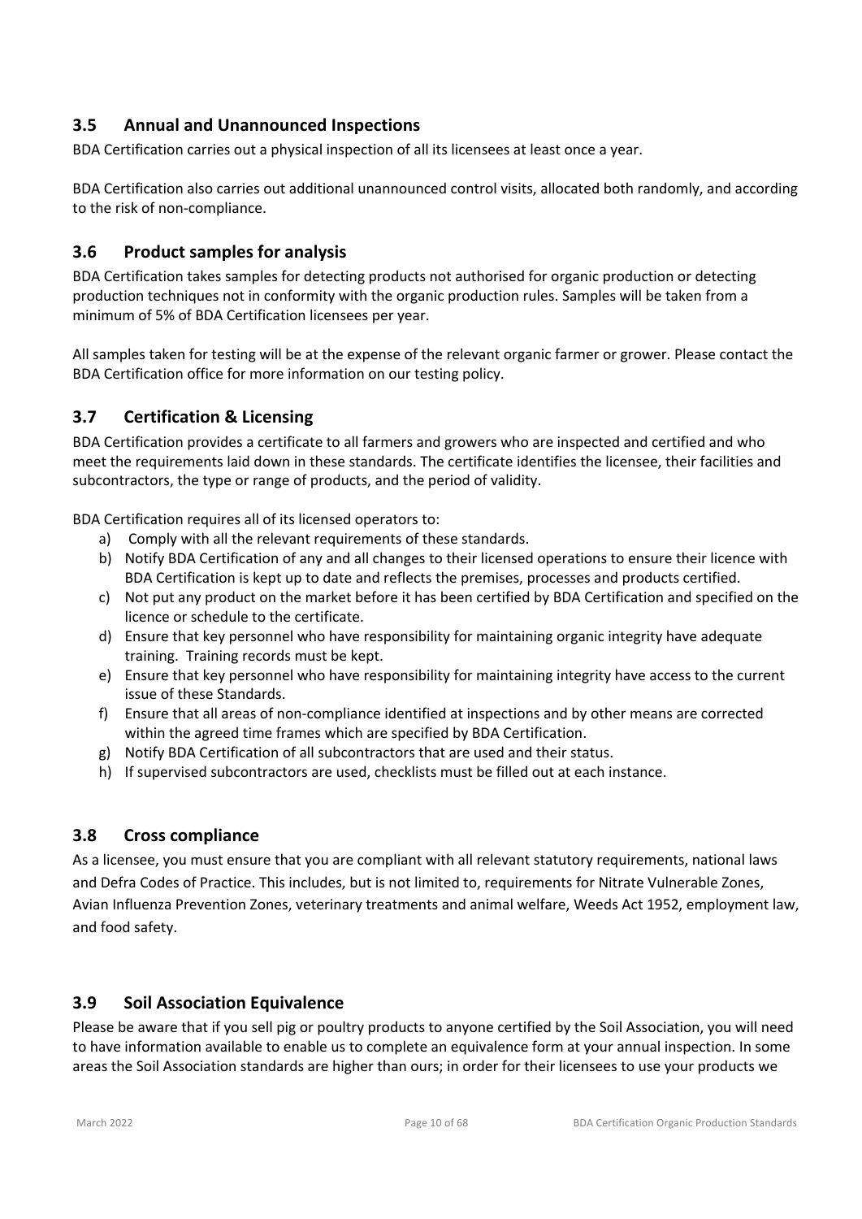## 3.5 Annual and Unannounced Inspections

BDA Certification carries out a physical inspection of all its licensees at least once a year.

BDA Certification also carries out additional unannounced control visits, allocated both randomly, and according to the risk of non-compliance.

## 3.6 Product samples for analysis

BDA Certification takes samples for detecting products not authorised for organic production or detecting production techniques not in conformity with the organic production rules. Samples will be taken from a minimum of 5% of BDA Certification licensees per year.

All samples taken for testing will be at the expense of the relevant organic farmer or grower. Please contact the BDA Certification office for more information on our testing policy.

## 3.7 Certification & Licensing

BDA Certification provides a certificate to all farmers and growers who are inspected and certified and who meet the requirements laid down in these standards. The certificate identifies the licensee, their facilities and subcontractors, the type or range of products, and the period of validity.

BDA Certification requires all of its licensed operators to:

a) Comply with all the relevant requirements of these standards.
b) Notify BDA Certification of any and all changes to their licensed operations to ensure their licence with BDA Certification is kept up to date and reflects the premises, processes and products certified.
c) Not put any product on the market before it has been certified by BDA Certification and specified on the licence or schedule to the certificate.
d) Ensure that key personnel who have responsibility for maintaining organic integrity have adequate training. Training records must be kept.
e) Ensure that key personnel who have responsibility for maintaining integrity have access to the current issue of these Standards.
f) Ensure that all areas of non-compliance identified at inspections and by other means are corrected within the agreed time frames which are specified by BDA Certification.
g) Notify BDA Certification of all subcontractors that are used and their status.
h) If supervised subcontractors are used, checklists must be filled out at each instance.

## 3.8 Cross compliance

As a licensee, you must ensure that you are compliant with all relevant statutory requirements, national laws and Defra Codes of Practice. This includes, but is not limited to, requirements for Nitrate Vulnerable Zones, Avian Influenza Prevention Zones, veterinary treatments and animal welfare, Weeds Act 1952, employment law, and food safety.

## 3.9 Soil Association Equivalence

Please be aware that if you sell pig or poultry products to anyone certified by the Soil Association, you will need to have information available to enable us to complete an equivalence form at your annual inspection. In some areas the Soil Association standards are higher than ours; in order for their licensees to use your products we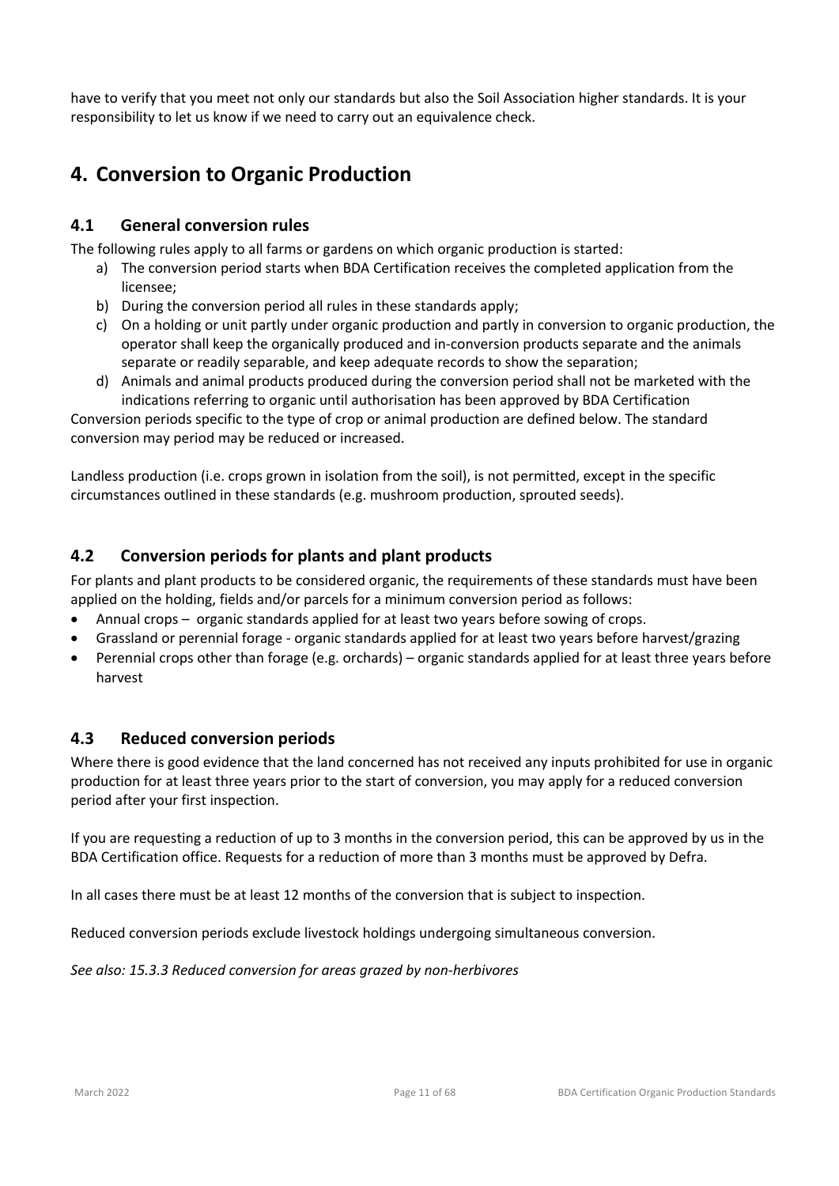have to verify that you meet not only our standards but also the Soil Association higher standards. It is your responsibility to let us know if we need to carry out an equivalence check.

# 4. Conversion to Organic Production

## 4.1 General conversion rules

The following rules apply to all farms or gardens on which organic production is started:

a) The conversion period starts when BDA Certification receives the completed application from the licensee;
b) During the conversion period all rules in these standards apply;
c) On a holding or unit partly under organic production and partly in conversion to organic production, the operator shall keep the organically produced and in-conversion products separate and the animals separate or readily separable, and keep adequate records to show the separation;
d) Animals and animal products produced during the conversion period shall not be marketed with the indications referring to organic until authorisation has been approved by BDA Certification

Conversion periods specific to the type of crop or animal production are defined below. The standard conversion may period may be reduced or increased.

Landless production (i.e. crops grown in isolation from the soil), is not permitted, except in the specific circumstances outlined in these standards (e.g. mushroom production, sprouted seeds).

## 4.2 Conversion periods for plants and plant products

For plants and plant products to be considered organic, the requirements of these standards must have been applied on the holding, fields and/or parcels for a minimum conversion period as follows:

- Annual crops – organic standards applied for at least two years before sowing of crops.
- Grassland or perennial forage - organic standards applied for at least two years before harvest/grazing
- Perennial crops other than forage (e.g. orchards) – organic standards applied for at least three years before harvest

## 4.3 Reduced conversion periods

Where there is good evidence that the land concerned has not received any inputs prohibited for use in organic production for at least three years prior to the start of conversion, you may apply for a reduced conversion period after your first inspection.

If you are requesting a reduction of up to 3 months in the conversion period, this can be approved by us in the BDA Certification office. Requests for a reduction of more than 3 months must be approved by Defra.

In all cases there must be at least 12 months of the conversion that is subject to inspection.

Reduced conversion periods exclude livestock holdings undergoing simultaneous conversion.

*See also: 15.3.3 Reduced conversion for areas grazed by non-herbivores*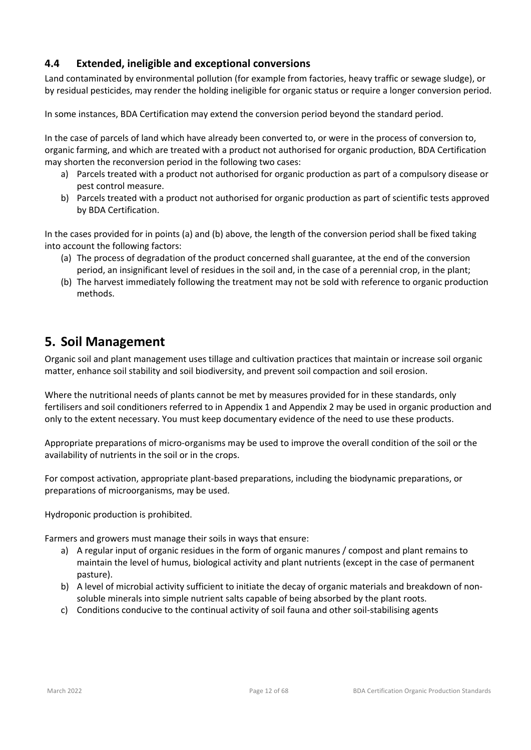### 4.4 Extended, ineligible and exceptional conversions

Land contaminated by environmental pollution (for example from factories, heavy traffic or sewage sludge), or by residual pesticides, may render the holding ineligible for organic status or require a longer conversion period.

In some instances, BDA Certification may extend the conversion period beyond the standard period.

In the case of parcels of land which have already been converted to, or were in the process of conversion to, organic farming, and which are treated with a product not authorised for organic production, BDA Certification may shorten the reconversion period in the following two cases:

a) Parcels treated with a product not authorised for organic production as part of a compulsory disease or pest control measure.
b) Parcels treated with a product not authorised for organic production as part of scientific tests approved by BDA Certification.

In the cases provided for in points (a) and (b) above, the length of the conversion period shall be fixed taking into account the following factors:

(a) The process of degradation of the product concerned shall guarantee, at the end of the conversion period, an insignificant level of residues in the soil and, in the case of a perennial crop, in the plant;
(b) The harvest immediately following the treatment may not be sold with reference to organic production methods.

# 5. Soil Management

Organic soil and plant management uses tillage and cultivation practices that maintain or increase soil organic matter, enhance soil stability and soil biodiversity, and prevent soil compaction and soil erosion.

Where the nutritional needs of plants cannot be met by measures provided for in these standards, only fertilisers and soil conditioners referred to in Appendix 1 and Appendix 2 may be used in organic production and only to the extent necessary. You must keep documentary evidence of the need to use these products.

Appropriate preparations of micro-organisms may be used to improve the overall condition of the soil or the availability of nutrients in the soil or in the crops.

For compost activation, appropriate plant-based preparations, including the biodynamic preparations, or preparations of microorganisms, may be used.

Hydroponic production is prohibited.

Farmers and growers must manage their soils in ways that ensure:

a) A regular input of organic residues in the form of organic manures / compost and plant remains to maintain the level of humus, biological activity and plant nutrients (except in the case of permanent pasture).
b) A level of microbial activity sufficient to initiate the decay of organic materials and breakdown of non-soluble minerals into simple nutrient salts capable of being absorbed by the plant roots.
c) Conditions conducive to the continual activity of soil fauna and other soil-stabilising agents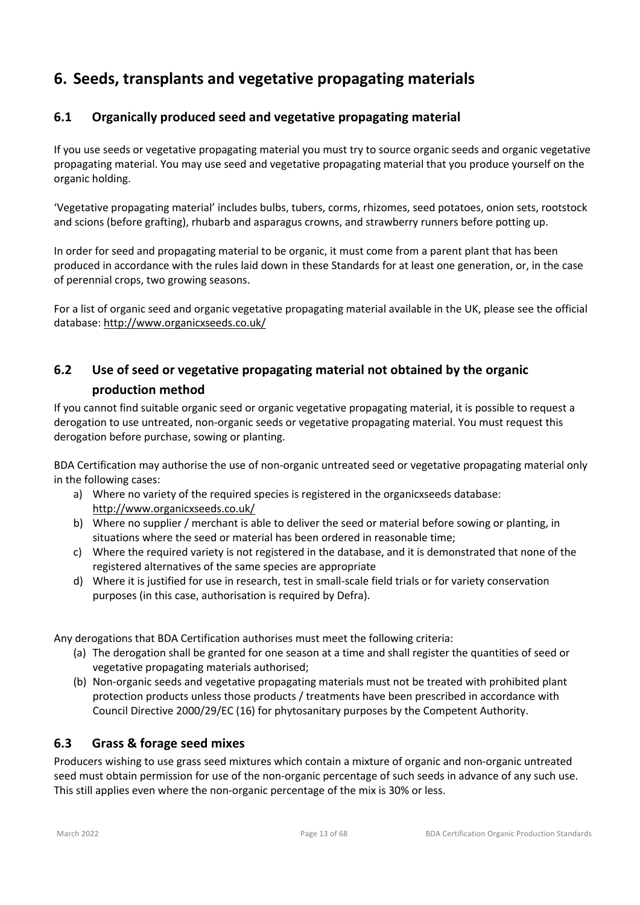# 6. Seeds, transplants and vegetative propagating materials

## 6.1 Organically produced seed and vegetative propagating material

If you use seeds or vegetative propagating material you must try to source organic seeds and organic vegetative propagating material. You may use seed and vegetative propagating material that you produce yourself on the organic holding.

'Vegetative propagating material' includes bulbs, tubers, corms, rhizomes, seed potatoes, onion sets, rootstock and scions (before grafting), rhubarb and asparagus crowns, and strawberry runners before potting up.

In order for seed and propagating material to be organic, it must come from a parent plant that has been produced in accordance with the rules laid down in these Standards for at least one generation, or, in the case of perennial crops, two growing seasons.

For a list of organic seed and organic vegetative propagating material available in the UK, please see the official database: http://www.organicxseeds.co.uk/

## 6.2 Use of seed or vegetative propagating material not obtained by the organic production method

If you cannot find suitable organic seed or organic vegetative propagating material, it is possible to request a derogation to use untreated, non-organic seeds or vegetative propagating material. You must request this derogation before purchase, sowing or planting.

BDA Certification may authorise the use of non-organic untreated seed or vegetative propagating material only in the following cases:

a) Where no variety of the required species is registered in the organicxseeds database: http://www.organicxseeds.co.uk/
b) Where no supplier / merchant is able to deliver the seed or material before sowing or planting, in situations where the seed or material has been ordered in reasonable time;
c) Where the required variety is not registered in the database, and it is demonstrated that none of the registered alternatives of the same species are appropriate
d) Where it is justified for use in research, test in small-scale field trials or for variety conservation purposes (in this case, authorisation is required by Defra).

Any derogations that BDA Certification authorises must meet the following criteria:

(a) The derogation shall be granted for one season at a time and shall register the quantities of seed or vegetative propagating materials authorised;
(b) Non-organic seeds and vegetative propagating materials must not be treated with prohibited plant protection products unless those products / treatments have been prescribed in accordance with Council Directive 2000/29/EC (16) for phytosanitary purposes by the Competent Authority.

## 6.3 Grass & forage seed mixes

Producers wishing to use grass seed mixtures which contain a mixture of organic and non-organic untreated seed must obtain permission for use of the non-organic percentage of such seeds in advance of any such use. This still applies even where the non-organic percentage of the mix is 30% or less.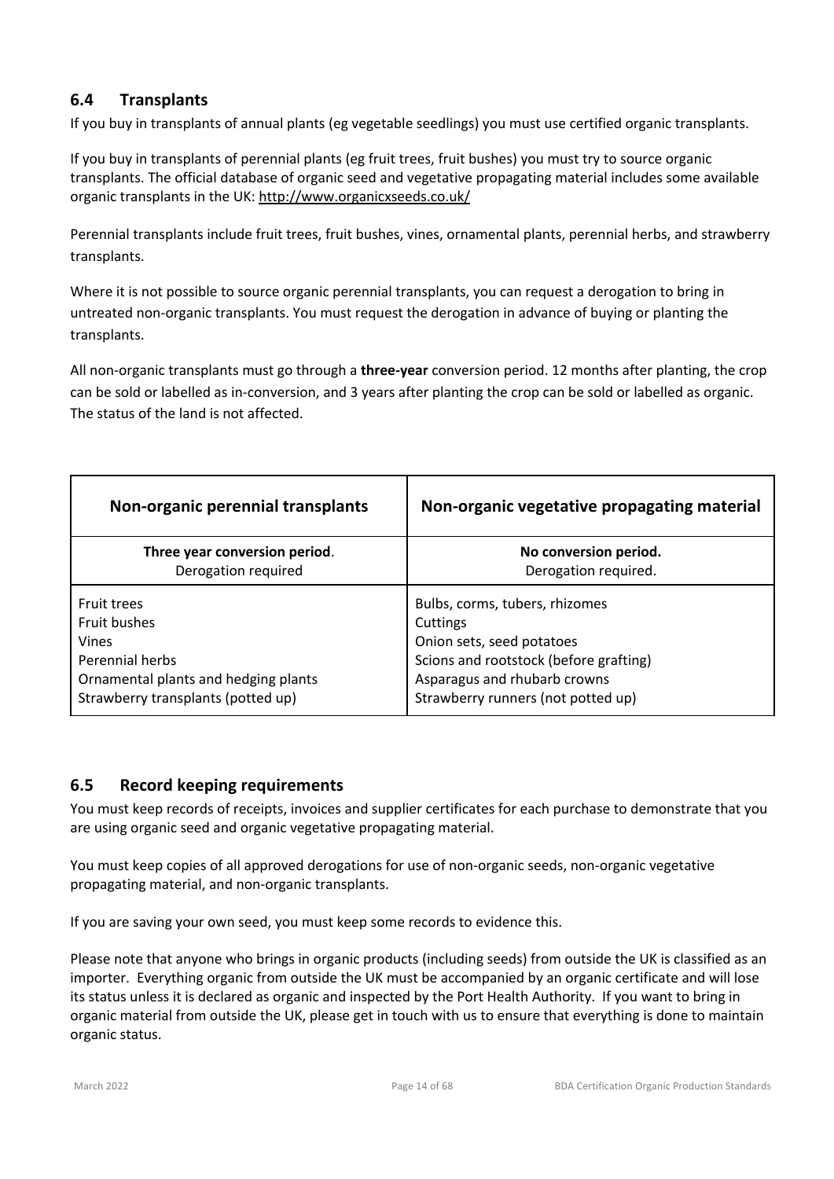## 6.4 Transplants

If you buy in transplants of annual plants (eg vegetable seedlings) you must use certified organic transplants.

If you buy in transplants of perennial plants (eg fruit trees, fruit bushes) you must try to source organic transplants. The official database of organic seed and vegetative propagating material includes some available organic transplants in the UK: http://www.organicxseeds.co.uk/

Perennial transplants include fruit trees, fruit bushes, vines, ornamental plants, perennial herbs, and strawberry transplants.

Where it is not possible to source organic perennial transplants, you can request a derogation to bring in untreated non-organic transplants. You must request the derogation in advance of buying or planting the transplants.

All non-organic transplants must go through a **three-year** conversion period. 12 months after planting, the crop can be sold or labelled as in-conversion, and 3 years after planting the crop can be sold or labelled as organic. The status of the land is not affected.

| Non-organic perennial transplants | Non-organic vegetative propagating material |
|---|---|
| **Three year conversion period**.<br>Derogation required | **No conversion period.**<br>Derogation required. |
| Fruit trees<br>Fruit bushes<br>Vines<br>Perennial herbs<br>Ornamental plants and hedging plants<br>Strawberry transplants (potted up) | Bulbs, corms, tubers, rhizomes<br>Cuttings<br>Onion sets, seed potatoes<br>Scions and rootstock (before grafting)<br>Asparagus and rhubarb crowns<br>Strawberry runners (not potted up) |

## 6.5 Record keeping requirements

You must keep records of receipts, invoices and supplier certificates for each purchase to demonstrate that you are using organic seed and organic vegetative propagating material.

You must keep copies of all approved derogations for use of non-organic seeds, non-organic vegetative propagating material, and non-organic transplants.

If you are saving your own seed, you must keep some records to evidence this.

Please note that anyone who brings in organic products (including seeds) from outside the UK is classified as an importer. Everything organic from outside the UK must be accompanied by an organic certificate and will lose its status unless it is declared as organic and inspected by the Port Health Authority. If you want to bring in organic material from outside the UK, please get in touch with us to ensure that everything is done to maintain organic status.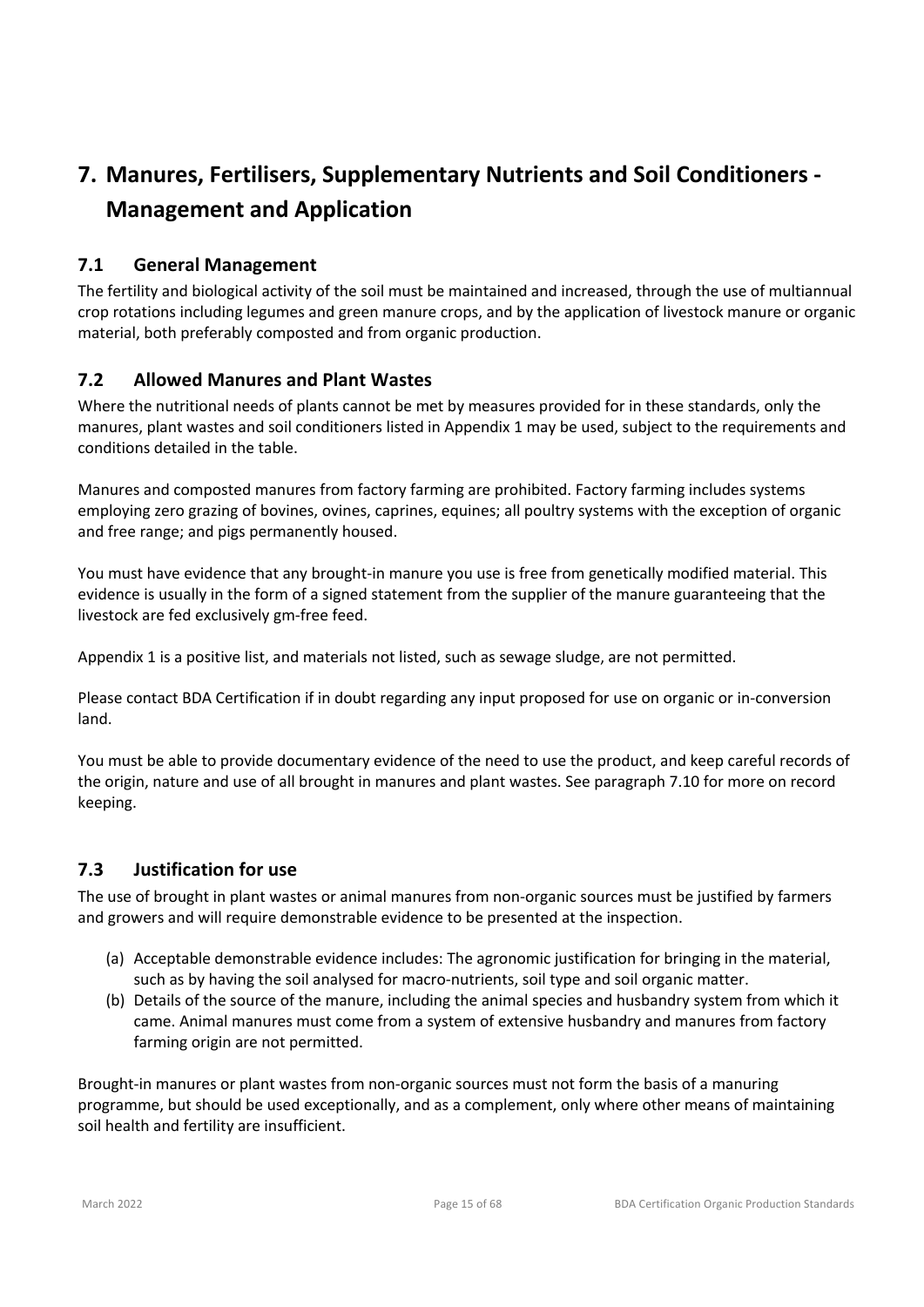# 7. Manures, Fertilisers, Supplementary Nutrients and Soil Conditioners - Management and Application

## 7.1 General Management

The fertility and biological activity of the soil must be maintained and increased, through the use of multiannual crop rotations including legumes and green manure crops, and by the application of livestock manure or organic material, both preferably composted and from organic production.

## 7.2 Allowed Manures and Plant Wastes

Where the nutritional needs of plants cannot be met by measures provided for in these standards, only the manures, plant wastes and soil conditioners listed in Appendix 1 may be used, subject to the requirements and conditions detailed in the table.

Manures and composted manures from factory farming are prohibited. Factory farming includes systems employing zero grazing of bovines, ovines, caprines, equines; all poultry systems with the exception of organic and free range; and pigs permanently housed.

You must have evidence that any brought-in manure you use is free from genetically modified material. This evidence is usually in the form of a signed statement from the supplier of the manure guaranteeing that the livestock are fed exclusively gm-free feed.

Appendix 1 is a positive list, and materials not listed, such as sewage sludge, are not permitted.

Please contact BDA Certification if in doubt regarding any input proposed for use on organic or in-conversion land.

You must be able to provide documentary evidence of the need to use the product, and keep careful records of the origin, nature and use of all brought in manures and plant wastes. See paragraph 7.10 for more on record keeping.

## 7.3 Justification for use

The use of brought in plant wastes or animal manures from non-organic sources must be justified by farmers and growers and will require demonstrable evidence to be presented at the inspection.

(a) Acceptable demonstrable evidence includes: The agronomic justification for bringing in the material, such as by having the soil analysed for macro-nutrients, soil type and soil organic matter.

(b) Details of the source of the manure, including the animal species and husbandry system from which it came. Animal manures must come from a system of extensive husbandry and manures from factory farming origin are not permitted.

Brought-in manures or plant wastes from non-organic sources must not form the basis of a manuring programme, but should be used exceptionally, and as a complement, only where other means of maintaining soil health and fertility are insufficient.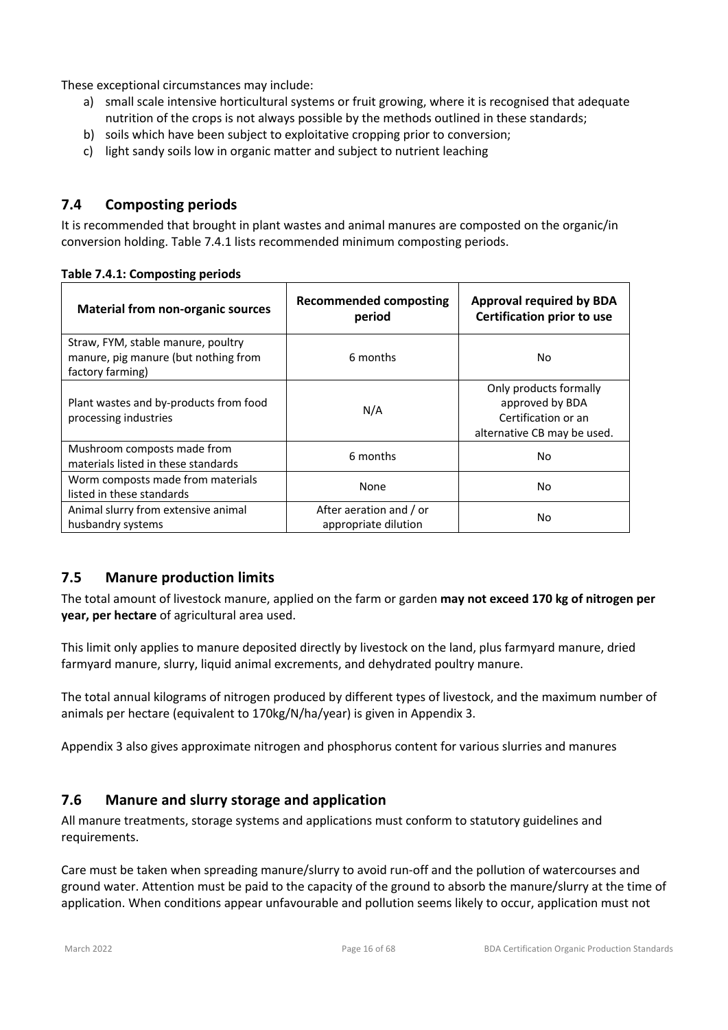These exceptional circumstances may include:

a) small scale intensive horticultural systems or fruit growing, where it is recognised that adequate nutrition of the crops is not always possible by the methods outlined in these standards;
b) soils which have been subject to exploitative cropping prior to conversion;
c) light sandy soils low in organic matter and subject to nutrient leaching

## 7.4 Composting periods

It is recommended that brought in plant wastes and animal manures are composted on the organic/in conversion holding. Table 7.4.1 lists recommended minimum composting periods.

**Table 7.4.1: Composting periods**

| Material from non-organic sources | Recommended composting period | Approval required by BDA Certification prior to use |
|---|---|---|
| Straw, FYM, stable manure, poultry manure, pig manure (but nothing from factory farming) | 6 months | No |
| Plant wastes and by-products from food processing industries | N/A | Only products formally approved by BDA Certification or an alternative CB may be used. |
| Mushroom composts made from materials listed in these standards | 6 months | No |
| Worm composts made from materials listed in these standards | None | No |
| Animal slurry from extensive animal husbandry systems | After aeration and / or appropriate dilution | No |

## 7.5 Manure production limits

The total amount of livestock manure, applied on the farm or garden **may not exceed 170 kg of nitrogen per year, per hectare** of agricultural area used.

This limit only applies to manure deposited directly by livestock on the land, plus farmyard manure, dried farmyard manure, slurry, liquid animal excrements, and dehydrated poultry manure.

The total annual kilograms of nitrogen produced by different types of livestock, and the maximum number of animals per hectare (equivalent to 170kg/N/ha/year) is given in Appendix 3.

Appendix 3 also gives approximate nitrogen and phosphorus content for various slurries and manures

## 7.6 Manure and slurry storage and application

All manure treatments, storage systems and applications must conform to statutory guidelines and requirements.

Care must be taken when spreading manure/slurry to avoid run-off and the pollution of watercourses and ground water. Attention must be paid to the capacity of the ground to absorb the manure/slurry at the time of application. When conditions appear unfavourable and pollution seems likely to occur, application must not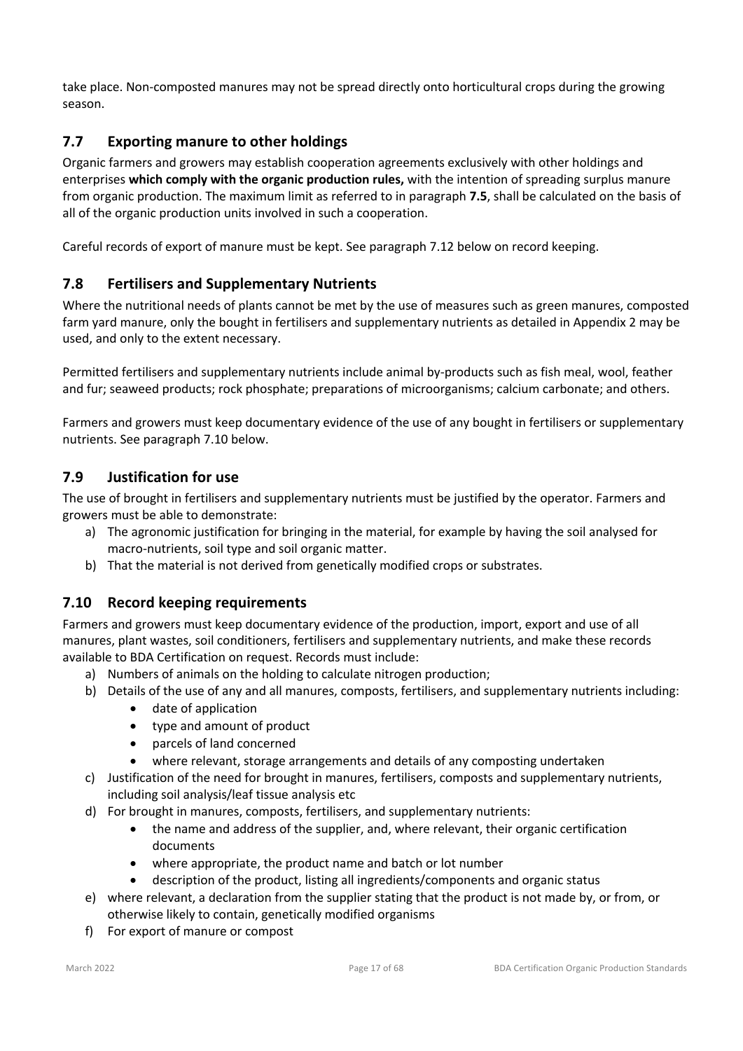take place. Non-composted manures may not be spread directly onto horticultural crops during the growing season.

## 7.7 Exporting manure to other holdings

Organic farmers and growers may establish cooperation agreements exclusively with other holdings and enterprises **which comply with the organic production rules,** with the intention of spreading surplus manure from organic production. The maximum limit as referred to in paragraph **7.5**, shall be calculated on the basis of all of the organic production units involved in such a cooperation.

Careful records of export of manure must be kept. See paragraph 7.12 below on record keeping.

## 7.8 Fertilisers and Supplementary Nutrients

Where the nutritional needs of plants cannot be met by the use of measures such as green manures, composted farm yard manure, only the bought in fertilisers and supplementary nutrients as detailed in Appendix 2 may be used, and only to the extent necessary.

Permitted fertilisers and supplementary nutrients include animal by-products such as fish meal, wool, feather and fur; seaweed products; rock phosphate; preparations of microorganisms; calcium carbonate; and others.

Farmers and growers must keep documentary evidence of the use of any bought in fertilisers or supplementary nutrients. See paragraph 7.10 below.

## 7.9 Justification for use

The use of brought in fertilisers and supplementary nutrients must be justified by the operator. Farmers and growers must be able to demonstrate:

a) The agronomic justification for bringing in the material, for example by having the soil analysed for macro-nutrients, soil type and soil organic matter.
b) That the material is not derived from genetically modified crops or substrates.

## 7.10 Record keeping requirements

Farmers and growers must keep documentary evidence of the production, import, export and use of all manures, plant wastes, soil conditioners, fertilisers and supplementary nutrients, and make these records available to BDA Certification on request. Records must include:

a) Numbers of animals on the holding to calculate nitrogen production;
b) Details of the use of any and all manures, composts, fertilisers, and supplementary nutrients including:
    - date of application
    - type and amount of product
    - parcels of land concerned
    - where relevant, storage arrangements and details of any composting undertaken
c) Justification of the need for brought in manures, fertilisers, composts and supplementary nutrients, including soil analysis/leaf tissue analysis etc
d) For brought in manures, composts, fertilisers, and supplementary nutrients:
    - the name and address of the supplier, and, where relevant, their organic certification documents
    - where appropriate, the product name and batch or lot number
    - description of the product, listing all ingredients/components and organic status
e) where relevant, a declaration from the supplier stating that the product is not made by, or from, or otherwise likely to contain, genetically modified organisms
f) For export of manure or compost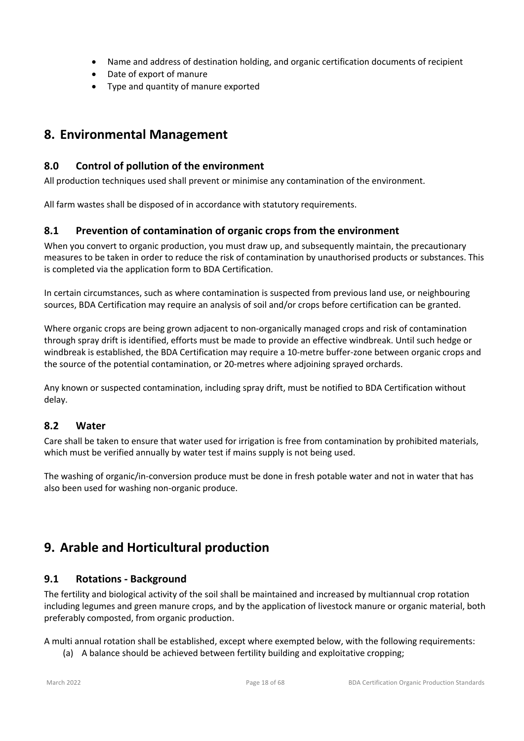- Name and address of destination holding, and organic certification documents of recipient
- Date of export of manure
- Type and quantity of manure exported

# 8. Environmental Management

## 8.0 Control of pollution of the environment

All production techniques used shall prevent or minimise any contamination of the environment.

All farm wastes shall be disposed of in accordance with statutory requirements.

## 8.1 Prevention of contamination of organic crops from the environment

When you convert to organic production, you must draw up, and subsequently maintain, the precautionary measures to be taken in order to reduce the risk of contamination by unauthorised products or substances. This is completed via the application form to BDA Certification.

In certain circumstances, such as where contamination is suspected from previous land use, or neighbouring sources, BDA Certification may require an analysis of soil and/or crops before certification can be granted.

Where organic crops are being grown adjacent to non-organically managed crops and risk of contamination through spray drift is identified, efforts must be made to provide an effective windbreak. Until such hedge or windbreak is established, the BDA Certification may require a 10-metre buffer-zone between organic crops and the source of the potential contamination, or 20-metres where adjoining sprayed orchards.

Any known or suspected contamination, including spray drift, must be notified to BDA Certification without delay.

## 8.2 Water

Care shall be taken to ensure that water used for irrigation is free from contamination by prohibited materials, which must be verified annually by water test if mains supply is not being used.

The washing of organic/in-conversion produce must be done in fresh potable water and not in water that has also been used for washing non-organic produce.

# 9. Arable and Horticultural production

## 9.1 Rotations - Background

The fertility and biological activity of the soil shall be maintained and increased by multiannual crop rotation including legumes and green manure crops, and by the application of livestock manure or organic material, both preferably composted, from organic production.

A multi annual rotation shall be established, except where exempted below, with the following requirements:

(a) A balance should be achieved between fertility building and exploitative cropping;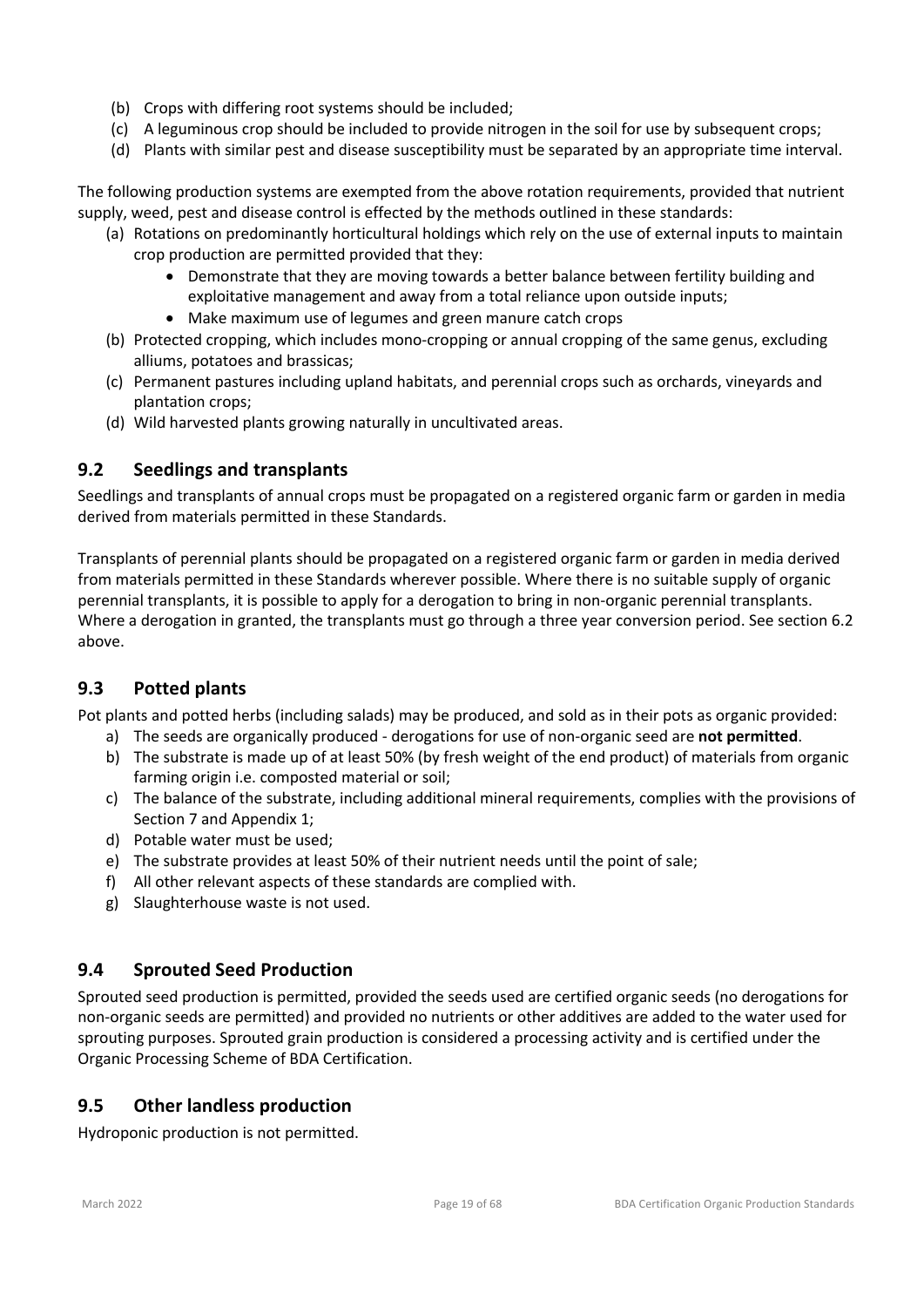(b) Crops with differing root systems should be included;
(c) A leguminous crop should be included to provide nitrogen in the soil for use by subsequent crops;
(d) Plants with similar pest and disease susceptibility must be separated by an appropriate time interval.

The following production systems are exempted from the above rotation requirements, provided that nutrient supply, weed, pest and disease control is effected by the methods outlined in these standards:

(a) Rotations on predominantly horticultural holdings which rely on the use of external inputs to maintain crop production are permitted provided that they:
    - Demonstrate that they are moving towards a better balance between fertility building and exploitative management and away from a total reliance upon outside inputs;
    - Make maximum use of legumes and green manure catch crops
(b) Protected cropping, which includes mono-cropping or annual cropping of the same genus, excluding alliums, potatoes and brassicas;
(c) Permanent pastures including upland habitats, and perennial crops such as orchards, vineyards and plantation crops;
(d) Wild harvested plants growing naturally in uncultivated areas.

## 9.2 Seedlings and transplants

Seedlings and transplants of annual crops must be propagated on a registered organic farm or garden in media derived from materials permitted in these Standards.

Transplants of perennial plants should be propagated on a registered organic farm or garden in media derived from materials permitted in these Standards wherever possible. Where there is no suitable supply of organic perennial transplants, it is possible to apply for a derogation to bring in non-organic perennial transplants. Where a derogation in granted, the transplants must go through a three year conversion period. See section 6.2 above.

## 9.3 Potted plants

Pot plants and potted herbs (including salads) may be produced, and sold as in their pots as organic provided:

a) The seeds are organically produced - derogations for use of non-organic seed are **not permitted**.
b) The substrate is made up of at least 50% (by fresh weight of the end product) of materials from organic farming origin i.e. composted material or soil;
c) The balance of the substrate, including additional mineral requirements, complies with the provisions of Section 7 and Appendix 1;
d) Potable water must be used;
e) The substrate provides at least 50% of their nutrient needs until the point of sale;
f) All other relevant aspects of these standards are complied with.
g) Slaughterhouse waste is not used.

## 9.4 Sprouted Seed Production

Sprouted seed production is permitted, provided the seeds used are certified organic seeds (no derogations for non-organic seeds are permitted) and provided no nutrients or other additives are added to the water used for sprouting purposes. Sprouted grain production is considered a processing activity and is certified under the Organic Processing Scheme of BDA Certification.

## 9.5 Other landless production

Hydroponic production is not permitted.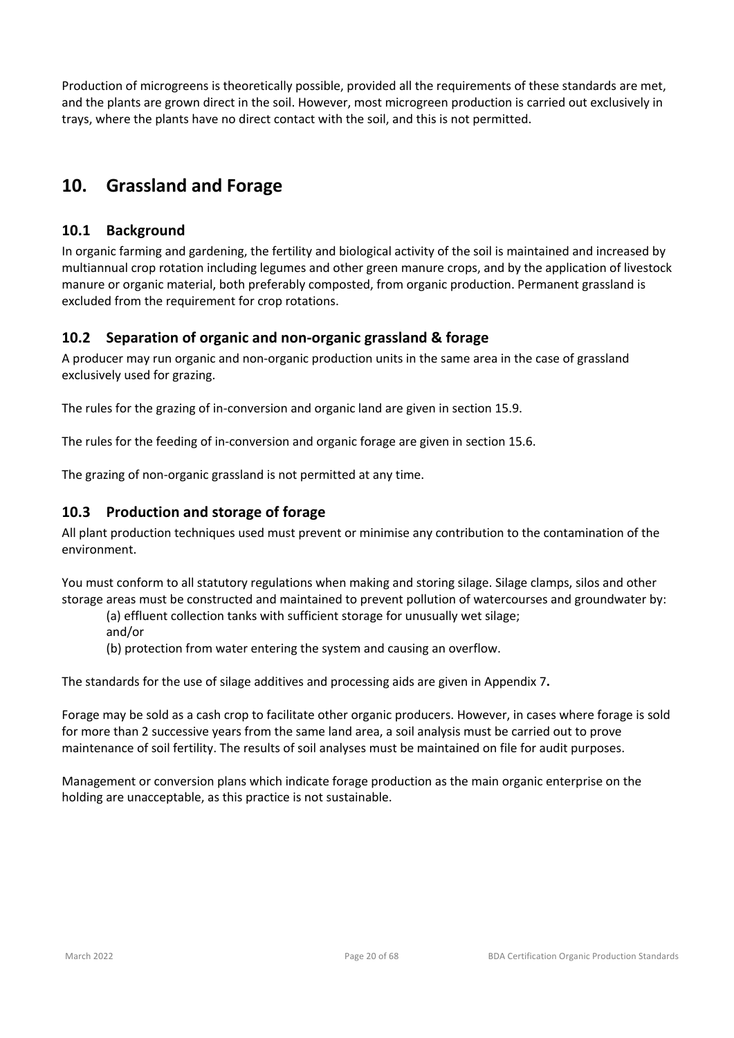Production of microgreens is theoretically possible, provided all the requirements of these standards are met, and the plants are grown direct in the soil. However, most microgreen production is carried out exclusively in trays, where the plants have no direct contact with the soil, and this is not permitted.

# 10. Grassland and Forage

## 10.1 Background

In organic farming and gardening, the fertility and biological activity of the soil is maintained and increased by multiannual crop rotation including legumes and other green manure crops, and by the application of livestock manure or organic material, both preferably composted, from organic production. Permanent grassland is excluded from the requirement for crop rotations.

## 10.2 Separation of organic and non-organic grassland & forage

A producer may run organic and non-organic production units in the same area in the case of grassland exclusively used for grazing.

The rules for the grazing of in-conversion and organic land are given in section 15.9.

The rules for the feeding of in-conversion and organic forage are given in section 15.6.

The grazing of non-organic grassland is not permitted at any time.

## 10.3 Production and storage of forage

All plant production techniques used must prevent or minimise any contribution to the contamination of the environment.

You must conform to all statutory regulations when making and storing silage. Silage clamps, silos and other storage areas must be constructed and maintained to prevent pollution of watercourses and groundwater by:

(a) effluent collection tanks with sufficient storage for unusually wet silage;
and/or
(b) protection from water entering the system and causing an overflow.

The standards for the use of silage additives and processing aids are given in Appendix 7**.**

Forage may be sold as a cash crop to facilitate other organic producers. However, in cases where forage is sold for more than 2 successive years from the same land area, a soil analysis must be carried out to prove maintenance of soil fertility. The results of soil analyses must be maintained on file for audit purposes.

Management or conversion plans which indicate forage production as the main organic enterprise on the holding are unacceptable, as this practice is not sustainable.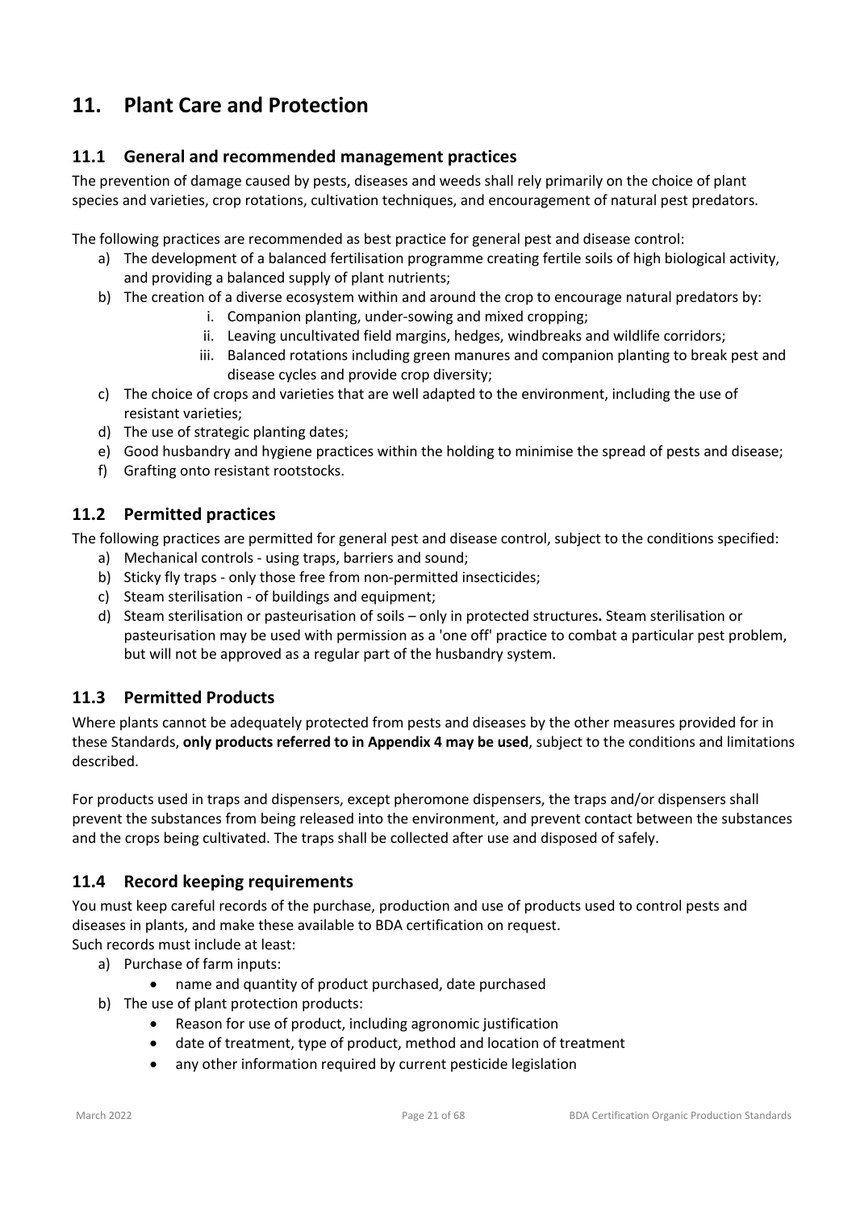# 11. Plant Care and Protection

## 11.1 General and recommended management practices

The prevention of damage caused by pests, diseases and weeds shall rely primarily on the choice of plant species and varieties, crop rotations, cultivation techniques, and encouragement of natural pest predators.

The following practices are recommended as best practice for general pest and disease control:

a) The development of a balanced fertilisation programme creating fertile soils of high biological activity, and providing a balanced supply of plant nutrients;
b) The creation of a diverse ecosystem within and around the crop to encourage natural predators by:
    i. Companion planting, under-sowing and mixed cropping;
    ii. Leaving uncultivated field margins, hedges, windbreaks and wildlife corridors;
    iii. Balanced rotations including green manures and companion planting to break pest and disease cycles and provide crop diversity;
c) The choice of crops and varieties that are well adapted to the environment, including the use of resistant varieties;
d) The use of strategic planting dates;
e) Good husbandry and hygiene practices within the holding to minimise the spread of pests and disease;
f) Grafting onto resistant rootstocks.

## 11.2 Permitted practices

The following practices are permitted for general pest and disease control, subject to the conditions specified:

a) Mechanical controls - using traps, barriers and sound;
b) Sticky fly traps - only those free from non-permitted insecticides;
c) Steam sterilisation - of buildings and equipment;
d) Steam sterilisation or pasteurisation of soils – only in protected structures**.** Steam sterilisation or pasteurisation may be used with permission as a 'one off' practice to combat a particular pest problem, but will not be approved as a regular part of the husbandry system.

## 11.3 Permitted Products

Where plants cannot be adequately protected from pests and diseases by the other measures provided for in these Standards, **only products referred to in Appendix 4 may be used**, subject to the conditions and limitations described.

For products used in traps and dispensers, except pheromone dispensers, the traps and/or dispensers shall prevent the substances from being released into the environment, and prevent contact between the substances and the crops being cultivated. The traps shall be collected after use and disposed of safely.

## 11.4 Record keeping requirements

You must keep careful records of the purchase, production and use of products used to control pests and diseases in plants, and make these available to BDA certification on request.
Such records must include at least:

a) Purchase of farm inputs:
    - name and quantity of product purchased, date purchased
b) The use of plant protection products:
    - Reason for use of product, including agronomic justification
    - date of treatment, type of product, method and location of treatment
    - any other information required by current pesticide legislation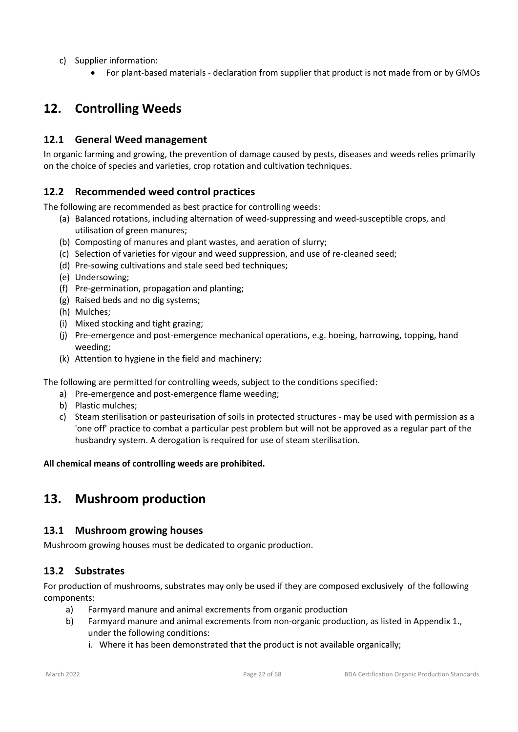c) Supplier information:
    - For plant-based materials - declaration from supplier that product is not made from or by GMOs

## 12. Controlling Weeds

### 12.1 General Weed management

In organic farming and growing, the prevention of damage caused by pests, diseases and weeds relies primarily on the choice of species and varieties, crop rotation and cultivation techniques.

### 12.2 Recommended weed control practices

The following are recommended as best practice for controlling weeds:

(a) Balanced rotations, including alternation of weed-suppressing and weed-susceptible crops, and utilisation of green manures;
(b) Composting of manures and plant wastes, and aeration of slurry;
(c) Selection of varieties for vigour and weed suppression, and use of re-cleaned seed;
(d) Pre-sowing cultivations and stale seed bed techniques;
(e) Undersowing;
(f) Pre-germination, propagation and planting;
(g) Raised beds and no dig systems;
(h) Mulches;
(i) Mixed stocking and tight grazing;
(j) Pre-emergence and post-emergence mechanical operations, e.g. hoeing, harrowing, topping, hand weeding;
(k) Attention to hygiene in the field and machinery;

The following are permitted for controlling weeds, subject to the conditions specified:

a) Pre-emergence and post-emergence flame weeding;
b) Plastic mulches;
c) Steam sterilisation or pasteurisation of soils in protected structures - may be used with permission as a 'one off' practice to combat a particular pest problem but will not be approved as a regular part of the husbandry system. A derogation is required for use of steam sterilisation.

**All chemical means of controlling weeds are prohibited.**

## 13. Mushroom production

### 13.1 Mushroom growing houses

Mushroom growing houses must be dedicated to organic production.

### 13.2 Substrates

For production of mushrooms, substrates may only be used if they are composed exclusively of the following components:

a) Farmyard manure and animal excrements from organic production
b) Farmyard manure and animal excrements from non-organic production, as listed in Appendix 1., under the following conditions:
    i. Where it has been demonstrated that the product is not available organically;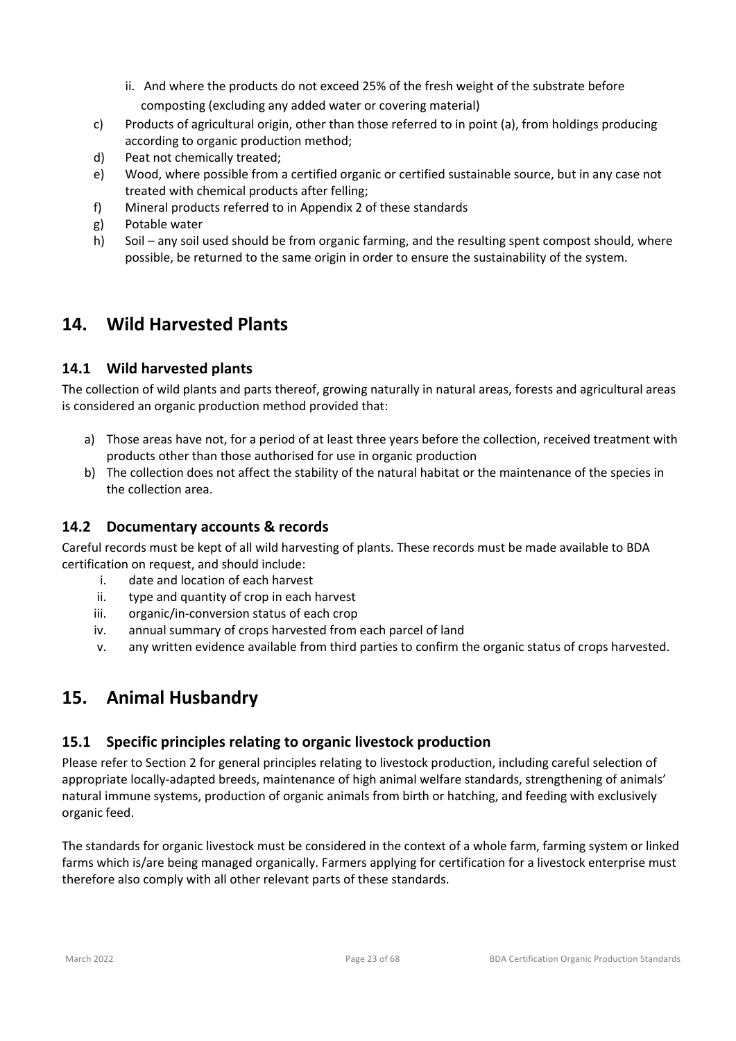ii. And where the products do not exceed 25% of the fresh weight of the substrate before composting (excluding any added water or covering material)

c) Products of agricultural origin, other than those referred to in point (a), from holdings producing according to organic production method;
d) Peat not chemically treated;
e) Wood, where possible from a certified organic or certified sustainable source, but in any case not treated with chemical products after felling;
f) Mineral products referred to in Appendix 2 of these standards
g) Potable water
h) Soil – any soil used should be from organic farming, and the resulting spent compost should, where possible, be returned to the same origin in order to ensure the sustainability of the system.

# 14. Wild Harvested Plants

## 14.1 Wild harvested plants

The collection of wild plants and parts thereof, growing naturally in natural areas, forests and agricultural areas is considered an organic production method provided that:

a) Those areas have not, for a period of at least three years before the collection, received treatment with products other than those authorised for use in organic production
b) The collection does not affect the stability of the natural habitat or the maintenance of the species in the collection area.

## 14.2 Documentary accounts & records

Careful records must be kept of all wild harvesting of plants. These records must be made available to BDA certification on request, and should include:

i. date and location of each harvest
ii. type and quantity of crop in each harvest
iii. organic/in-conversion status of each crop
iv. annual summary of crops harvested from each parcel of land
v. any written evidence available from third parties to confirm the organic status of crops harvested.

# 15. Animal Husbandry

## 15.1 Specific principles relating to organic livestock production

Please refer to Section 2 for general principles relating to livestock production, including careful selection of appropriate locally-adapted breeds, maintenance of high animal welfare standards, strengthening of animals' natural immune systems, production of organic animals from birth or hatching, and feeding with exclusively organic feed.

The standards for organic livestock must be considered in the context of a whole farm, farming system or linked farms which is/are being managed organically. Farmers applying for certification for a livestock enterprise must therefore also comply with all other relevant parts of these standards.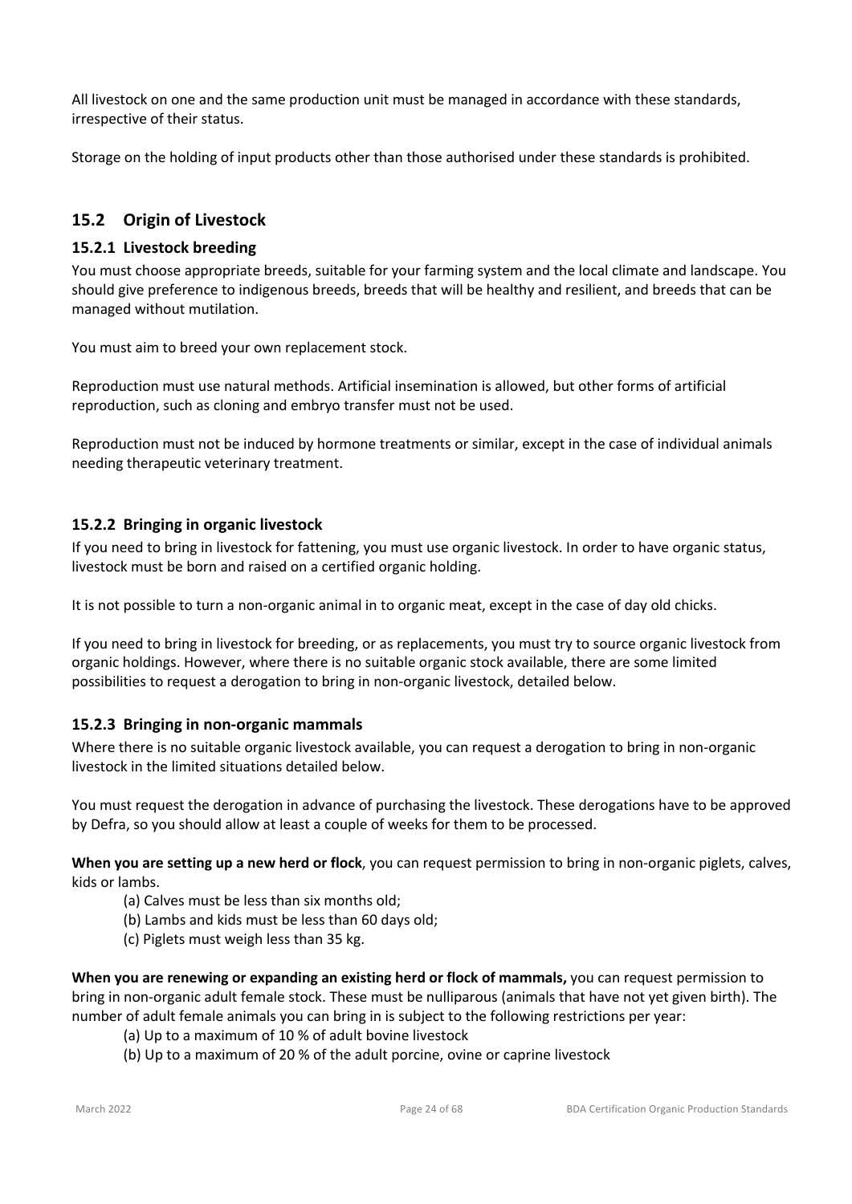All livestock on one and the same production unit must be managed in accordance with these standards, irrespective of their status.

Storage on the holding of input products other than those authorised under these standards is prohibited.

## 15.2 Origin of Livestock

### 15.2.1 Livestock breeding

You must choose appropriate breeds, suitable for your farming system and the local climate and landscape. You should give preference to indigenous breeds, breeds that will be healthy and resilient, and breeds that can be managed without mutilation.

You must aim to breed your own replacement stock.

Reproduction must use natural methods. Artificial insemination is allowed, but other forms of artificial reproduction, such as cloning and embryo transfer must not be used.

Reproduction must not be induced by hormone treatments or similar, except in the case of individual animals needing therapeutic veterinary treatment.

### 15.2.2 Bringing in organic livestock

If you need to bring in livestock for fattening, you must use organic livestock. In order to have organic status, livestock must be born and raised on a certified organic holding.

It is not possible to turn a non-organic animal in to organic meat, except in the case of day old chicks.

If you need to bring in livestock for breeding, or as replacements, you must try to source organic livestock from organic holdings. However, where there is no suitable organic stock available, there are some limited possibilities to request a derogation to bring in non-organic livestock, detailed below.

### 15.2.3 Bringing in non-organic mammals

Where there is no suitable organic livestock available, you can request a derogation to bring in non-organic livestock in the limited situations detailed below.

You must request the derogation in advance of purchasing the livestock. These derogations have to be approved by Defra, so you should allow at least a couple of weeks for them to be processed.

**When you are setting up a new herd or flock**, you can request permission to bring in non-organic piglets, calves, kids or lambs.

- (a) Calves must be less than six months old;
- (b) Lambs and kids must be less than 60 days old;
- (c) Piglets must weigh less than 35 kg.

**When you are renewing or expanding an existing herd or flock of mammals,** you can request permission to bring in non-organic adult female stock. These must be nulliparous (animals that have not yet given birth). The number of adult female animals you can bring in is subject to the following restrictions per year:

- (a) Up to a maximum of 10 % of adult bovine livestock
- (b) Up to a maximum of 20 % of the adult porcine, ovine or caprine livestock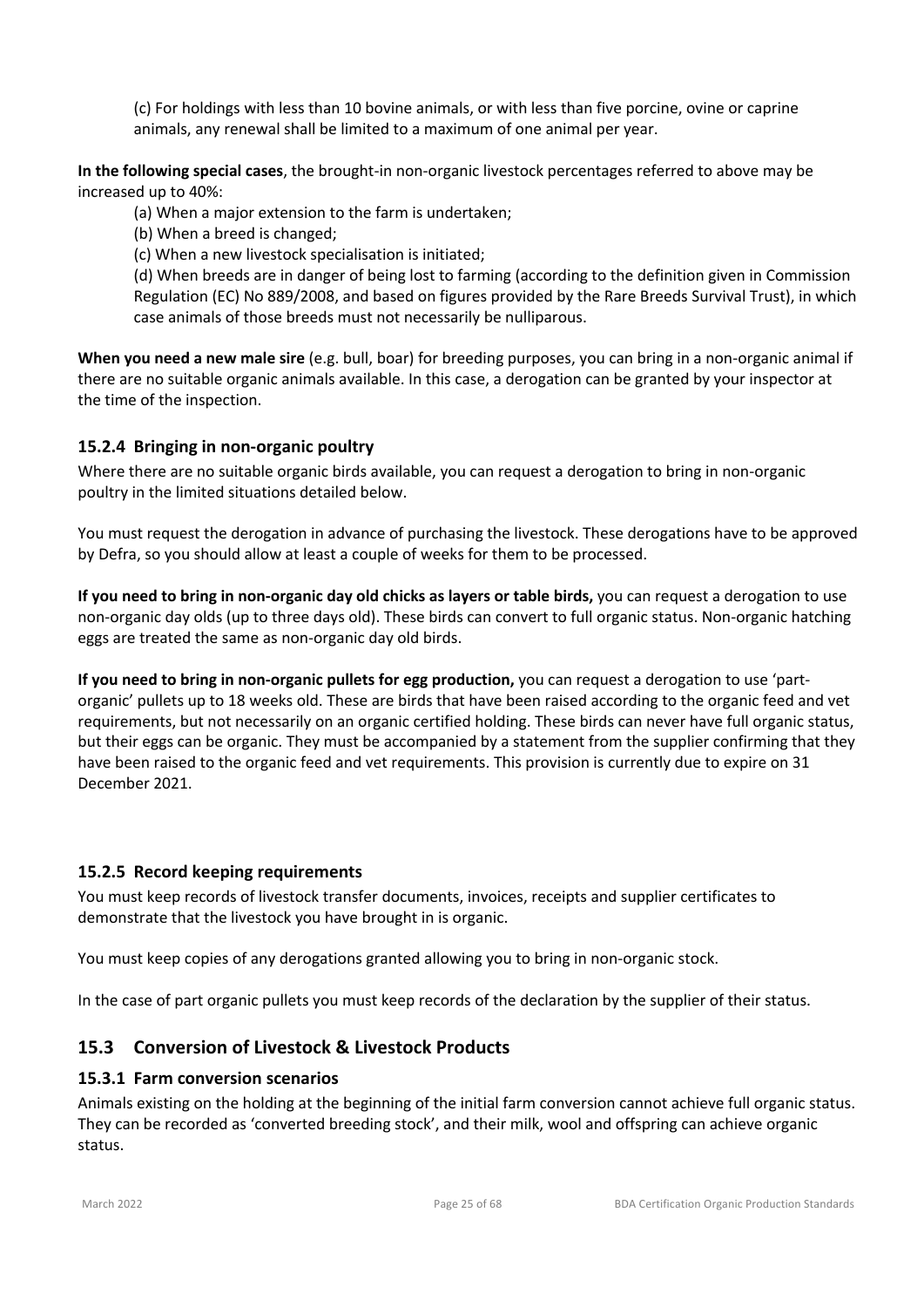(c) For holdings with less than 10 bovine animals, or with less than five porcine, ovine or caprine animals, any renewal shall be limited to a maximum of one animal per year.

**In the following special cases**, the brought-in non-organic livestock percentages referred to above may be increased up to 40%:

(a) When a major extension to the farm is undertaken;

(b) When a breed is changed;

(c) When a new livestock specialisation is initiated;

(d) When breeds are in danger of being lost to farming (according to the definition given in Commission Regulation (EC) No 889/2008, and based on figures provided by the Rare Breeds Survival Trust), in which case animals of those breeds must not necessarily be nulliparous.

**When you need a new male sire** (e.g. bull, boar) for breeding purposes, you can bring in a non-organic animal if there are no suitable organic animals available. In this case, a derogation can be granted by your inspector at the time of the inspection.

### 15.2.4 Bringing in non-organic poultry

Where there are no suitable organic birds available, you can request a derogation to bring in non-organic poultry in the limited situations detailed below.

You must request the derogation in advance of purchasing the livestock. These derogations have to be approved by Defra, so you should allow at least a couple of weeks for them to be processed.

**If you need to bring in non-organic day old chicks as layers or table birds,** you can request a derogation to use non-organic day olds (up to three days old). These birds can convert to full organic status. Non-organic hatching eggs are treated the same as non-organic day old birds.

**If you need to bring in non-organic pullets for egg production,** you can request a derogation to use 'part-organic' pullets up to 18 weeks old. These are birds that have been raised according to the organic feed and vet requirements, but not necessarily on an organic certified holding. These birds can never have full organic status, but their eggs can be organic. They must be accompanied by a statement from the supplier confirming that they have been raised to the organic feed and vet requirements. This provision is currently due to expire on 31 December 2021.

### 15.2.5 Record keeping requirements

You must keep records of livestock transfer documents, invoices, receipts and supplier certificates to demonstrate that the livestock you have brought in is organic.

You must keep copies of any derogations granted allowing you to bring in non-organic stock.

In the case of part organic pullets you must keep records of the declaration by the supplier of their status.

## 15.3 Conversion of Livestock & Livestock Products

### 15.3.1 Farm conversion scenarios

Animals existing on the holding at the beginning of the initial farm conversion cannot achieve full organic status. They can be recorded as 'converted breeding stock', and their milk, wool and offspring can achieve organic status.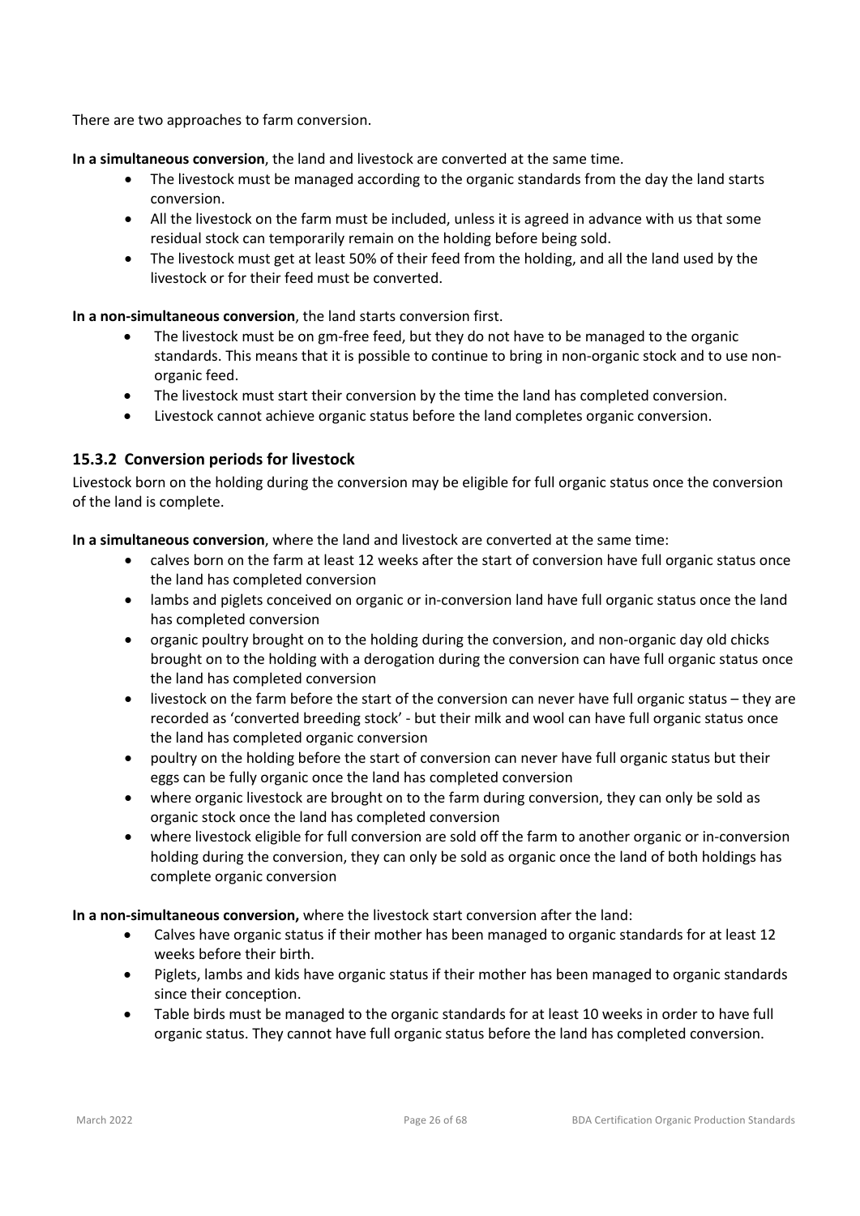There are two approaches to farm conversion.

**In a simultaneous conversion**, the land and livestock are converted at the same time.

- The livestock must be managed according to the organic standards from the day the land starts conversion.
- All the livestock on the farm must be included, unless it is agreed in advance with us that some residual stock can temporarily remain on the holding before being sold.
- The livestock must get at least 50% of their feed from the holding, and all the land used by the livestock or for their feed must be converted.

**In a non-simultaneous conversion**, the land starts conversion first.

- The livestock must be on gm-free feed, but they do not have to be managed to the organic standards. This means that it is possible to continue to bring in non-organic stock and to use non-organic feed.
- The livestock must start their conversion by the time the land has completed conversion.
- Livestock cannot achieve organic status before the land completes organic conversion.

### 15.3.2 Conversion periods for livestock

Livestock born on the holding during the conversion may be eligible for full organic status once the conversion of the land is complete.

**In a simultaneous conversion**, where the land and livestock are converted at the same time:

- calves born on the farm at least 12 weeks after the start of conversion have full organic status once the land has completed conversion
- lambs and piglets conceived on organic or in-conversion land have full organic status once the land has completed conversion
- organic poultry brought on to the holding during the conversion, and non-organic day old chicks brought on to the holding with a derogation during the conversion can have full organic status once the land has completed conversion
- livestock on the farm before the start of the conversion can never have full organic status – they are recorded as 'converted breeding stock' - but their milk and wool can have full organic status once the land has completed organic conversion
- poultry on the holding before the start of conversion can never have full organic status but their eggs can be fully organic once the land has completed conversion
- where organic livestock are brought on to the farm during conversion, they can only be sold as organic stock once the land has completed conversion
- where livestock eligible for full conversion are sold off the farm to another organic or in-conversion holding during the conversion, they can only be sold as organic once the land of both holdings has complete organic conversion

**In a non-simultaneous conversion,** where the livestock start conversion after the land:

- Calves have organic status if their mother has been managed to organic standards for at least 12 weeks before their birth.
- Piglets, lambs and kids have organic status if their mother has been managed to organic standards since their conception.
- Table birds must be managed to the organic standards for at least 10 weeks in order to have full organic status. They cannot have full organic status before the land has completed conversion.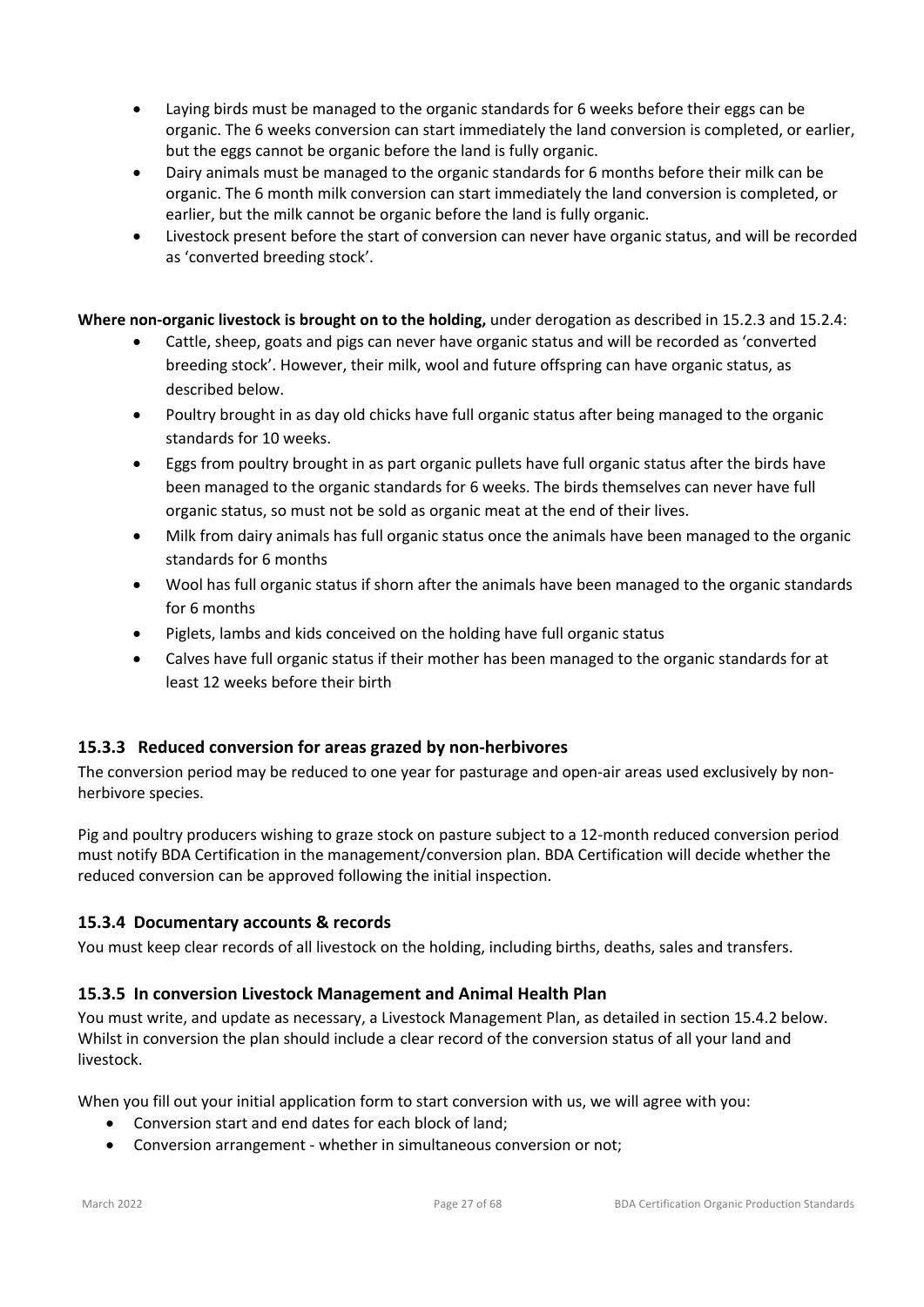- Laying birds must be managed to the organic standards for 6 weeks before their eggs can be organic. The 6 weeks conversion can start immediately the land conversion is completed, or earlier, but the eggs cannot be organic before the land is fully organic.
- Dairy animals must be managed to the organic standards for 6 months before their milk can be organic. The 6 month milk conversion can start immediately the land conversion is completed, or earlier, but the milk cannot be organic before the land is fully organic.
- Livestock present before the start of conversion can never have organic status, and will be recorded as 'converted breeding stock'.

**Where non-organic livestock is brought on to the holding,** under derogation as described in 15.2.3 and 15.2.4:

- Cattle, sheep, goats and pigs can never have organic status and will be recorded as 'converted breeding stock'. However, their milk, wool and future offspring can have organic status, as described below.
- Poultry brought in as day old chicks have full organic status after being managed to the organic standards for 10 weeks.
- Eggs from poultry brought in as part organic pullets have full organic status after the birds have been managed to the organic standards for 6 weeks. The birds themselves can never have full organic status, so must not be sold as organic meat at the end of their lives.
- Milk from dairy animals has full organic status once the animals have been managed to the organic standards for 6 months
- Wool has full organic status if shorn after the animals have been managed to the organic standards for 6 months
- Piglets, lambs and kids conceived on the holding have full organic status
- Calves have full organic status if their mother has been managed to the organic standards for at least 12 weeks before their birth

### 15.3.3 Reduced conversion for areas grazed by non-herbivores

The conversion period may be reduced to one year for pasturage and open-air areas used exclusively by non-herbivore species.

Pig and poultry producers wishing to graze stock on pasture subject to a 12-month reduced conversion period must notify BDA Certification in the management/conversion plan. BDA Certification will decide whether the reduced conversion can be approved following the initial inspection.

### 15.3.4 Documentary accounts & records

You must keep clear records of all livestock on the holding, including births, deaths, sales and transfers.

### 15.3.5 In conversion Livestock Management and Animal Health Plan

You must write, and update as necessary, a Livestock Management Plan, as detailed in section 15.4.2 below. Whilst in conversion the plan should include a clear record of the conversion status of all your land and livestock.

When you fill out your initial application form to start conversion with us, we will agree with you:

- Conversion start and end dates for each block of land;
- Conversion arrangement - whether in simultaneous conversion or not;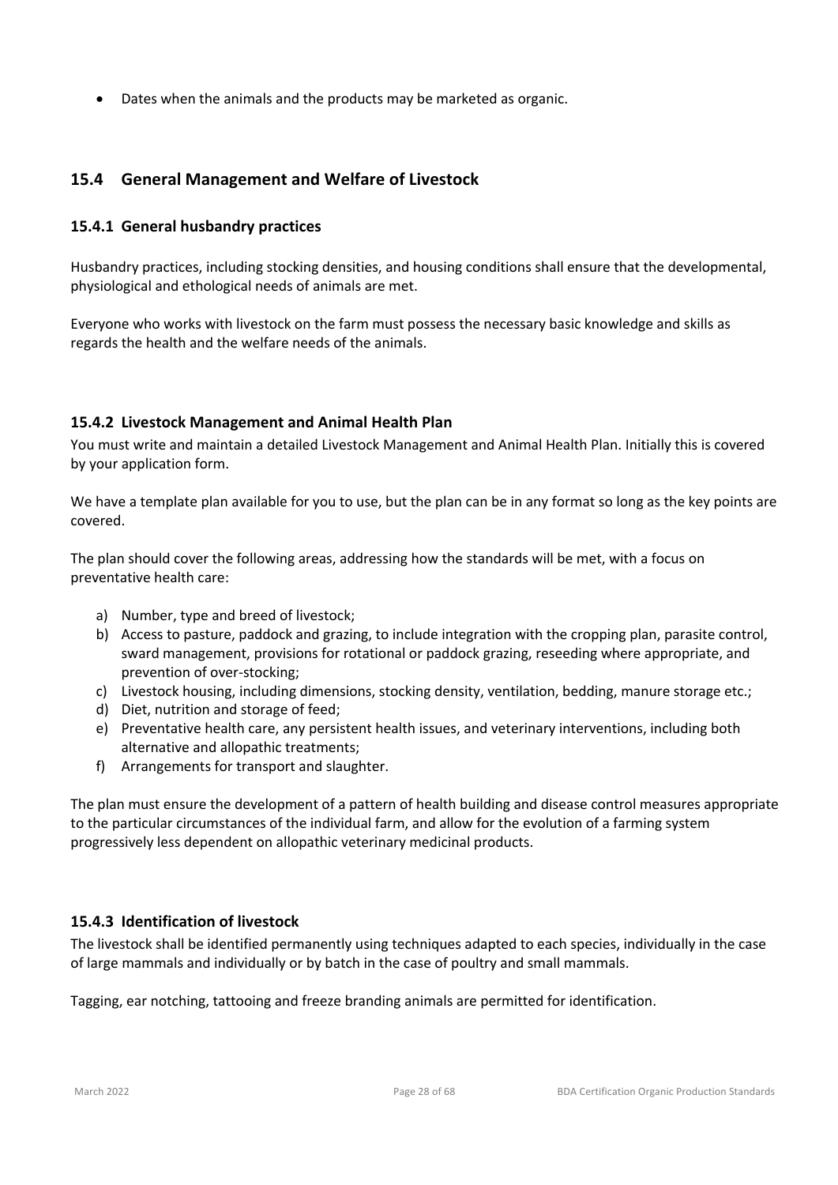- Dates when the animals and the products may be marketed as organic.

## 15.4 General Management and Welfare of Livestock

### 15.4.1 General husbandry practices

Husbandry practices, including stocking densities, and housing conditions shall ensure that the developmental, physiological and ethological needs of animals are met.

Everyone who works with livestock on the farm must possess the necessary basic knowledge and skills as regards the health and the welfare needs of the animals.

### 15.4.2 Livestock Management and Animal Health Plan

You must write and maintain a detailed Livestock Management and Animal Health Plan. Initially this is covered by your application form.

We have a template plan available for you to use, but the plan can be in any format so long as the key points are covered.

The plan should cover the following areas, addressing how the standards will be met, with a focus on preventative health care:

a) Number, type and breed of livestock;
b) Access to pasture, paddock and grazing, to include integration with the cropping plan, parasite control, sward management, provisions for rotational or paddock grazing, reseeding where appropriate, and prevention of over-stocking;
c) Livestock housing, including dimensions, stocking density, ventilation, bedding, manure storage etc.;
d) Diet, nutrition and storage of feed;
e) Preventative health care, any persistent health issues, and veterinary interventions, including both alternative and allopathic treatments;
f) Arrangements for transport and slaughter.

The plan must ensure the development of a pattern of health building and disease control measures appropriate to the particular circumstances of the individual farm, and allow for the evolution of a farming system progressively less dependent on allopathic veterinary medicinal products.

### 15.4.3 Identification of livestock

The livestock shall be identified permanently using techniques adapted to each species, individually in the case of large mammals and individually or by batch in the case of poultry and small mammals.

Tagging, ear notching, tattooing and freeze branding animals are permitted for identification.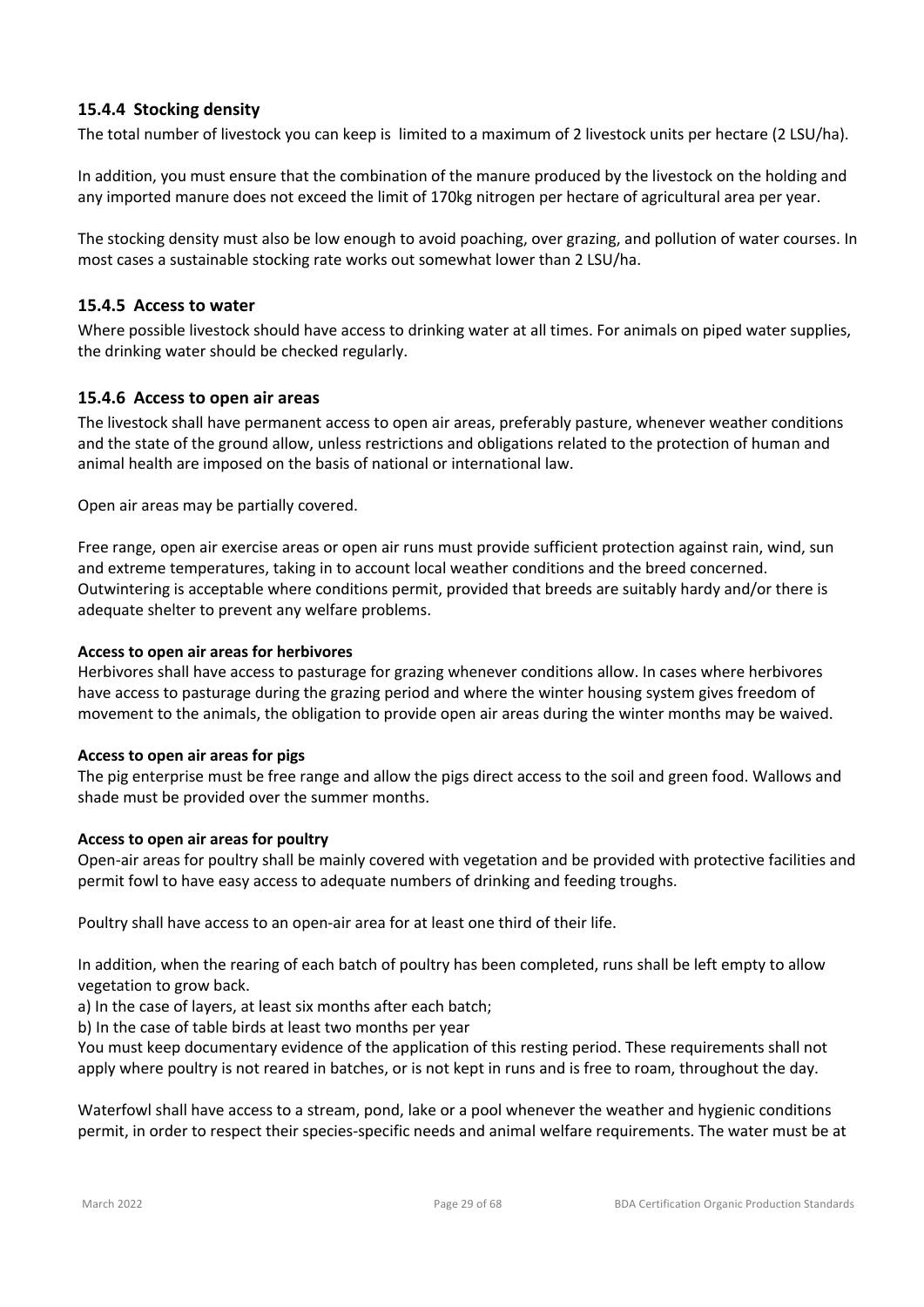### 15.4.4 Stocking density

The total number of livestock you can keep is limited to a maximum of 2 livestock units per hectare (2 LSU/ha).

In addition, you must ensure that the combination of the manure produced by the livestock on the holding and any imported manure does not exceed the limit of 170kg nitrogen per hectare of agricultural area per year.

The stocking density must also be low enough to avoid poaching, over grazing, and pollution of water courses. In most cases a sustainable stocking rate works out somewhat lower than 2 LSU/ha.

### 15.4.5 Access to water

Where possible livestock should have access to drinking water at all times. For animals on piped water supplies, the drinking water should be checked regularly.

### 15.4.6 Access to open air areas

The livestock shall have permanent access to open air areas, preferably pasture, whenever weather conditions and the state of the ground allow, unless restrictions and obligations related to the protection of human and animal health are imposed on the basis of national or international law.

Open air areas may be partially covered.

Free range, open air exercise areas or open air runs must provide sufficient protection against rain, wind, sun and extreme temperatures, taking in to account local weather conditions and the breed concerned. Outwintering is acceptable where conditions permit, provided that breeds are suitably hardy and/or there is adequate shelter to prevent any welfare problems.

**Access to open air areas for herbivores**

Herbivores shall have access to pasturage for grazing whenever conditions allow. In cases where herbivores have access to pasturage during the grazing period and where the winter housing system gives freedom of movement to the animals, the obligation to provide open air areas during the winter months may be waived.

**Access to open air areas for pigs**

The pig enterprise must be free range and allow the pigs direct access to the soil and green food. Wallows and shade must be provided over the summer months.

**Access to open air areas for poultry**

Open-air areas for poultry shall be mainly covered with vegetation and be provided with protective facilities and permit fowl to have easy access to adequate numbers of drinking and feeding troughs.

Poultry shall have access to an open-air area for at least one third of their life.

In addition, when the rearing of each batch of poultry has been completed, runs shall be left empty to allow vegetation to grow back.

a) In the case of layers, at least six months after each batch;

b) In the case of table birds at least two months per year

You must keep documentary evidence of the application of this resting period. These requirements shall not apply where poultry is not reared in batches, or is not kept in runs and is free to roam, throughout the day.

Waterfowl shall have access to a stream, pond, lake or a pool whenever the weather and hygienic conditions permit, in order to respect their species-specific needs and animal welfare requirements. The water must be at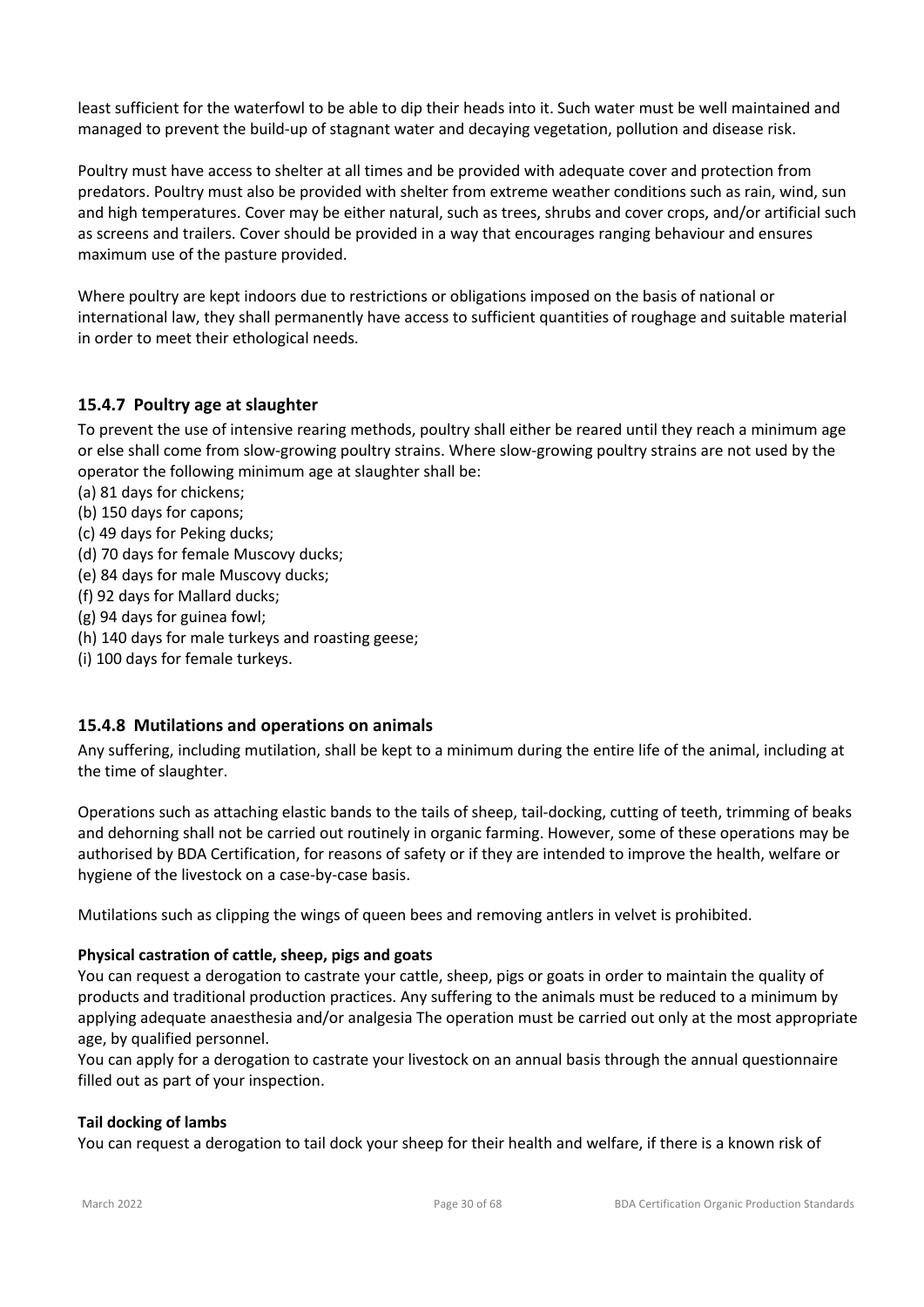least sufficient for the waterfowl to be able to dip their heads into it. Such water must be well maintained and managed to prevent the build-up of stagnant water and decaying vegetation, pollution and disease risk.

Poultry must have access to shelter at all times and be provided with adequate cover and protection from predators. Poultry must also be provided with shelter from extreme weather conditions such as rain, wind, sun and high temperatures. Cover may be either natural, such as trees, shrubs and cover crops, and/or artificial such as screens and trailers. Cover should be provided in a way that encourages ranging behaviour and ensures maximum use of the pasture provided.

Where poultry are kept indoors due to restrictions or obligations imposed on the basis of national or international law, they shall permanently have access to sufficient quantities of roughage and suitable material in order to meet their ethological needs.

### 15.4.7 Poultry age at slaughter

To prevent the use of intensive rearing methods, poultry shall either be reared until they reach a minimum age or else shall come from slow-growing poultry strains. Where slow-growing poultry strains are not used by the operator the following minimum age at slaughter shall be:

(a) 81 days for chickens;
(b) 150 days for capons;
(c) 49 days for Peking ducks;
(d) 70 days for female Muscovy ducks;
(e) 84 days for male Muscovy ducks;
(f) 92 days for Mallard ducks;
(g) 94 days for guinea fowl;
(h) 140 days for male turkeys and roasting geese;
(i) 100 days for female turkeys.

### 15.4.8 Mutilations and operations on animals

Any suffering, including mutilation, shall be kept to a minimum during the entire life of the animal, including at the time of slaughter.

Operations such as attaching elastic bands to the tails of sheep, tail-docking, cutting of teeth, trimming of beaks and dehorning shall not be carried out routinely in organic farming. However, some of these operations may be authorised by BDA Certification, for reasons of safety or if they are intended to improve the health, welfare or hygiene of the livestock on a case-by-case basis.

Mutilations such as clipping the wings of queen bees and removing antlers in velvet is prohibited.

**Physical castration of cattle, sheep, pigs and goats**

You can request a derogation to castrate your cattle, sheep, pigs or goats in order to maintain the quality of products and traditional production practices. Any suffering to the animals must be reduced to a minimum by applying adequate anaesthesia and/or analgesia The operation must be carried out only at the most appropriate age, by qualified personnel.
You can apply for a derogation to castrate your livestock on an annual basis through the annual questionnaire filled out as part of your inspection.

**Tail docking of lambs**

You can request a derogation to tail dock your sheep for their health and welfare, if there is a known risk of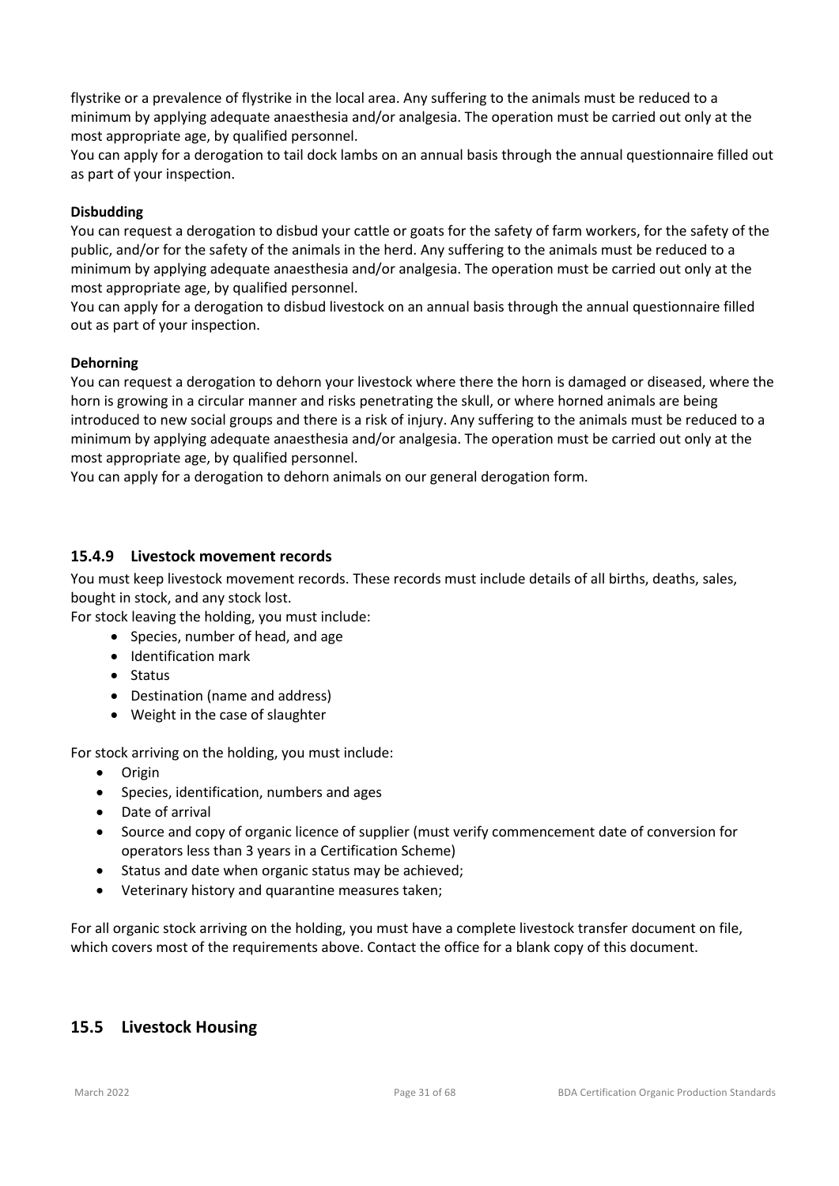flystrike or a prevalence of flystrike in the local area. Any suffering to the animals must be reduced to a minimum by applying adequate anaesthesia and/or analgesia. The operation must be carried out only at the most appropriate age, by qualified personnel.
You can apply for a derogation to tail dock lambs on an annual basis through the annual questionnaire filled out as part of your inspection.

**Disbudding**
You can request a derogation to disbud your cattle or goats for the safety of farm workers, for the safety of the public, and/or for the safety of the animals in the herd. Any suffering to the animals must be reduced to a minimum by applying adequate anaesthesia and/or analgesia. The operation must be carried out only at the most appropriate age, by qualified personnel.
You can apply for a derogation to disbud livestock on an annual basis through the annual questionnaire filled out as part of your inspection.

**Dehorning**
You can request a derogation to dehorn your livestock where there the horn is damaged or diseased, where the horn is growing in a circular manner and risks penetrating the skull, or where horned animals are being introduced to new social groups and there is a risk of injury. Any suffering to the animals must be reduced to a minimum by applying adequate anaesthesia and/or analgesia. The operation must be carried out only at the most appropriate age, by qualified personnel.
You can apply for a derogation to dehorn animals on our general derogation form.

### 15.4.9 Livestock movement records

You must keep livestock movement records. These records must include details of all births, deaths, sales, bought in stock, and any stock lost.
For stock leaving the holding, you must include:

- Species, number of head, and age
- Identification mark
- Status
- Destination (name and address)
- Weight in the case of slaughter

For stock arriving on the holding, you must include:

- Origin
- Species, identification, numbers and ages
- Date of arrival
- Source and copy of organic licence of supplier (must verify commencement date of conversion for operators less than 3 years in a Certification Scheme)
- Status and date when organic status may be achieved;
- Veterinary history and quarantine measures taken;

For all organic stock arriving on the holding, you must have a complete livestock transfer document on file, which covers most of the requirements above. Contact the office for a blank copy of this document.

## 15.5 Livestock Housing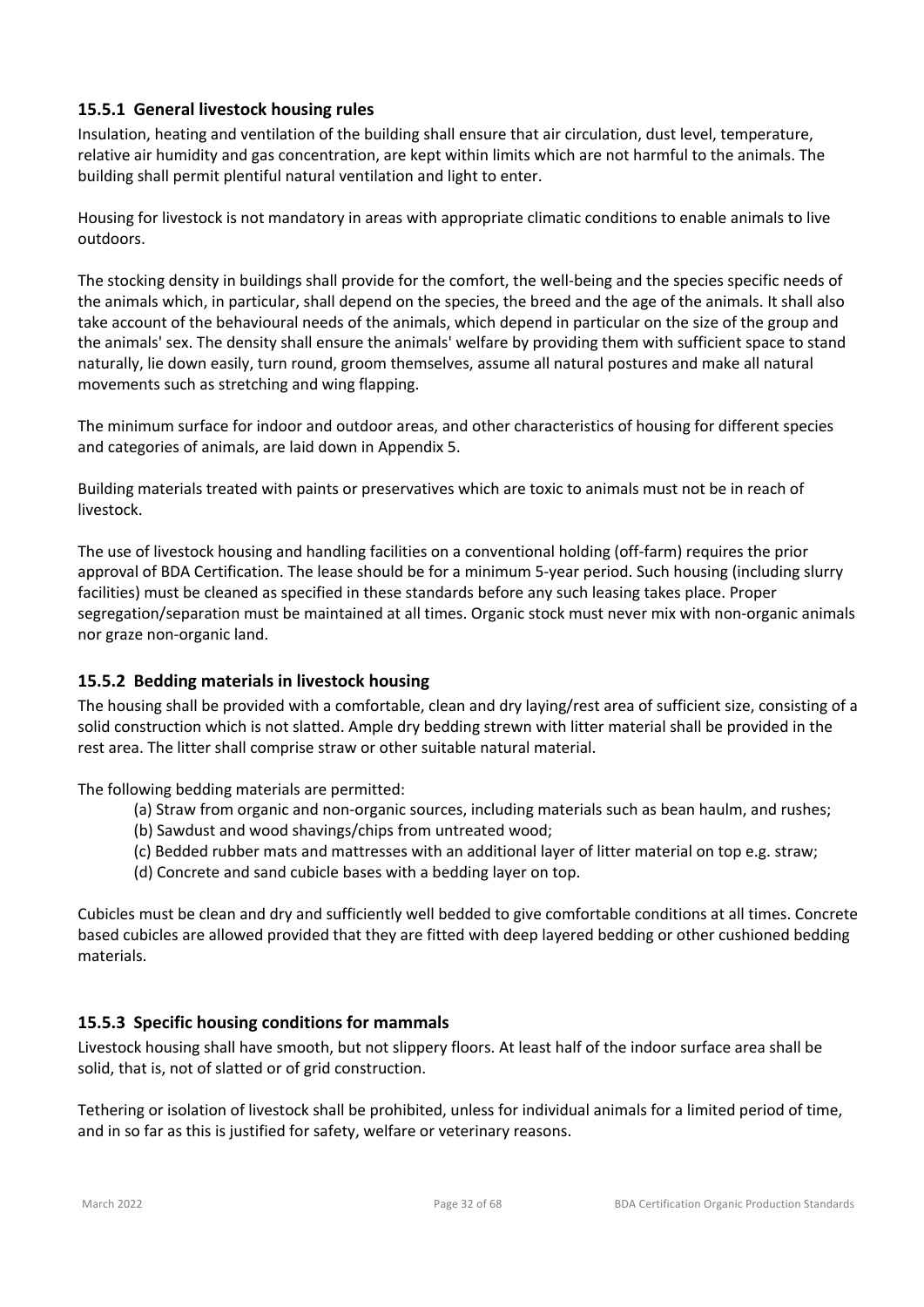### 15.5.1 General livestock housing rules

Insulation, heating and ventilation of the building shall ensure that air circulation, dust level, temperature, relative air humidity and gas concentration, are kept within limits which are not harmful to the animals. The building shall permit plentiful natural ventilation and light to enter.

Housing for livestock is not mandatory in areas with appropriate climatic conditions to enable animals to live outdoors.

The stocking density in buildings shall provide for the comfort, the well-being and the species specific needs of the animals which, in particular, shall depend on the species, the breed and the age of the animals. It shall also take account of the behavioural needs of the animals, which depend in particular on the size of the group and the animals' sex. The density shall ensure the animals' welfare by providing them with sufficient space to stand naturally, lie down easily, turn round, groom themselves, assume all natural postures and make all natural movements such as stretching and wing flapping.

The minimum surface for indoor and outdoor areas, and other characteristics of housing for different species and categories of animals, are laid down in Appendix 5.

Building materials treated with paints or preservatives which are toxic to animals must not be in reach of livestock.

The use of livestock housing and handling facilities on a conventional holding (off-farm) requires the prior approval of BDA Certification. The lease should be for a minimum 5-year period. Such housing (including slurry facilities) must be cleaned as specified in these standards before any such leasing takes place. Proper segregation/separation must be maintained at all times. Organic stock must never mix with non-organic animals nor graze non-organic land.

### 15.5.2 Bedding materials in livestock housing

The housing shall be provided with a comfortable, clean and dry laying/rest area of sufficient size, consisting of a solid construction which is not slatted. Ample dry bedding strewn with litter material shall be provided in the rest area. The litter shall comprise straw or other suitable natural material.

The following bedding materials are permitted:

(a) Straw from organic and non-organic sources, including materials such as bean haulm, and rushes;
(b) Sawdust and wood shavings/chips from untreated wood;
(c) Bedded rubber mats and mattresses with an additional layer of litter material on top e.g. straw;
(d) Concrete and sand cubicle bases with a bedding layer on top.

Cubicles must be clean and dry and sufficiently well bedded to give comfortable conditions at all times. Concrete based cubicles are allowed provided that they are fitted with deep layered bedding or other cushioned bedding materials.

### 15.5.3 Specific housing conditions for mammals

Livestock housing shall have smooth, but not slippery floors. At least half of the indoor surface area shall be solid, that is, not of slatted or of grid construction.

Tethering or isolation of livestock shall be prohibited, unless for individual animals for a limited period of time, and in so far as this is justified for safety, welfare or veterinary reasons.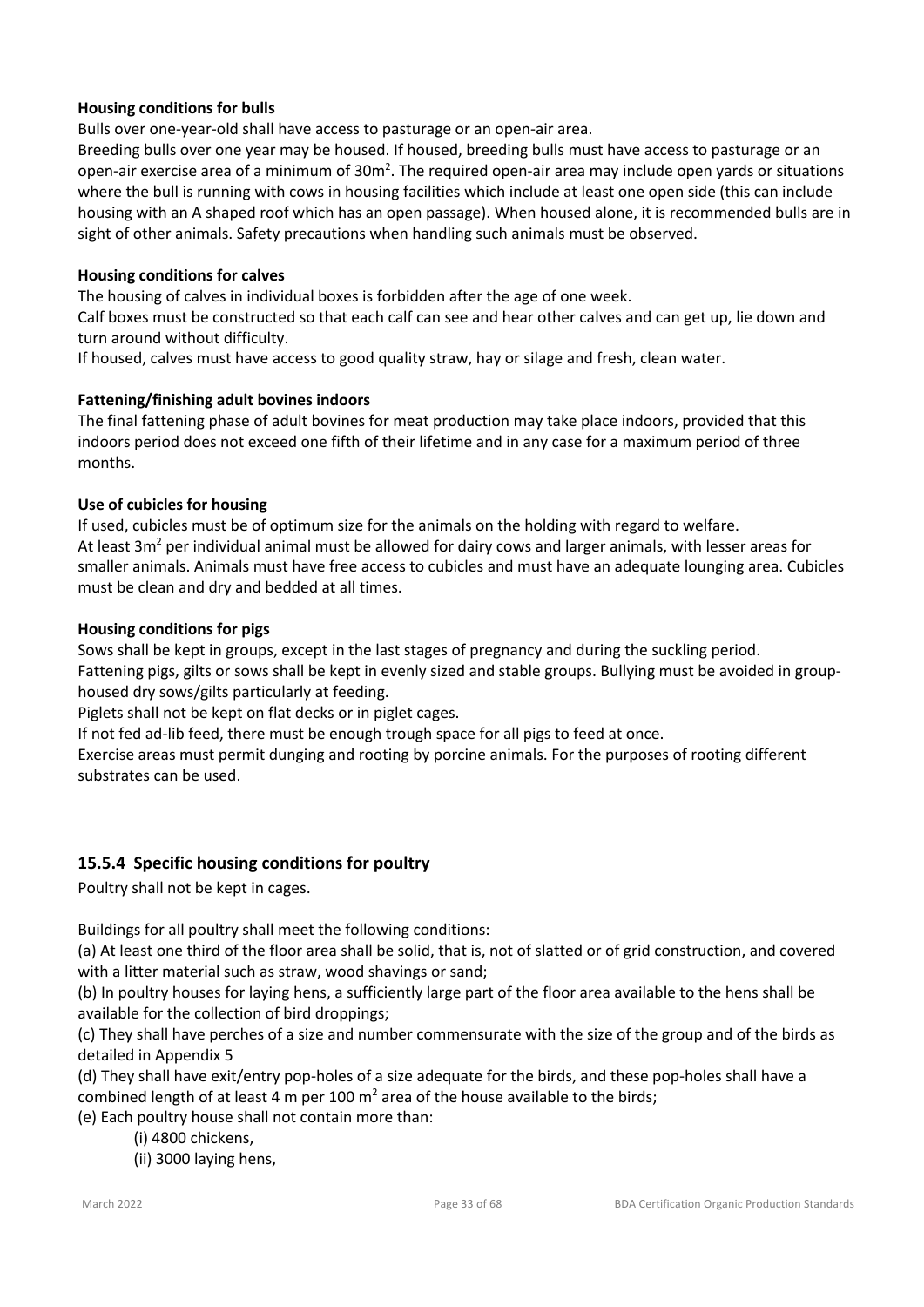**Housing conditions for bulls**

Bulls over one-year-old shall have access to pasturage or an open-air area.

Breeding bulls over one year may be housed. If housed, breeding bulls must have access to pasturage or an open-air exercise area of a minimum of 30m$^2$. The required open-air area may include open yards or situations where the bull is running with cows in housing facilities which include at least one open side (this can include housing with an A shaped roof which has an open passage). When housed alone, it is recommended bulls are in sight of other animals. Safety precautions when handling such animals must be observed.

**Housing conditions for calves**

The housing of calves in individual boxes is forbidden after the age of one week.

Calf boxes must be constructed so that each calf can see and hear other calves and can get up, lie down and turn around without difficulty.

If housed, calves must have access to good quality straw, hay or silage and fresh, clean water.

**Fattening/finishing adult bovines indoors**

The final fattening phase of adult bovines for meat production may take place indoors, provided that this indoors period does not exceed one fifth of their lifetime and in any case for a maximum period of three months.

**Use of cubicles for housing**

If used, cubicles must be of optimum size for the animals on the holding with regard to welfare.

At least 3m$^2$ per individual animal must be allowed for dairy cows and larger animals, with lesser areas for smaller animals. Animals must have free access to cubicles and must have an adequate lounging area. Cubicles must be clean and dry and bedded at all times.

**Housing conditions for pigs**

Sows shall be kept in groups, except in the last stages of pregnancy and during the suckling period.

Fattening pigs, gilts or sows shall be kept in evenly sized and stable groups. Bullying must be avoided in group-housed dry sows/gilts particularly at feeding.

Piglets shall not be kept on flat decks or in piglet cages.

If not fed ad-lib feed, there must be enough trough space for all pigs to feed at once.

Exercise areas must permit dunging and rooting by porcine animals. For the purposes of rooting different substrates can be used.

### 15.5.4 Specific housing conditions for poultry

Poultry shall not be kept in cages.

Buildings for all poultry shall meet the following conditions:

(a) At least one third of the floor area shall be solid, that is, not of slatted or of grid construction, and covered with a litter material such as straw, wood shavings or sand;

(b) In poultry houses for laying hens, a sufficiently large part of the floor area available to the hens shall be available for the collection of bird droppings;

(c) They shall have perches of a size and number commensurate with the size of the group and of the birds as detailed in Appendix 5

(d) They shall have exit/entry pop-holes of a size adequate for the birds, and these pop-holes shall have a combined length of at least 4 m per 100 m$^2$ area of the house available to the birds;

(e) Each poultry house shall not contain more than:

- (i) 4800 chickens,
- (ii) 3000 laying hens,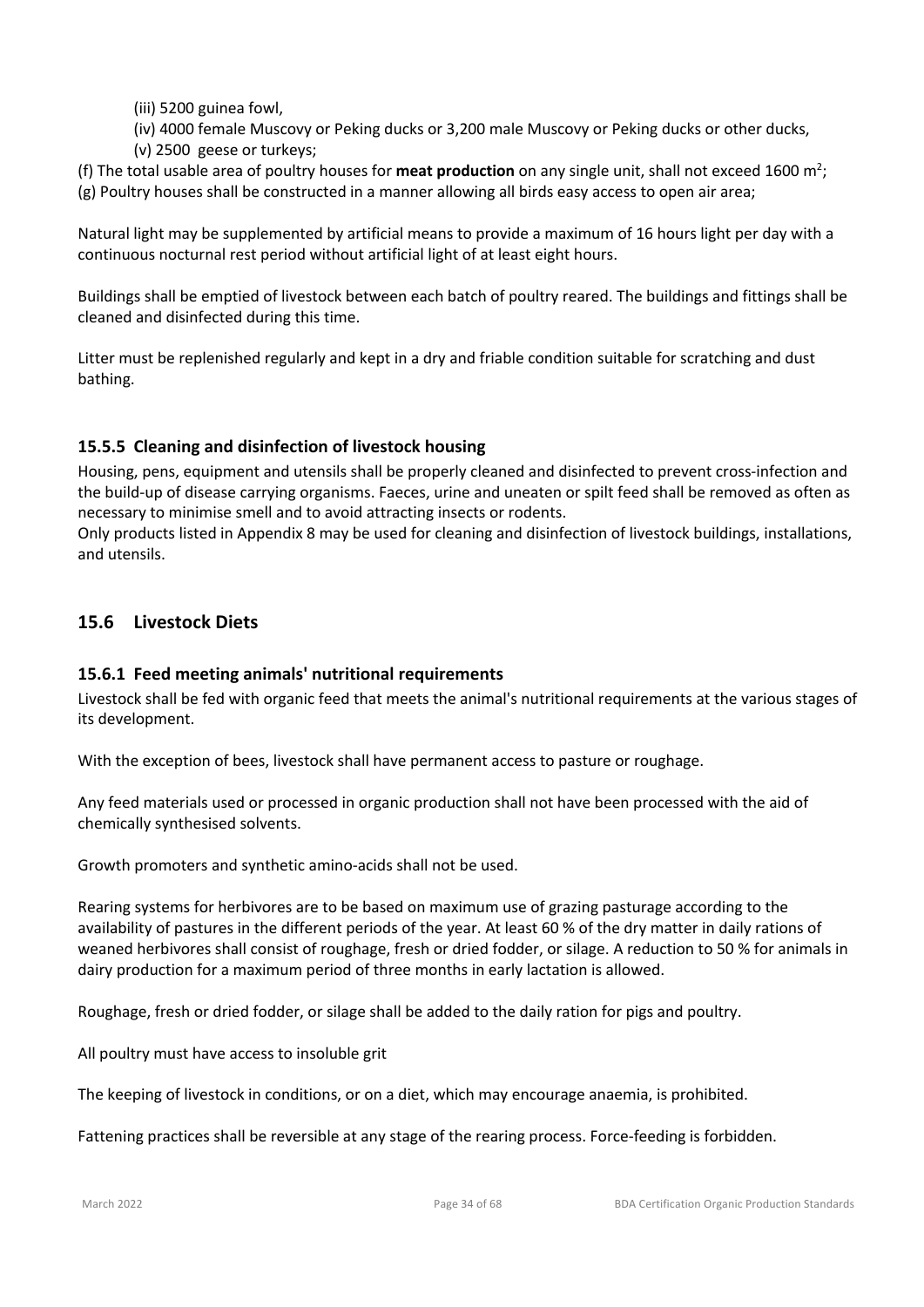(iii) 5200 guinea fowl,

(iv) 4000 female Muscovy or Peking ducks or 3,200 male Muscovy or Peking ducks or other ducks,

(v) 2500 geese or turkeys;

(f) The total usable area of poultry houses for **meat production** on any single unit, shall not exceed 1600 $m^2$;

(g) Poultry houses shall be constructed in a manner allowing all birds easy access to open air area;

Natural light may be supplemented by artificial means to provide a maximum of 16 hours light per day with a continuous nocturnal rest period without artificial light of at least eight hours.

Buildings shall be emptied of livestock between each batch of poultry reared. The buildings and fittings shall be cleaned and disinfected during this time.

Litter must be replenished regularly and kept in a dry and friable condition suitable for scratching and dust bathing.

### 15.5.5 Cleaning and disinfection of livestock housing

Housing, pens, equipment and utensils shall be properly cleaned and disinfected to prevent cross-infection and the build-up of disease carrying organisms. Faeces, urine and uneaten or spilt feed shall be removed as often as necessary to minimise smell and to avoid attracting insects or rodents.

Only products listed in Appendix 8 may be used for cleaning and disinfection of livestock buildings, installations, and utensils.

## 15.6 Livestock Diets

### 15.6.1 Feed meeting animals' nutritional requirements

Livestock shall be fed with organic feed that meets the animal's nutritional requirements at the various stages of its development.

With the exception of bees, livestock shall have permanent access to pasture or roughage.

Any feed materials used or processed in organic production shall not have been processed with the aid of chemically synthesised solvents.

Growth promoters and synthetic amino-acids shall not be used.

Rearing systems for herbivores are to be based on maximum use of grazing pasturage according to the availability of pastures in the different periods of the year. At least 60 % of the dry matter in daily rations of weaned herbivores shall consist of roughage, fresh or dried fodder, or silage. A reduction to 50 % for animals in dairy production for a maximum period of three months in early lactation is allowed.

Roughage, fresh or dried fodder, or silage shall be added to the daily ration for pigs and poultry.

All poultry must have access to insoluble grit

The keeping of livestock in conditions, or on a diet, which may encourage anaemia, is prohibited.

Fattening practices shall be reversible at any stage of the rearing process. Force-feeding is forbidden.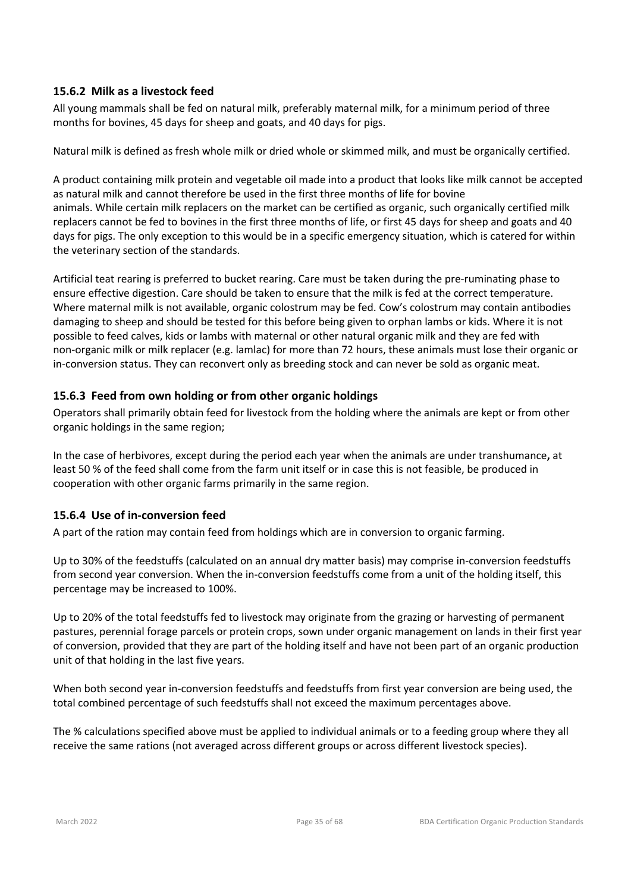### 15.6.2 Milk as a livestock feed

All young mammals shall be fed on natural milk, preferably maternal milk, for a minimum period of three months for bovines, 45 days for sheep and goats, and 40 days for pigs.

Natural milk is defined as fresh whole milk or dried whole or skimmed milk, and must be organically certified.

A product containing milk protein and vegetable oil made into a product that looks like milk cannot be accepted as natural milk and cannot therefore be used in the first three months of life for bovine animals. While certain milk replacers on the market can be certified as organic, such organically certified milk replacers cannot be fed to bovines in the first three months of life, or first 45 days for sheep and goats and 40 days for pigs. The only exception to this would be in a specific emergency situation, which is catered for within the veterinary section of the standards.

Artificial teat rearing is preferred to bucket rearing. Care must be taken during the pre-ruminating phase to ensure effective digestion. Care should be taken to ensure that the milk is fed at the correct temperature. Where maternal milk is not available, organic colostrum may be fed. Cow's colostrum may contain antibodies damaging to sheep and should be tested for this before being given to orphan lambs or kids. Where it is not possible to feed calves, kids or lambs with maternal or other natural organic milk and they are fed with non-organic milk or milk replacer (e.g. lamlac) for more than 72 hours, these animals must lose their organic or in-conversion status. They can reconvert only as breeding stock and can never be sold as organic meat.

### 15.6.3 Feed from own holding or from other organic holdings

Operators shall primarily obtain feed for livestock from the holding where the animals are kept or from other organic holdings in the same region;

In the case of herbivores, except during the period each year when the animals are under transhumance**,** at least 50 % of the feed shall come from the farm unit itself or in case this is not feasible, be produced in cooperation with other organic farms primarily in the same region.

### 15.6.4 Use of in-conversion feed

A part of the ration may contain feed from holdings which are in conversion to organic farming.

Up to 30% of the feedstuffs (calculated on an annual dry matter basis) may comprise in-conversion feedstuffs from second year conversion. When the in-conversion feedstuffs come from a unit of the holding itself, this percentage may be increased to 100%.

Up to 20% of the total feedstuffs fed to livestock may originate from the grazing or harvesting of permanent pastures, perennial forage parcels or protein crops, sown under organic management on lands in their first year of conversion, provided that they are part of the holding itself and have not been part of an organic production unit of that holding in the last five years.

When both second year in-conversion feedstuffs and feedstuffs from first year conversion are being used, the total combined percentage of such feedstuffs shall not exceed the maximum percentages above.

The % calculations specified above must be applied to individual animals or to a feeding group where they all receive the same rations (not averaged across different groups or across different livestock species).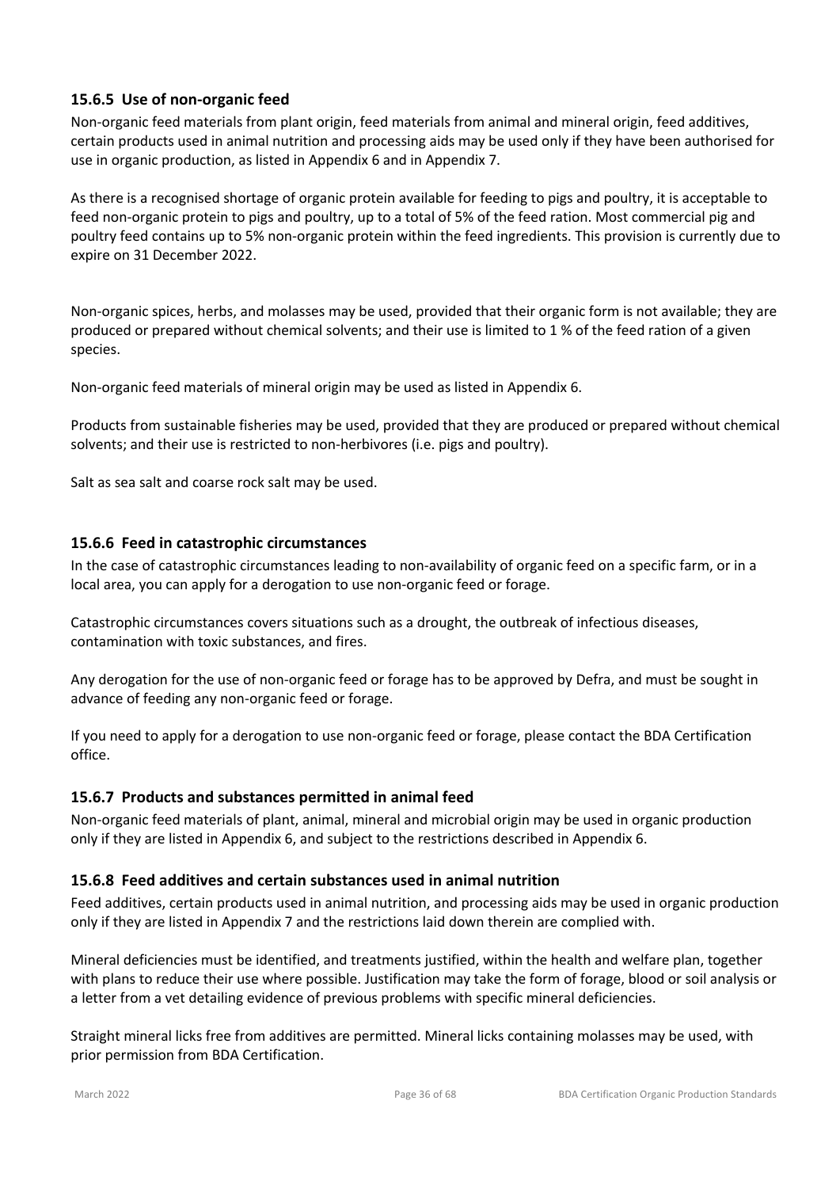### 15.6.5 Use of non-organic feed

Non-organic feed materials from plant origin, feed materials from animal and mineral origin, feed additives, certain products used in animal nutrition and processing aids may be used only if they have been authorised for use in organic production, as listed in Appendix 6 and in Appendix 7.

As there is a recognised shortage of organic protein available for feeding to pigs and poultry, it is acceptable to feed non-organic protein to pigs and poultry, up to a total of 5% of the feed ration. Most commercial pig and poultry feed contains up to 5% non-organic protein within the feed ingredients. This provision is currently due to expire on 31 December 2022.

Non-organic spices, herbs, and molasses may be used, provided that their organic form is not available; they are produced or prepared without chemical solvents; and their use is limited to 1 % of the feed ration of a given species.

Non-organic feed materials of mineral origin may be used as listed in Appendix 6.

Products from sustainable fisheries may be used, provided that they are produced or prepared without chemical solvents; and their use is restricted to non-herbivores (i.e. pigs and poultry).

Salt as sea salt and coarse rock salt may be used.

### 15.6.6 Feed in catastrophic circumstances

In the case of catastrophic circumstances leading to non-availability of organic feed on a specific farm, or in a local area, you can apply for a derogation to use non-organic feed or forage.

Catastrophic circumstances covers situations such as a drought, the outbreak of infectious diseases, contamination with toxic substances, and fires.

Any derogation for the use of non-organic feed or forage has to be approved by Defra, and must be sought in advance of feeding any non-organic feed or forage.

If you need to apply for a derogation to use non-organic feed or forage, please contact the BDA Certification office.

### 15.6.7 Products and substances permitted in animal feed

Non-organic feed materials of plant, animal, mineral and microbial origin may be used in organic production only if they are listed in Appendix 6, and subject to the restrictions described in Appendix 6.

### 15.6.8 Feed additives and certain substances used in animal nutrition

Feed additives, certain products used in animal nutrition, and processing aids may be used in organic production only if they are listed in Appendix 7 and the restrictions laid down therein are complied with.

Mineral deficiencies must be identified, and treatments justified, within the health and welfare plan, together with plans to reduce their use where possible. Justification may take the form of forage, blood or soil analysis or a letter from a vet detailing evidence of previous problems with specific mineral deficiencies.

Straight mineral licks free from additives are permitted. Mineral licks containing molasses may be used, with prior permission from BDA Certification.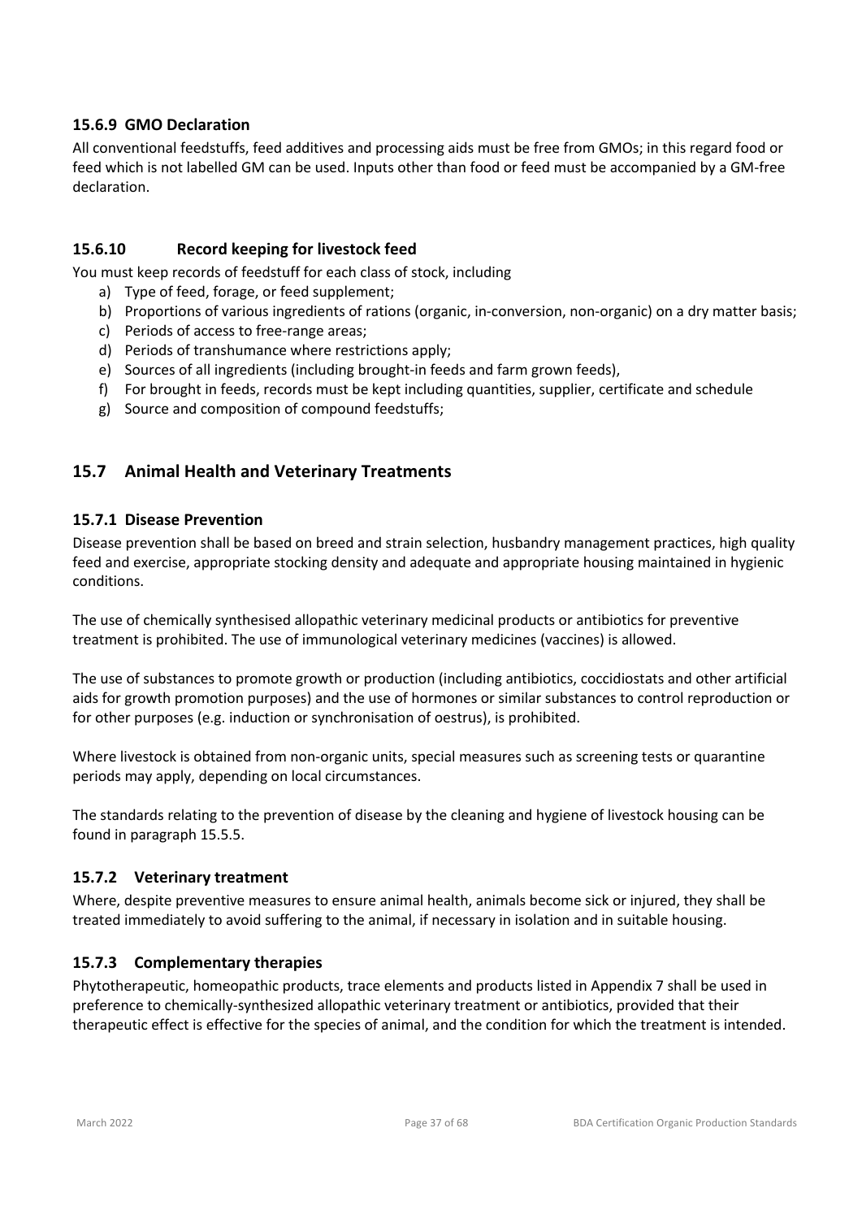### 15.6.9 GMO Declaration

All conventional feedstuffs, feed additives and processing aids must be free from GMOs; in this regard food or feed which is not labelled GM can be used. Inputs other than food or feed must be accompanied by a GM-free declaration.

### 15.6.10 Record keeping for livestock feed

You must keep records of feedstuff for each class of stock, including

a) Type of feed, forage, or feed supplement;
b) Proportions of various ingredients of rations (organic, in-conversion, non-organic) on a dry matter basis;
c) Periods of access to free-range areas;
d) Periods of transhumance where restrictions apply;
e) Sources of all ingredients (including brought-in feeds and farm grown feeds),
f) For brought in feeds, records must be kept including quantities, supplier, certificate and schedule
g) Source and composition of compound feedstuffs;

## 15.7 Animal Health and Veterinary Treatments

### 15.7.1 Disease Prevention

Disease prevention shall be based on breed and strain selection, husbandry management practices, high quality feed and exercise, appropriate stocking density and adequate and appropriate housing maintained in hygienic conditions.

The use of chemically synthesised allopathic veterinary medicinal products or antibiotics for preventive treatment is prohibited. The use of immunological veterinary medicines (vaccines) is allowed.

The use of substances to promote growth or production (including antibiotics, coccidiostats and other artificial aids for growth promotion purposes) and the use of hormones or similar substances to control reproduction or for other purposes (e.g. induction or synchronisation of oestrus), is prohibited.

Where livestock is obtained from non-organic units, special measures such as screening tests or quarantine periods may apply, depending on local circumstances.

The standards relating to the prevention of disease by the cleaning and hygiene of livestock housing can be found in paragraph 15.5.5.

### 15.7.2 Veterinary treatment

Where, despite preventive measures to ensure animal health, animals become sick or injured, they shall be treated immediately to avoid suffering to the animal, if necessary in isolation and in suitable housing.

### 15.7.3 Complementary therapies

Phytotherapeutic, homeopathic products, trace elements and products listed in Appendix 7 shall be used in preference to chemically-synthesized allopathic veterinary treatment or antibiotics, provided that their therapeutic effect is effective for the species of animal, and the condition for which the treatment is intended.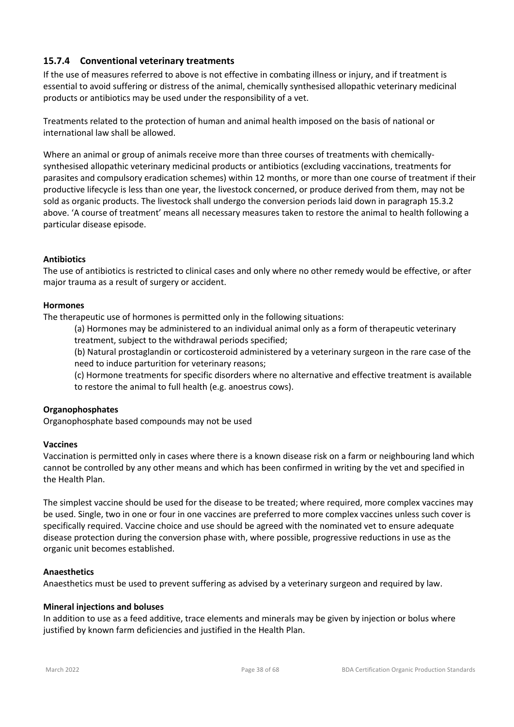### 15.7.4 Conventional veterinary treatments

If the use of measures referred to above is not effective in combating illness or injury, and if treatment is essential to avoid suffering or distress of the animal, chemically synthesised allopathic veterinary medicinal products or antibiotics may be used under the responsibility of a vet.

Treatments related to the protection of human and animal health imposed on the basis of national or international law shall be allowed.

Where an animal or group of animals receive more than three courses of treatments with chemically-synthesised allopathic veterinary medicinal products or antibiotics (excluding vaccinations, treatments for parasites and compulsory eradication schemes) within 12 months, or more than one course of treatment if their productive lifecycle is less than one year, the livestock concerned, or produce derived from them, may not be sold as organic products. The livestock shall undergo the conversion periods laid down in paragraph 15.3.2 above. 'A course of treatment' means all necessary measures taken to restore the animal to health following a particular disease episode.

**Antibiotics**

The use of antibiotics is restricted to clinical cases and only where no other remedy would be effective, or after major trauma as a result of surgery or accident.

**Hormones**

The therapeutic use of hormones is permitted only in the following situations:

(a) Hormones may be administered to an individual animal only as a form of therapeutic veterinary treatment, subject to the withdrawal periods specified;

(b) Natural prostaglandin or corticosteroid administered by a veterinary surgeon in the rare case of the need to induce parturition for veterinary reasons;

(c) Hormone treatments for specific disorders where no alternative and effective treatment is available to restore the animal to full health (e.g. anoestrus cows).

**Organophosphates**

Organophosphate based compounds may not be used

**Vaccines**

Vaccination is permitted only in cases where there is a known disease risk on a farm or neighbouring land which cannot be controlled by any other means and which has been confirmed in writing by the vet and specified in the Health Plan.

The simplest vaccine should be used for the disease to be treated; where required, more complex vaccines may be used. Single, two in one or four in one vaccines are preferred to more complex vaccines unless such cover is specifically required. Vaccine choice and use should be agreed with the nominated vet to ensure adequate disease protection during the conversion phase with, where possible, progressive reductions in use as the organic unit becomes established.

**Anaesthetics**

Anaesthetics must be used to prevent suffering as advised by a veterinary surgeon and required by law.

**Mineral injections and boluses**

In addition to use as a feed additive, trace elements and minerals may be given by injection or bolus where justified by known farm deficiencies and justified in the Health Plan.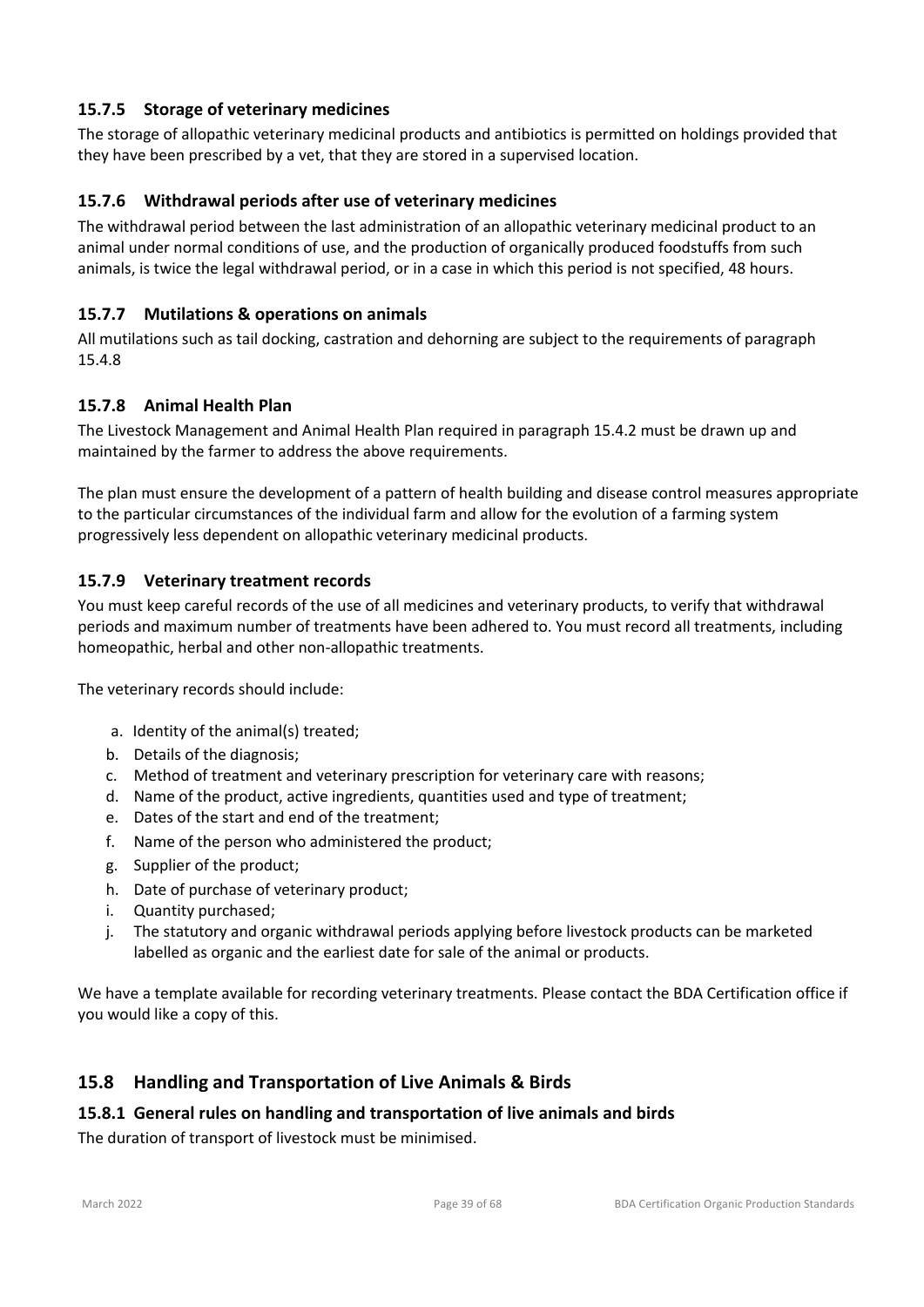### 15.7.5 Storage of veterinary medicines

The storage of allopathic veterinary medicinal products and antibiotics is permitted on holdings provided that they have been prescribed by a vet, that they are stored in a supervised location.

### 15.7.6 Withdrawal periods after use of veterinary medicines

The withdrawal period between the last administration of an allopathic veterinary medicinal product to an animal under normal conditions of use, and the production of organically produced foodstuffs from such animals, is twice the legal withdrawal period, or in a case in which this period is not specified, 48 hours.

### 15.7.7 Mutilations & operations on animals

All mutilations such as tail docking, castration and dehorning are subject to the requirements of paragraph 15.4.8

### 15.7.8 Animal Health Plan

The Livestock Management and Animal Health Plan required in paragraph 15.4.2 must be drawn up and maintained by the farmer to address the above requirements.

The plan must ensure the development of a pattern of health building and disease control measures appropriate to the particular circumstances of the individual farm and allow for the evolution of a farming system progressively less dependent on allopathic veterinary medicinal products.

### 15.7.9 Veterinary treatment records

You must keep careful records of the use of all medicines and veterinary products, to verify that withdrawal periods and maximum number of treatments have been adhered to. You must record all treatments, including homeopathic, herbal and other non-allopathic treatments.

The veterinary records should include:

a. Identity of the animal(s) treated;
b. Details of the diagnosis;
c. Method of treatment and veterinary prescription for veterinary care with reasons;
d. Name of the product, active ingredients, quantities used and type of treatment;
e. Dates of the start and end of the treatment;
f. Name of the person who administered the product;
g. Supplier of the product;
h. Date of purchase of veterinary product;
i. Quantity purchased;
j. The statutory and organic withdrawal periods applying before livestock products can be marketed labelled as organic and the earliest date for sale of the animal or products.

We have a template available for recording veterinary treatments. Please contact the BDA Certification office if you would like a copy of this.

## 15.8 Handling and Transportation of Live Animals & Birds

### 15.8.1 General rules on handling and transportation of live animals and birds

The duration of transport of livestock must be minimised.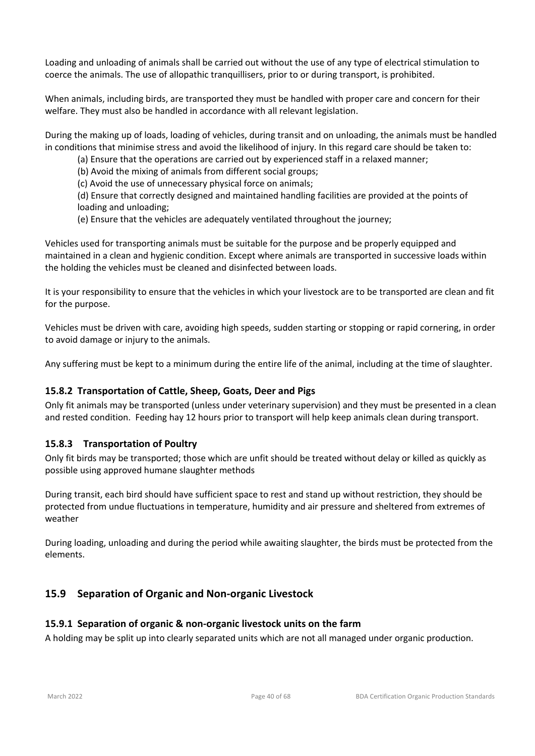Loading and unloading of animals shall be carried out without the use of any type of electrical stimulation to coerce the animals. The use of allopathic tranquillisers, prior to or during transport, is prohibited.

When animals, including birds, are transported they must be handled with proper care and concern for their welfare. They must also be handled in accordance with all relevant legislation.

During the making up of loads, loading of vehicles, during transit and on unloading, the animals must be handled in conditions that minimise stress and avoid the likelihood of injury. In this regard care should be taken to:

- (a) Ensure that the operations are carried out by experienced staff in a relaxed manner;
- (b) Avoid the mixing of animals from different social groups;
- (c) Avoid the use of unnecessary physical force on animals;
- (d) Ensure that correctly designed and maintained handling facilities are provided at the points of loading and unloading;
- (e) Ensure that the vehicles are adequately ventilated throughout the journey;

Vehicles used for transporting animals must be suitable for the purpose and be properly equipped and maintained in a clean and hygienic condition. Except where animals are transported in successive loads within the holding the vehicles must be cleaned and disinfected between loads.

It is your responsibility to ensure that the vehicles in which your livestock are to be transported are clean and fit for the purpose.

Vehicles must be driven with care, avoiding high speeds, sudden starting or stopping or rapid cornering, in order to avoid damage or injury to the animals.

Any suffering must be kept to a minimum during the entire life of the animal, including at the time of slaughter.

### 15.8.2 Transportation of Cattle, Sheep, Goats, Deer and Pigs

Only fit animals may be transported (unless under veterinary supervision) and they must be presented in a clean and rested condition. Feeding hay 12 hours prior to transport will help keep animals clean during transport.

### 15.8.3 Transportation of Poultry

Only fit birds may be transported; those which are unfit should be treated without delay or killed as quickly as possible using approved humane slaughter methods

During transit, each bird should have sufficient space to rest and stand up without restriction, they should be protected from undue fluctuations in temperature, humidity and air pressure and sheltered from extremes of weather

During loading, unloading and during the period while awaiting slaughter, the birds must be protected from the elements.

## 15.9 Separation of Organic and Non-organic Livestock

### 15.9.1 Separation of organic & non-organic livestock units on the farm

A holding may be split up into clearly separated units which are not all managed under organic production.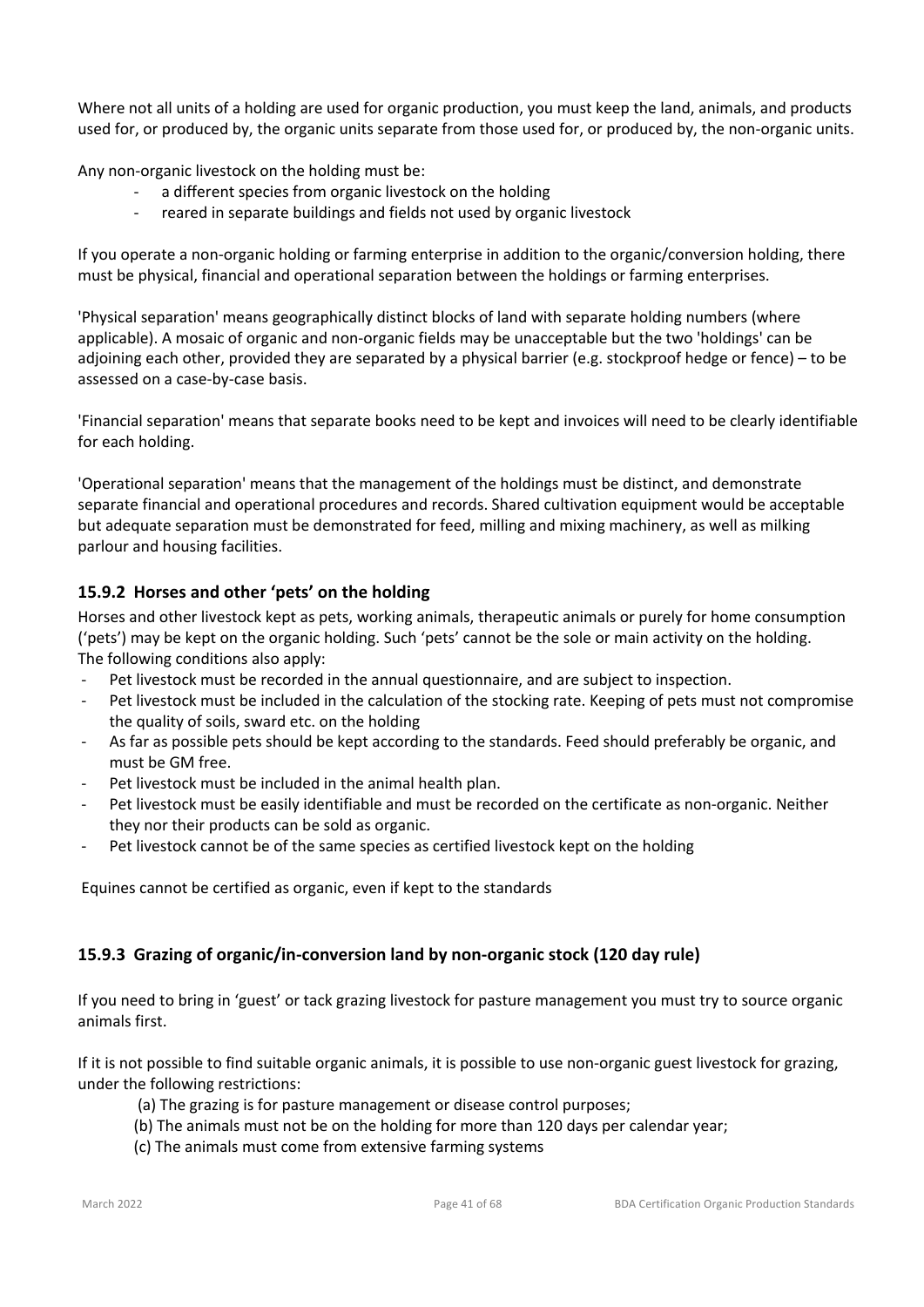Where not all units of a holding are used for organic production, you must keep the land, animals, and products used for, or produced by, the organic units separate from those used for, or produced by, the non-organic units.

Any non-organic livestock on the holding must be:

- a different species from organic livestock on the holding
- reared in separate buildings and fields not used by organic livestock

If you operate a non-organic holding or farming enterprise in addition to the organic/conversion holding, there must be physical, financial and operational separation between the holdings or farming enterprises.

'Physical separation' means geographically distinct blocks of land with separate holding numbers (where applicable). A mosaic of organic and non-organic fields may be unacceptable but the two 'holdings' can be adjoining each other, provided they are separated by a physical barrier (e.g. stockproof hedge or fence) – to be assessed on a case-by-case basis.

'Financial separation' means that separate books need to be kept and invoices will need to be clearly identifiable for each holding.

'Operational separation' means that the management of the holdings must be distinct, and demonstrate separate financial and operational procedures and records. Shared cultivation equipment would be acceptable but adequate separation must be demonstrated for feed, milling and mixing machinery, as well as milking parlour and housing facilities.

### 15.9.2 Horses and other 'pets' on the holding

Horses and other livestock kept as pets, working animals, therapeutic animals or purely for home consumption ('pets') may be kept on the organic holding. Such 'pets' cannot be the sole or main activity on the holding. The following conditions also apply:

- Pet livestock must be recorded in the annual questionnaire, and are subject to inspection.
- Pet livestock must be included in the calculation of the stocking rate. Keeping of pets must not compromise the quality of soils, sward etc. on the holding
- As far as possible pets should be kept according to the standards. Feed should preferably be organic, and must be GM free.
- Pet livestock must be included in the animal health plan.
- Pet livestock must be easily identifiable and must be recorded on the certificate as non-organic. Neither they nor their products can be sold as organic.
- Pet livestock cannot be of the same species as certified livestock kept on the holding

Equines cannot be certified as organic, even if kept to the standards

### 15.9.3 Grazing of organic/in-conversion land by non-organic stock (120 day rule)

If you need to bring in 'guest' or tack grazing livestock for pasture management you must try to source organic animals first.

If it is not possible to find suitable organic animals, it is possible to use non-organic guest livestock for grazing, under the following restrictions:

(a) The grazing is for pasture management or disease control purposes;

(b) The animals must not be on the holding for more than 120 days per calendar year;

(c) The animals must come from extensive farming systems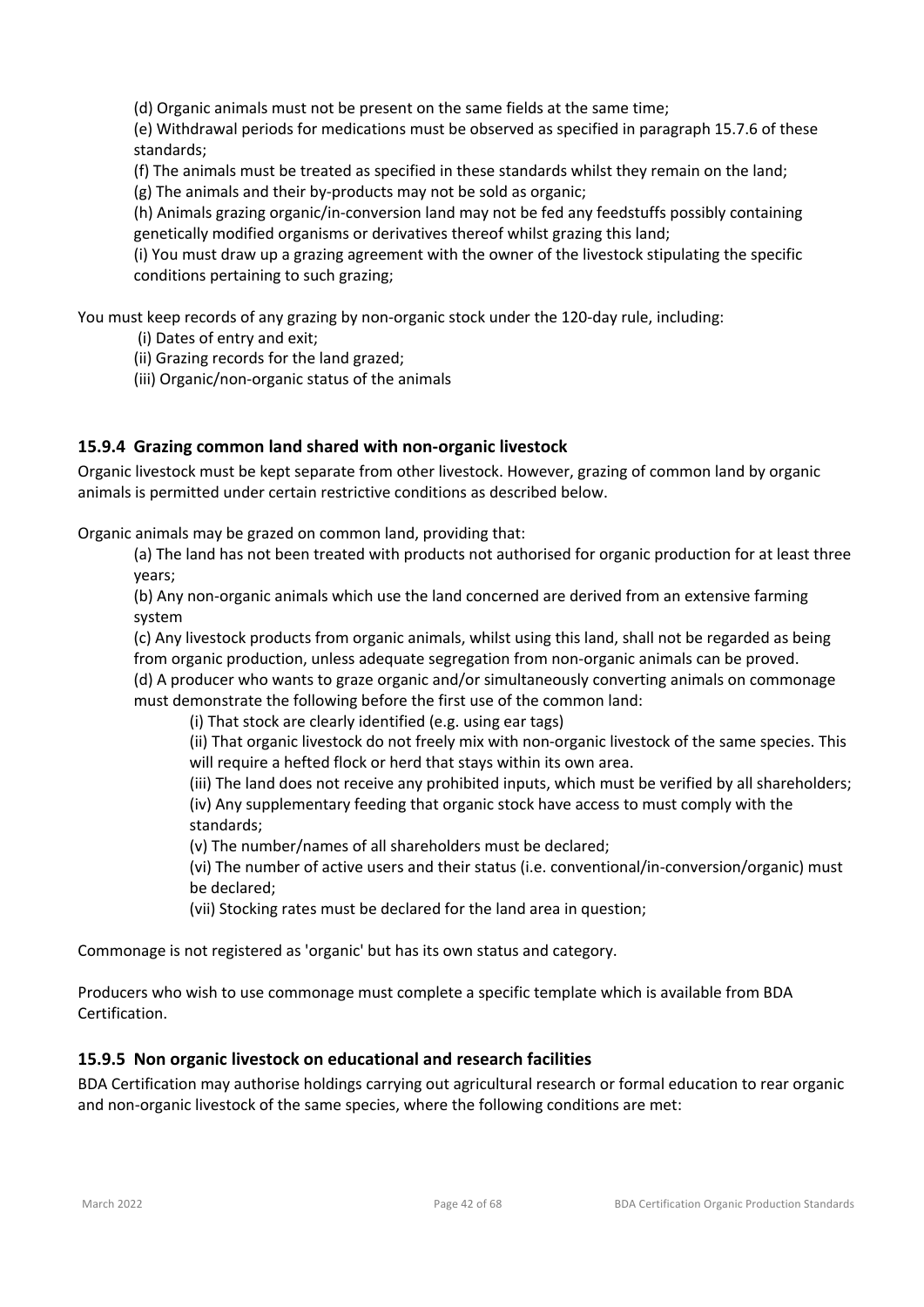(d) Organic animals must not be present on the same fields at the same time;

(e) Withdrawal periods for medications must be observed as specified in paragraph 15.7.6 of these standards;

(f) The animals must be treated as specified in these standards whilst they remain on the land;

(g) The animals and their by-products may not be sold as organic;

(h) Animals grazing organic/in-conversion land may not be fed any feedstuffs possibly containing genetically modified organisms or derivatives thereof whilst grazing this land;

(i) You must draw up a grazing agreement with the owner of the livestock stipulating the specific conditions pertaining to such grazing;

You must keep records of any grazing by non-organic stock under the 120-day rule, including:

(i) Dates of entry and exit;

(ii) Grazing records for the land grazed;

(iii) Organic/non-organic status of the animals

### 15.9.4 Grazing common land shared with non-organic livestock

Organic livestock must be kept separate from other livestock. However, grazing of common land by organic animals is permitted under certain restrictive conditions as described below.

Organic animals may be grazed on common land, providing that:

(a) The land has not been treated with products not authorised for organic production for at least three years;

(b) Any non-organic animals which use the land concerned are derived from an extensive farming system

(c) Any livestock products from organic animals, whilst using this land, shall not be regarded as being from organic production, unless adequate segregation from non-organic animals can be proved.

(d) A producer who wants to graze organic and/or simultaneously converting animals on commonage must demonstrate the following before the first use of the common land:

(i) That stock are clearly identified (e.g. using ear tags)

(ii) That organic livestock do not freely mix with non-organic livestock of the same species. This will require a hefted flock or herd that stays within its own area.

(iii) The land does not receive any prohibited inputs, which must be verified by all shareholders;

(iv) Any supplementary feeding that organic stock have access to must comply with the standards;

(v) The number/names of all shareholders must be declared;

(vi) The number of active users and their status (i.e. conventional/in-conversion/organic) must be declared;

(vii) Stocking rates must be declared for the land area in question;

Commonage is not registered as 'organic' but has its own status and category.

Producers who wish to use commonage must complete a specific template which is available from BDA Certification.

### 15.9.5 Non organic livestock on educational and research facilities

BDA Certification may authorise holdings carrying out agricultural research or formal education to rear organic and non-organic livestock of the same species, where the following conditions are met: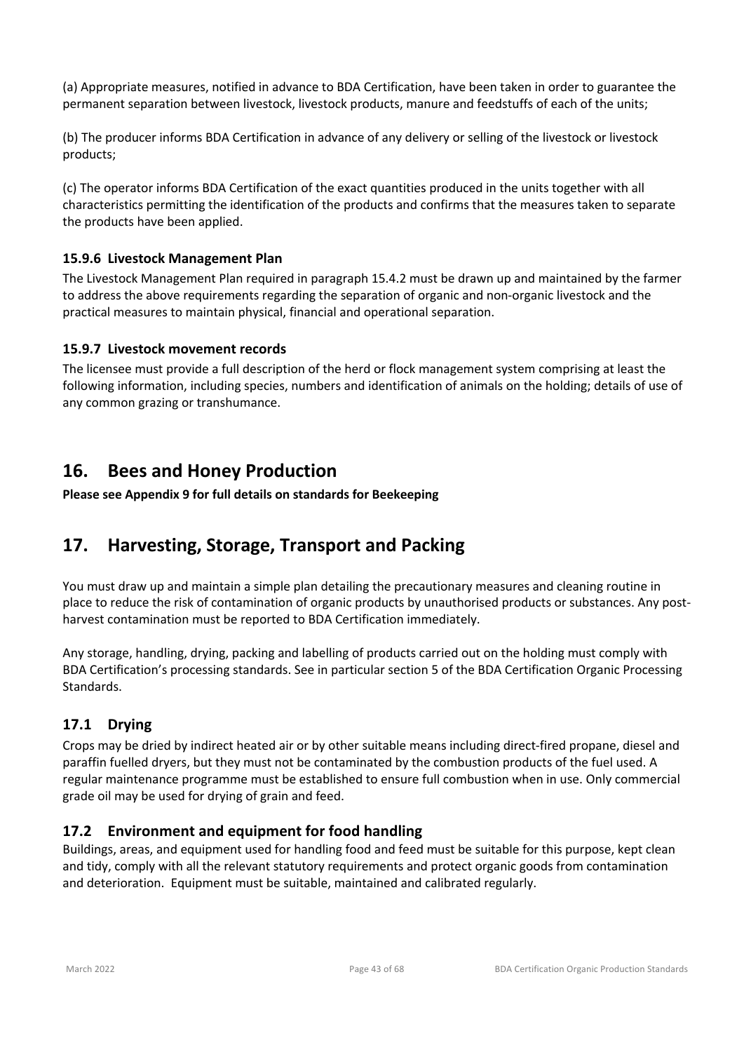(a) Appropriate measures, notified in advance to BDA Certification, have been taken in order to guarantee the permanent separation between livestock, livestock products, manure and feedstuffs of each of the units;

(b) The producer informs BDA Certification in advance of any delivery or selling of the livestock or livestock products;

(c) The operator informs BDA Certification of the exact quantities produced in the units together with all characteristics permitting the identification of the products and confirms that the measures taken to separate the products have been applied.

### 15.9.6 Livestock Management Plan

The Livestock Management Plan required in paragraph 15.4.2 must be drawn up and maintained by the farmer to address the above requirements regarding the separation of organic and non-organic livestock and the practical measures to maintain physical, financial and operational separation.

### 15.9.7 Livestock movement records

The licensee must provide a full description of the herd or flock management system comprising at least the following information, including species, numbers and identification of animals on the holding; details of use of any common grazing or transhumance.

# 16. Bees and Honey Production

**Please see Appendix 9 for full details on standards for Beekeeping**

# 17. Harvesting, Storage, Transport and Packing

You must draw up and maintain a simple plan detailing the precautionary measures and cleaning routine in place to reduce the risk of contamination of organic products by unauthorised products or substances. Any post-harvest contamination must be reported to BDA Certification immediately.

Any storage, handling, drying, packing and labelling of products carried out on the holding must comply with BDA Certification's processing standards. See in particular section 5 of the BDA Certification Organic Processing Standards.

## 17.1 Drying

Crops may be dried by indirect heated air or by other suitable means including direct-fired propane, diesel and paraffin fuelled dryers, but they must not be contaminated by the combustion products of the fuel used. A regular maintenance programme must be established to ensure full combustion when in use. Only commercial grade oil may be used for drying of grain and feed.

## 17.2 Environment and equipment for food handling

Buildings, areas, and equipment used for handling food and feed must be suitable for this purpose, kept clean and tidy, comply with all the relevant statutory requirements and protect organic goods from contamination and deterioration. Equipment must be suitable, maintained and calibrated regularly.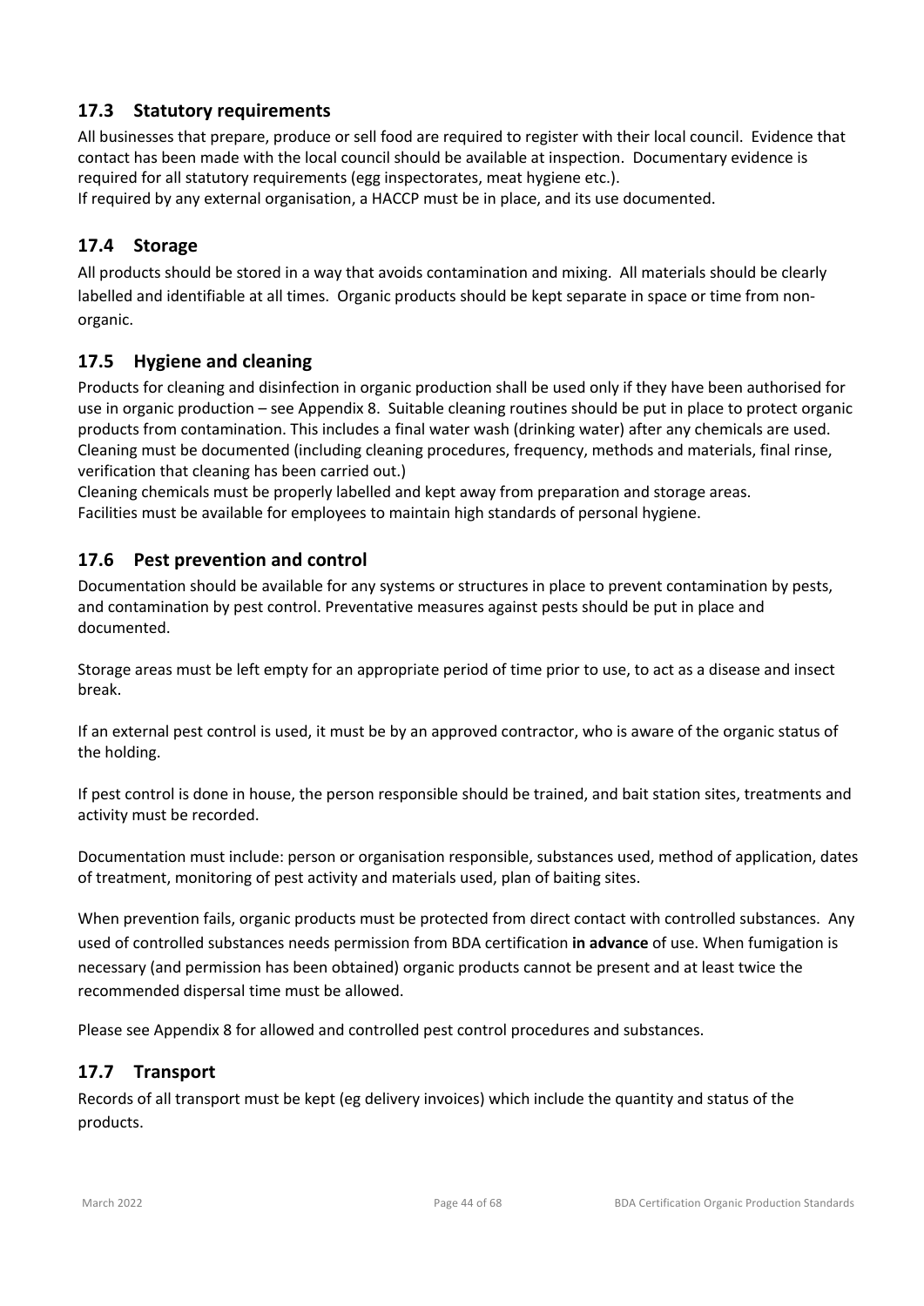## 17.3 Statutory requirements

All businesses that prepare, produce or sell food are required to register with their local council. Evidence that contact has been made with the local council should be available at inspection. Documentary evidence is required for all statutory requirements (egg inspectorates, meat hygiene etc.).
If required by any external organisation, a HACCP must be in place, and its use documented.

## 17.4 Storage

All products should be stored in a way that avoids contamination and mixing. All materials should be clearly labelled and identifiable at all times. Organic products should be kept separate in space or time from non-organic.

## 17.5 Hygiene and cleaning

Products for cleaning and disinfection in organic production shall be used only if they have been authorised for use in organic production – see Appendix 8. Suitable cleaning routines should be put in place to protect organic products from contamination. This includes a final water wash (drinking water) after any chemicals are used. Cleaning must be documented (including cleaning procedures, frequency, methods and materials, final rinse, verification that cleaning has been carried out.)
Cleaning chemicals must be properly labelled and kept away from preparation and storage areas.
Facilities must be available for employees to maintain high standards of personal hygiene.

## 17.6 Pest prevention and control

Documentation should be available for any systems or structures in place to prevent contamination by pests, and contamination by pest control. Preventative measures against pests should be put in place and documented.

Storage areas must be left empty for an appropriate period of time prior to use, to act as a disease and insect break.

If an external pest control is used, it must be by an approved contractor, who is aware of the organic status of the holding.

If pest control is done in house, the person responsible should be trained, and bait station sites, treatments and activity must be recorded.

Documentation must include: person or organisation responsible, substances used, method of application, dates of treatment, monitoring of pest activity and materials used, plan of baiting sites.

When prevention fails, organic products must be protected from direct contact with controlled substances. Any used of controlled substances needs permission from BDA certification **in advance** of use. When fumigation is necessary (and permission has been obtained) organic products cannot be present and at least twice the recommended dispersal time must be allowed.

Please see Appendix 8 for allowed and controlled pest control procedures and substances.

## 17.7 Transport

Records of all transport must be kept (eg delivery invoices) which include the quantity and status of the products.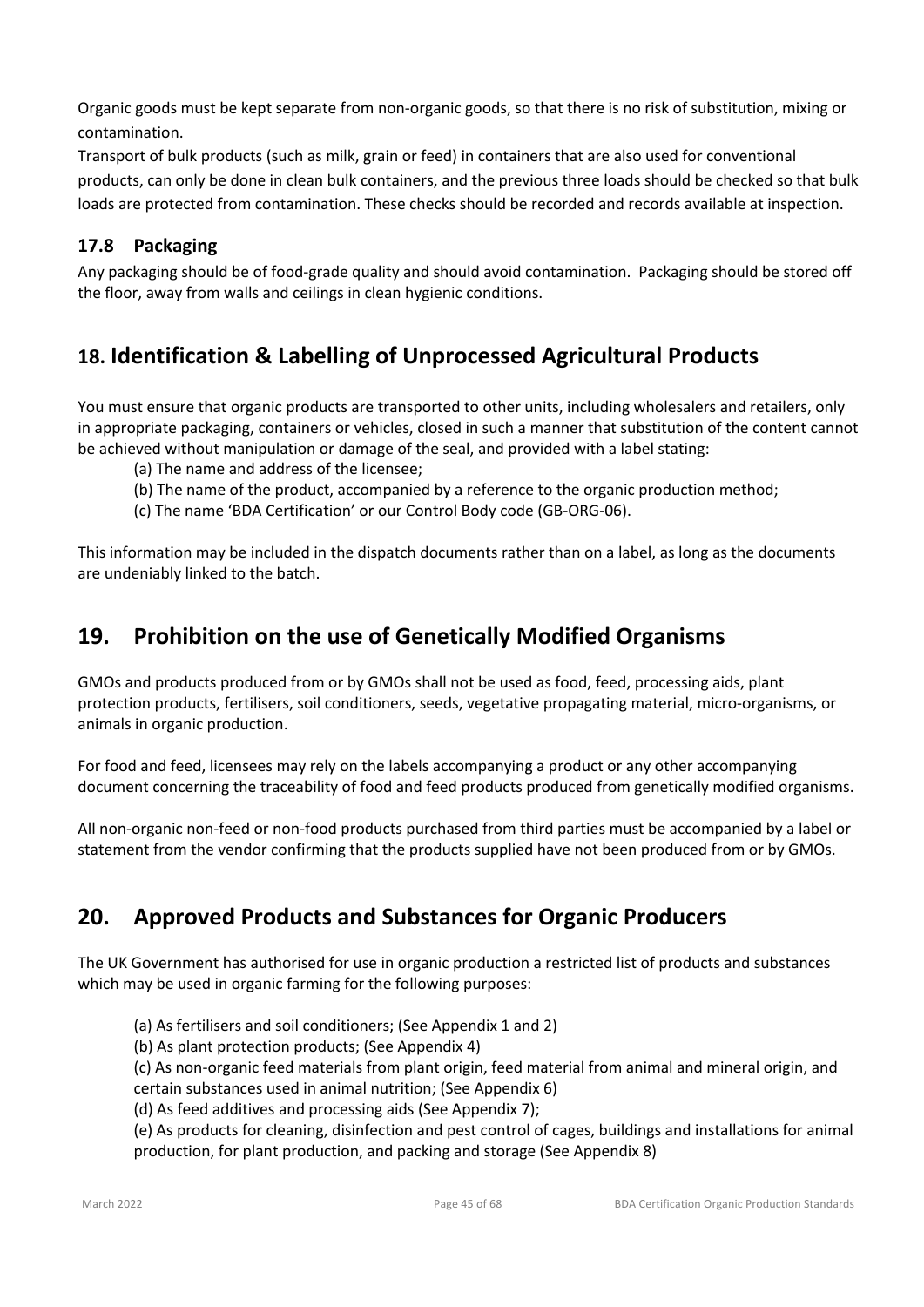Organic goods must be kept separate from non-organic goods, so that there is no risk of substitution, mixing or contamination.

Transport of bulk products (such as milk, grain or feed) in containers that are also used for conventional products, can only be done in clean bulk containers, and the previous three loads should be checked so that bulk loads are protected from contamination. These checks should be recorded and records available at inspection.

### 17.8 Packaging

Any packaging should be of food-grade quality and should avoid contamination. Packaging should be stored off the floor, away from walls and ceilings in clean hygienic conditions.

## 18. Identification & Labelling of Unprocessed Agricultural Products

You must ensure that organic products are transported to other units, including wholesalers and retailers, only in appropriate packaging, containers or vehicles, closed in such a manner that substitution of the content cannot be achieved without manipulation or damage of the seal, and provided with a label stating:

(a) The name and address of the licensee;
(b) The name of the product, accompanied by a reference to the organic production method;
(c) The name 'BDA Certification' or our Control Body code (GB-ORG-06).

This information may be included in the dispatch documents rather than on a label, as long as the documents are undeniably linked to the batch.

## 19. Prohibition on the use of Genetically Modified Organisms

GMOs and products produced from or by GMOs shall not be used as food, feed, processing aids, plant protection products, fertilisers, soil conditioners, seeds, vegetative propagating material, micro-organisms, or animals in organic production.

For food and feed, licensees may rely on the labels accompanying a product or any other accompanying document concerning the traceability of food and feed products produced from genetically modified organisms.

All non-organic non-feed or non-food products purchased from third parties must be accompanied by a label or statement from the vendor confirming that the products supplied have not been produced from or by GMOs.

## 20. Approved Products and Substances for Organic Producers

The UK Government has authorised for use in organic production a restricted list of products and substances which may be used in organic farming for the following purposes:

(a) As fertilisers and soil conditioners; (See Appendix 1 and 2)
(b) As plant protection products; (See Appendix 4)
(c) As non-organic feed materials from plant origin, feed material from animal and mineral origin, and certain substances used in animal nutrition; (See Appendix 6)
(d) As feed additives and processing aids (See Appendix 7);
(e) As products for cleaning, disinfection and pest control of cages, buildings and installations for animal production, for plant production, and packing and storage (See Appendix 8)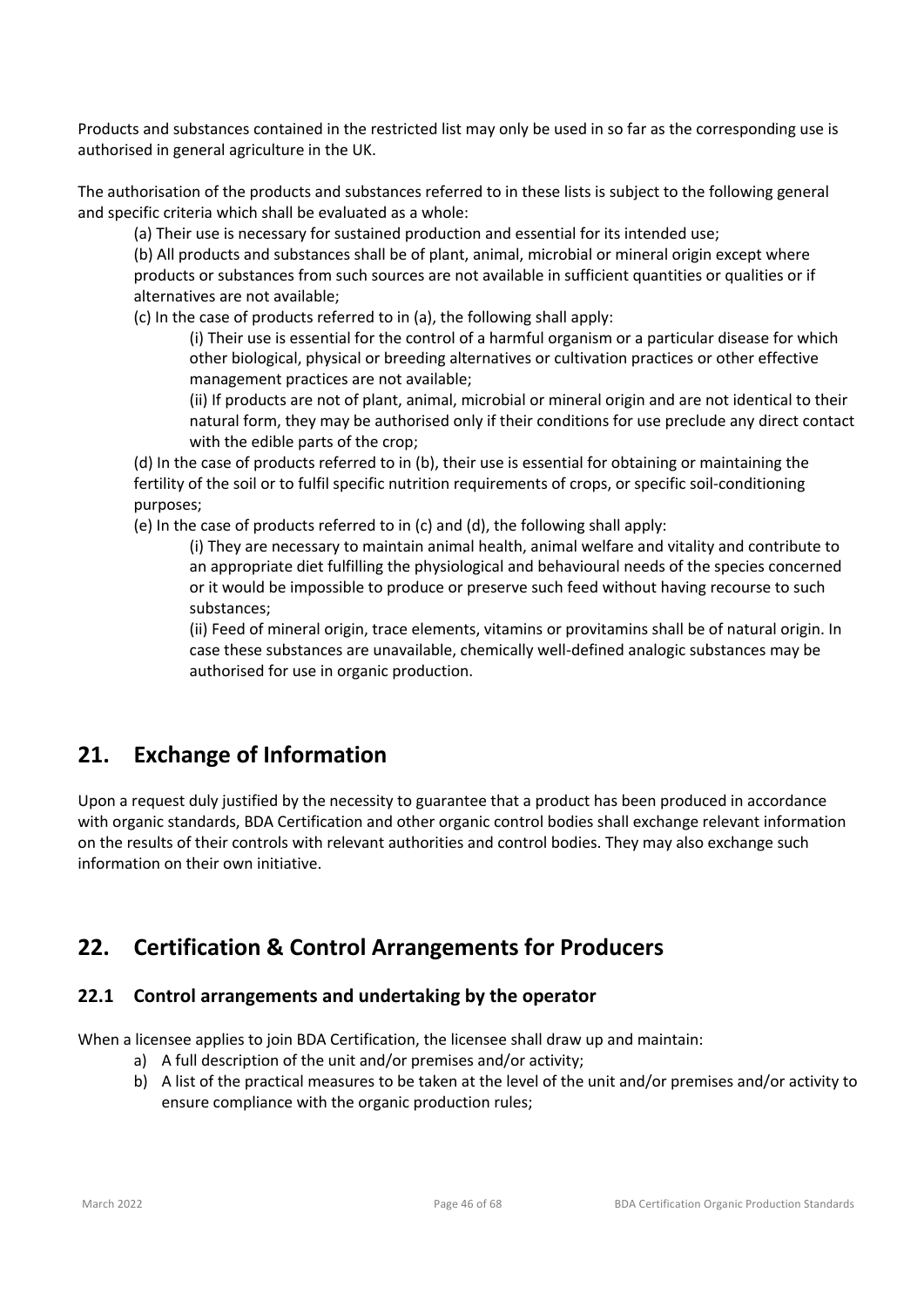Products and substances contained in the restricted list may only be used in so far as the corresponding use is authorised in general agriculture in the UK.

The authorisation of the products and substances referred to in these lists is subject to the following general and specific criteria which shall be evaluated as a whole:

(a) Their use is necessary for sustained production and essential for its intended use;

(b) All products and substances shall be of plant, animal, microbial or mineral origin except where products or substances from such sources are not available in sufficient quantities or qualities or if alternatives are not available;

(c) In the case of products referred to in (a), the following shall apply:

(i) Their use is essential for the control of a harmful organism or a particular disease for which other biological, physical or breeding alternatives or cultivation practices or other effective management practices are not available;

(ii) If products are not of plant, animal, microbial or mineral origin and are not identical to their natural form, they may be authorised only if their conditions for use preclude any direct contact with the edible parts of the crop;

(d) In the case of products referred to in (b), their use is essential for obtaining or maintaining the fertility of the soil or to fulfil specific nutrition requirements of crops, or specific soil-conditioning purposes;

(e) In the case of products referred to in (c) and (d), the following shall apply:

(i) They are necessary to maintain animal health, animal welfare and vitality and contribute to an appropriate diet fulfilling the physiological and behavioural needs of the species concerned or it would be impossible to produce or preserve such feed without having recourse to such substances;

(ii) Feed of mineral origin, trace elements, vitamins or provitamins shall be of natural origin. In case these substances are unavailable, chemically well-defined analogic substances may be authorised for use in organic production.

## 21. Exchange of Information

Upon a request duly justified by the necessity to guarantee that a product has been produced in accordance with organic standards, BDA Certification and other organic control bodies shall exchange relevant information on the results of their controls with relevant authorities and control bodies. They may also exchange such information on their own initiative.

## 22. Certification & Control Arrangements for Producers

### 22.1 Control arrangements and undertaking by the operator

When a licensee applies to join BDA Certification, the licensee shall draw up and maintain:

a) A full description of the unit and/or premises and/or activity;
b) A list of the practical measures to be taken at the level of the unit and/or premises and/or activity to ensure compliance with the organic production rules;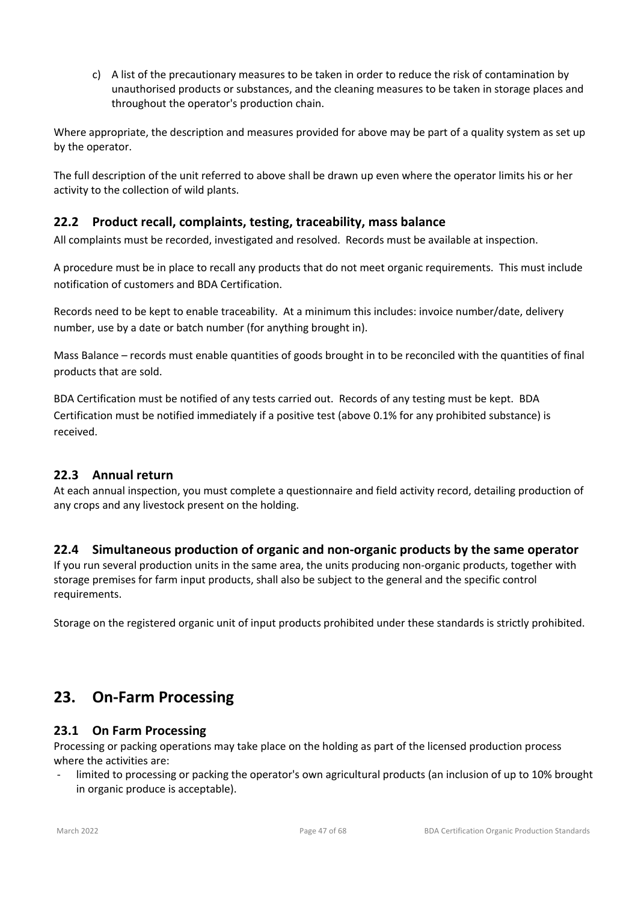c) A list of the precautionary measures to be taken in order to reduce the risk of contamination by unauthorised products or substances, and the cleaning measures to be taken in storage places and throughout the operator's production chain.

Where appropriate, the description and measures provided for above may be part of a quality system as set up by the operator.

The full description of the unit referred to above shall be drawn up even where the operator limits his or her activity to the collection of wild plants.

### 22.2 Product recall, complaints, testing, traceability, mass balance

All complaints must be recorded, investigated and resolved. Records must be available at inspection.

A procedure must be in place to recall any products that do not meet organic requirements. This must include notification of customers and BDA Certification.

Records need to be kept to enable traceability. At a minimum this includes: invoice number/date, delivery number, use by a date or batch number (for anything brought in).

Mass Balance – records must enable quantities of goods brought in to be reconciled with the quantities of final products that are sold.

BDA Certification must be notified of any tests carried out. Records of any testing must be kept. BDA Certification must be notified immediately if a positive test (above 0.1% for any prohibited substance) is received.

### 22.3 Annual return

At each annual inspection, you must complete a questionnaire and field activity record, detailing production of any crops and any livestock present on the holding.

### 22.4 Simultaneous production of organic and non-organic products by the same operator

If you run several production units in the same area, the units producing non-organic products, together with storage premises for farm input products, shall also be subject to the general and the specific control requirements.

Storage on the registered organic unit of input products prohibited under these standards is strictly prohibited.

## 23. On-Farm Processing

### 23.1 On Farm Processing

Processing or packing operations may take place on the holding as part of the licensed production process where the activities are:

- limited to processing or packing the operator's own agricultural products (an inclusion of up to 10% brought in organic produce is acceptable).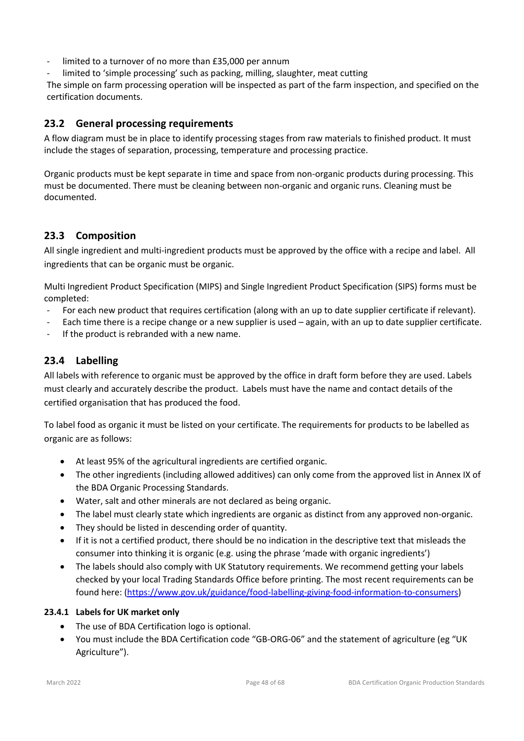- limited to a turnover of no more than £35,000 per annum
- limited to 'simple processing' such as packing, milling, slaughter, meat cutting

The simple on farm processing operation will be inspected as part of the farm inspection, and specified on the certification documents.

## 23.2 General processing requirements

A flow diagram must be in place to identify processing stages from raw materials to finished product. It must include the stages of separation, processing, temperature and processing practice.

Organic products must be kept separate in time and space from non-organic products during processing. This must be documented. There must be cleaning between non-organic and organic runs. Cleaning must be documented.

## 23.3 Composition

All single ingredient and multi-ingredient products must be approved by the office with a recipe and label. All ingredients that can be organic must be organic.

Multi Ingredient Product Specification (MIPS) and Single Ingredient Product Specification (SIPS) forms must be completed:

- For each new product that requires certification (along with an up to date supplier certificate if relevant).
- Each time there is a recipe change or a new supplier is used – again, with an up to date supplier certificate.
- If the product is rebranded with a new name.

## 23.4 Labelling

All labels with reference to organic must be approved by the office in draft form before they are used. Labels must clearly and accurately describe the product. Labels must have the name and contact details of the certified organisation that has produced the food.

To label food as organic it must be listed on your certificate. The requirements for products to be labelled as organic are as follows:

- At least 95% of the agricultural ingredients are certified organic.
- The other ingredients (including allowed additives) can only come from the approved list in Annex IX of the BDA Organic Processing Standards.
- Water, salt and other minerals are not declared as being organic.
- The label must clearly state which ingredients are organic as distinct from any approved non-organic.
- They should be listed in descending order of quantity.
- If it is not a certified product, there should be no indication in the descriptive text that misleads the consumer into thinking it is organic (e.g. using the phrase 'made with organic ingredients')
- The labels should also comply with UK Statutory requirements. We recommend getting your labels checked by your local Trading Standards Office before printing. The most recent requirements can be found here: (https://www.gov.uk/guidance/food-labelling-giving-food-information-to-consumers)

### 23.4.1 Labels for UK market only

- The use of BDA Certification logo is optional.
- You must include the BDA Certification code "GB-ORG-06" and the statement of agriculture (eg "UK Agriculture").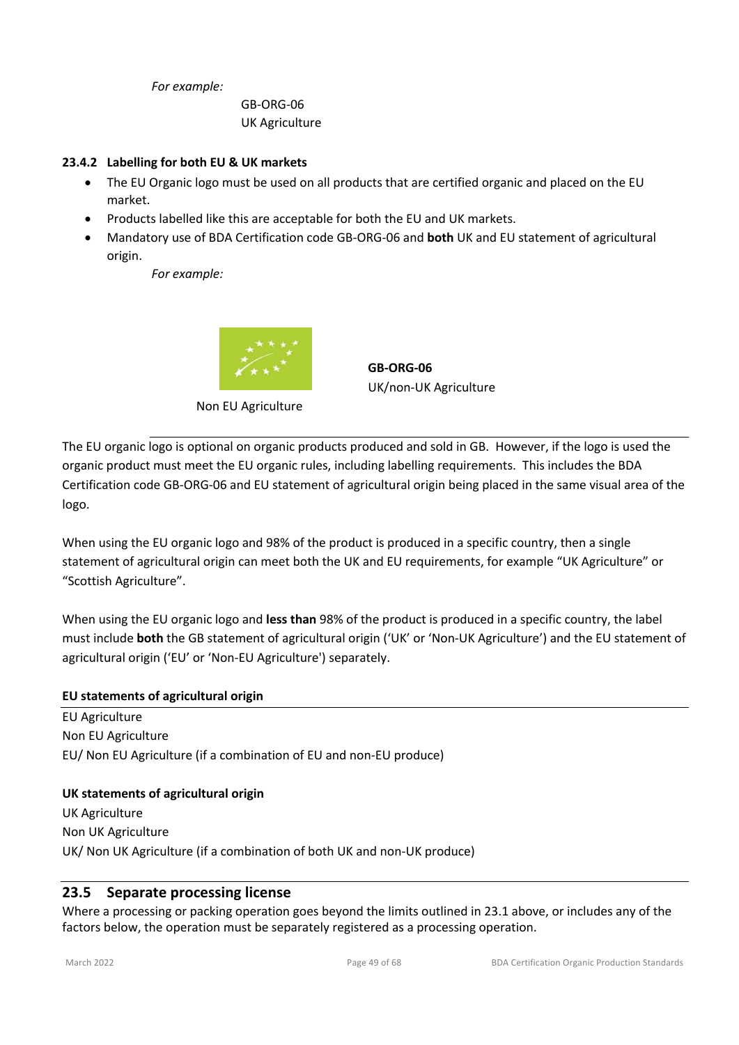*For example:*

GB-ORG-06
UK Agriculture

**23.4.2 Labelling for both EU & UK markets**

- The EU Organic logo must be used on all products that are certified organic and placed on the EU market.
- Products labelled like this are acceptable for both the EU and UK markets.
- Mandatory use of BDA Certification code GB-ORG-06 and **both** UK and EU statement of agricultural origin.

*For example:*

Non EU Agriculture

**GB-ORG-06**
UK/non-UK Agriculture

The EU organic logo is optional on organic products produced and sold in GB. However, if the logo is used the organic product must meet the EU organic rules, including labelling requirements. This includes the BDA Certification code GB-ORG-06 and EU statement of agricultural origin being placed in the same visual area of the logo.

When using the EU organic logo and 98% of the product is produced in a specific country, then a single statement of agricultural origin can meet both the UK and EU requirements, for example "UK Agriculture" or "Scottish Agriculture".

When using the EU organic logo and **less than** 98% of the product is produced in a specific country, the label must include **both** the GB statement of agricultural origin ('UK' or 'Non-UK Agriculture') and the EU statement of agricultural origin ('EU' or 'Non-EU Agriculture') separately.

**EU statements of agricultural origin**

EU Agriculture
Non EU Agriculture
EU/ Non EU Agriculture (if a combination of EU and non-EU produce)

**UK statements of agricultural origin**

UK Agriculture
Non UK Agriculture
UK/ Non UK Agriculture (if a combination of both UK and non-UK produce)

## 23.5 Separate processing license

Where a processing or packing operation goes beyond the limits outlined in 23.1 above, or includes any of the factors below, the operation must be separately registered as a processing operation.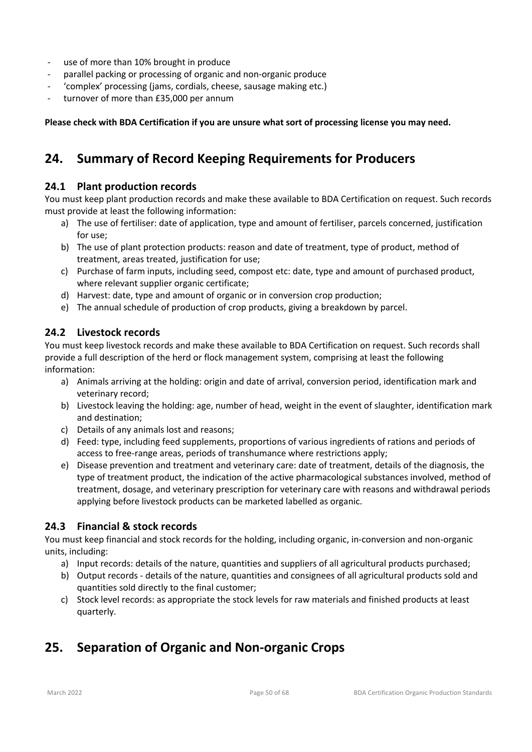- use of more than 10% brought in produce
- parallel packing or processing of organic and non-organic produce
- 'complex' processing (jams, cordials, cheese, sausage making etc.)
- turnover of more than £35,000 per annum

**Please check with BDA Certification if you are unsure what sort of processing license you may need.**

## 24. Summary of Record Keeping Requirements for Producers

### 24.1 Plant production records

You must keep plant production records and make these available to BDA Certification on request. Such records must provide at least the following information:

a) The use of fertiliser: date of application, type and amount of fertiliser, parcels concerned, justification for use;
b) The use of plant protection products: reason and date of treatment, type of product, method of treatment, areas treated, justification for use;
c) Purchase of farm inputs, including seed, compost etc: date, type and amount of purchased product, where relevant supplier organic certificate;
d) Harvest: date, type and amount of organic or in conversion crop production;
e) The annual schedule of production of crop products, giving a breakdown by parcel.

### 24.2 Livestock records

You must keep livestock records and make these available to BDA Certification on request. Such records shall provide a full description of the herd or flock management system, comprising at least the following information:

a) Animals arriving at the holding: origin and date of arrival, conversion period, identification mark and veterinary record;
b) Livestock leaving the holding: age, number of head, weight in the event of slaughter, identification mark and destination;
c) Details of any animals lost and reasons;
d) Feed: type, including feed supplements, proportions of various ingredients of rations and periods of access to free-range areas, periods of transhumance where restrictions apply;
e) Disease prevention and treatment and veterinary care: date of treatment, details of the diagnosis, the type of treatment product, the indication of the active pharmacological substances involved, method of treatment, dosage, and veterinary prescription for veterinary care with reasons and withdrawal periods applying before livestock products can be marketed labelled as organic.

### 24.3 Financial & stock records

You must keep financial and stock records for the holding, including organic, in-conversion and non-organic units, including:

a) Input records: details of the nature, quantities and suppliers of all agricultural products purchased;
b) Output records - details of the nature, quantities and consignees of all agricultural products sold and quantities sold directly to the final customer;
c) Stock level records: as appropriate the stock levels for raw materials and finished products at least quarterly.

## 25. Separation of Organic and Non-organic Crops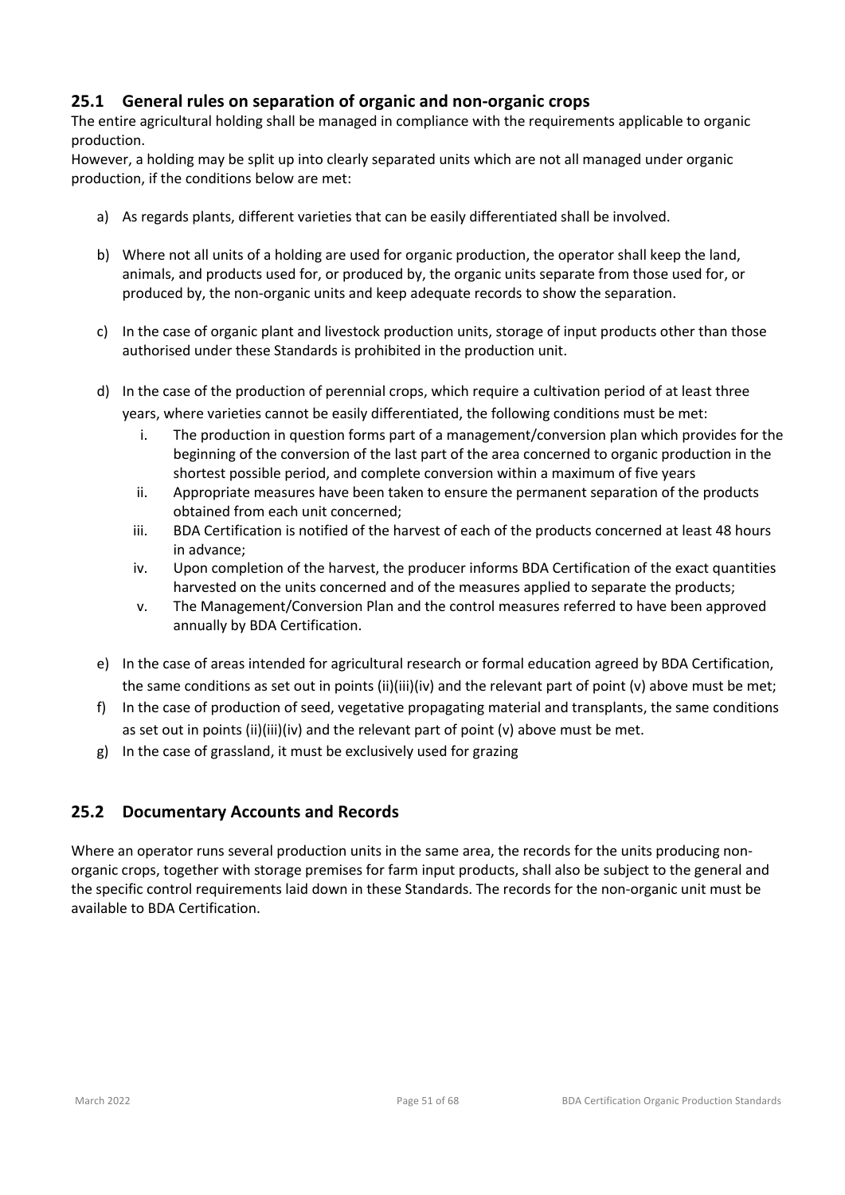## 25.1 General rules on separation of organic and non-organic crops

The entire agricultural holding shall be managed in compliance with the requirements applicable to organic production.

However, a holding may be split up into clearly separated units which are not all managed under organic production, if the conditions below are met:

a) As regards plants, different varieties that can be easily differentiated shall be involved.

b) Where not all units of a holding are used for organic production, the operator shall keep the land, animals, and products used for, or produced by, the organic units separate from those used for, or produced by, the non-organic units and keep adequate records to show the separation.

c) In the case of organic plant and livestock production units, storage of input products other than those authorised under these Standards is prohibited in the production unit.

d) In the case of the production of perennial crops, which require a cultivation period of at least three years, where varieties cannot be easily differentiated, the following conditions must be met:
   i. The production in question forms part of a management/conversion plan which provides for the beginning of the conversion of the last part of the area concerned to organic production in the shortest possible period, and complete conversion within a maximum of five years
   ii. Appropriate measures have been taken to ensure the permanent separation of the products obtained from each unit concerned;
   iii. BDA Certification is notified of the harvest of each of the products concerned at least 48 hours in advance;
   iv. Upon completion of the harvest, the producer informs BDA Certification of the exact quantities harvested on the units concerned and of the measures applied to separate the products;
   v. The Management/Conversion Plan and the control measures referred to have been approved annually by BDA Certification.

e) In the case of areas intended for agricultural research or formal education agreed by BDA Certification, the same conditions as set out in points (ii)(iii)(iv) and the relevant part of point (v) above must be met;

f) In the case of production of seed, vegetative propagating material and transplants, the same conditions as set out in points (ii)(iii)(iv) and the relevant part of point (v) above must be met.

g) In the case of grassland, it must be exclusively used for grazing

## 25.2 Documentary Accounts and Records

Where an operator runs several production units in the same area, the records for the units producing non-organic crops, together with storage premises for farm input products, shall also be subject to the general and the specific control requirements laid down in these Standards. The records for the non-organic unit must be available to BDA Certification.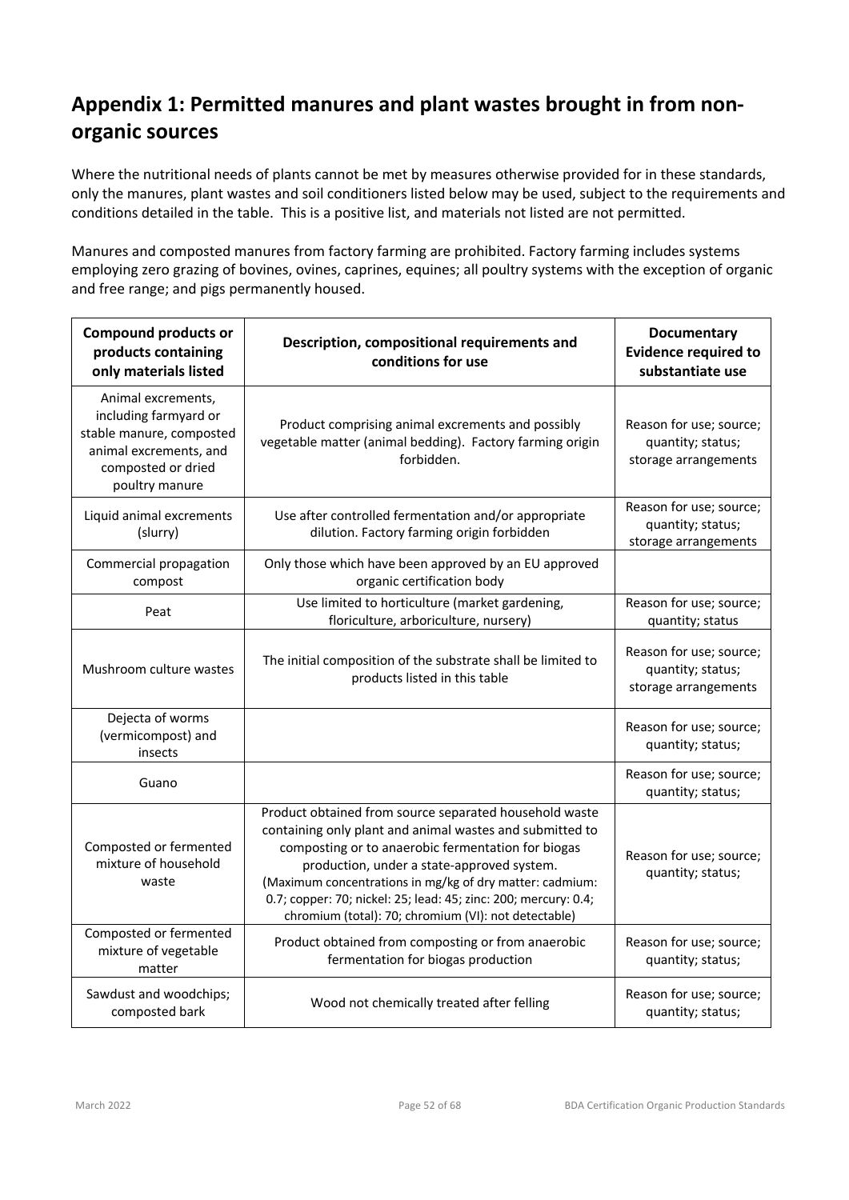## Appendix 1: Permitted manures and plant wastes brought in from non-organic sources

Where the nutritional needs of plants cannot be met by measures otherwise provided for in these standards, only the manures, plant wastes and soil conditioners listed below may be used, subject to the requirements and conditions detailed in the table. This is a positive list, and materials not listed are not permitted.

Manures and composted manures from factory farming are prohibited. Factory farming includes systems employing zero grazing of bovines, ovines, caprines, equines; all poultry systems with the exception of organic and free range; and pigs permanently housed.

| Compound products or products containing only materials listed | Description, compositional requirements and conditions for use | Documentary Evidence required to substantiate use |
|---|---|---|
| Animal excrements, including farmyard or stable manure, composted animal excrements, and composted or dried poultry manure | Product comprising animal excrements and possibly vegetable matter (animal bedding). Factory farming origin forbidden. | Reason for use; source; quantity; status; storage arrangements |
| Liquid animal excrements (slurry) | Use after controlled fermentation and/or appropriate dilution. Factory farming origin forbidden | Reason for use; source; quantity; status; storage arrangements |
| Commercial propagation compost | Only those which have been approved by an EU approved organic certification body | |
| Peat | Use limited to horticulture (market gardening, floriculture, arboriculture, nursery) | Reason for use; source; quantity; status |
| Mushroom culture wastes | The initial composition of the substrate shall be limited to products listed in this table | Reason for use; source; quantity; status; storage arrangements |
| Dejecta of worms (vermicompost) and insects | | Reason for use; source; quantity; status; |
| Guano | | Reason for use; source; quantity; status; |
| Composted or fermented mixture of household waste | Product obtained from source separated household waste containing only plant and animal wastes and submitted to composting or to anaerobic fermentation for biogas production, under a state-approved system. (Maximum concentrations in mg/kg of dry matter: cadmium: 0.7; copper: 70; nickel: 25; lead: 45; zinc: 200; mercury: 0.4; chromium (total): 70; chromium (VI): not detectable) | Reason for use; source; quantity; status; |
| Composted or fermented mixture of vegetable matter | Product obtained from composting or from anaerobic fermentation for biogas production | Reason for use; source; quantity; status; |
| Sawdust and woodchips; composted bark | Wood not chemically treated after felling | Reason for use; source; quantity; status; |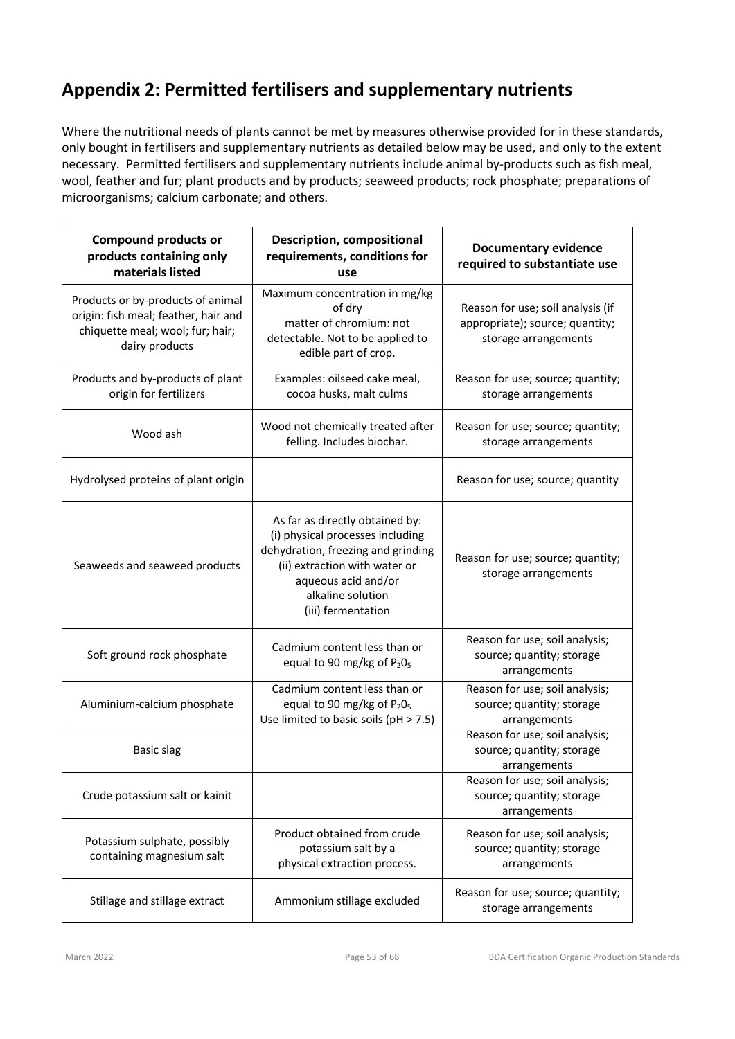## Appendix 2: Permitted fertilisers and supplementary nutrients

Where the nutritional needs of plants cannot be met by measures otherwise provided for in these standards, only bought in fertilisers and supplementary nutrients as detailed below may be used, and only to the extent necessary. Permitted fertilisers and supplementary nutrients include animal by-products such as fish meal, wool, feather and fur; plant products and by products; seaweed products; rock phosphate; preparations of microorganisms; calcium carbonate; and others.

| Compound products or products containing only materials listed | Description, compositional requirements, conditions for use | Documentary evidence required to substantiate use |
|---|---|---|
| Products or by-products of animal origin: fish meal; feather, hair and chiquette meal; wool; fur; hair; dairy products | Maximum concentration in mg/kg of dry matter of chromium: not detectable. Not to be applied to edible part of crop. | Reason for use; soil analysis (if appropriate); source; quantity; storage arrangements |
| Products and by-products of plant origin for fertilizers | Examples: oilseed cake meal, cocoa husks, malt culms | Reason for use; source; quantity; storage arrangements |
| Wood ash | Wood not chemically treated after felling. Includes biochar. | Reason for use; source; quantity; storage arrangements |
| Hydrolysed proteins of plant origin | | Reason for use; source; quantity |
| Seaweeds and seaweed products | As far as directly obtained by: (i) physical processes including dehydration, freezing and grinding (ii) extraction with water or aqueous acid and/or alkaline solution (iii) fermentation | Reason for use; source; quantity; storage arrangements |
| Soft ground rock phosphate | Cadmium content less than or equal to 90 mg/kg of $P_2O_5$ | Reason for use; soil analysis; source; quantity; storage arrangements |
| Aluminium-calcium phosphate | Cadmium content less than or equal to 90 mg/kg of $P_2O_5$ Use limited to basic soils (pH > 7.5) | Reason for use; soil analysis; source; quantity; storage arrangements |
| Basic slag | | Reason for use; soil analysis; source; quantity; storage arrangements |
| Crude potassium salt or kainit | | Reason for use; soil analysis; source; quantity; storage arrangements |
| Potassium sulphate, possibly containing magnesium salt | Product obtained from crude potassium salt by a physical extraction process. | Reason for use; soil analysis; source; quantity; storage arrangements |
| Stillage and stillage extract | Ammonium stillage excluded | Reason for use; source; quantity; storage arrangements |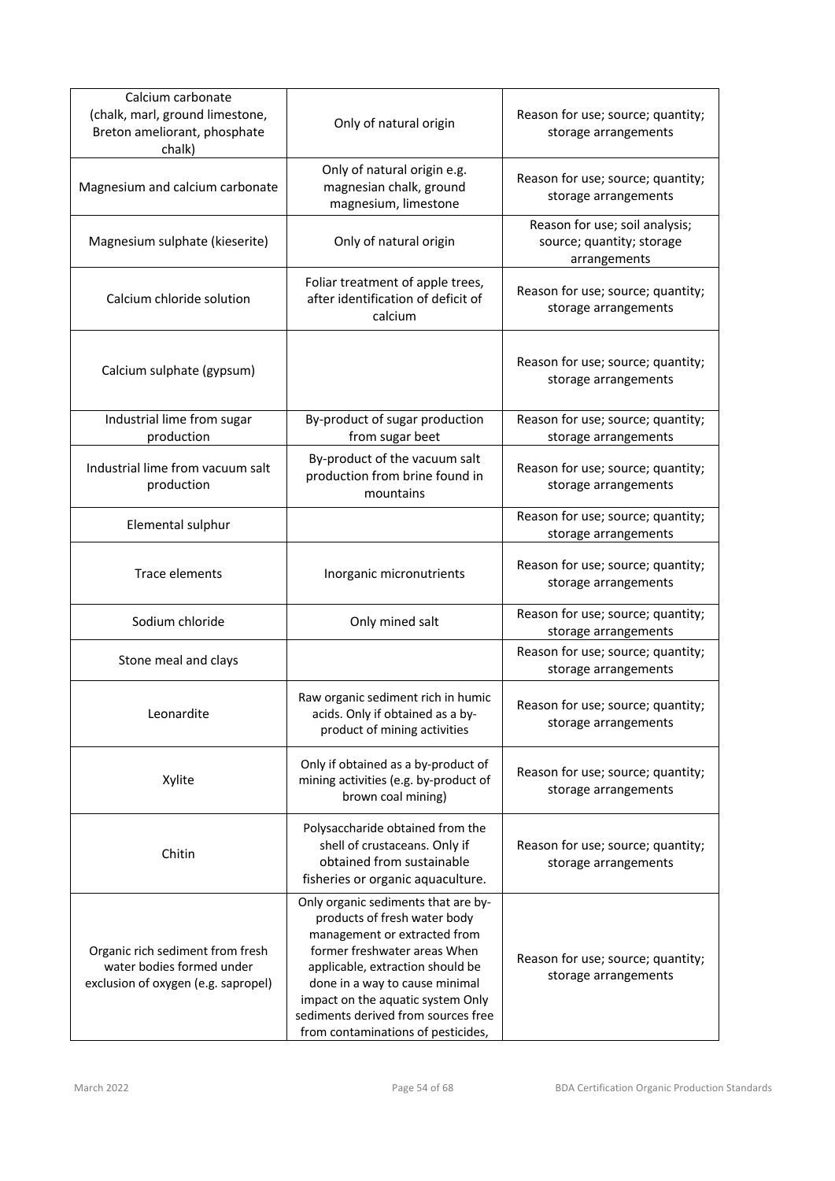| | | |
|---|---|---|
| Calcium carbonate (chalk, marl, ground limestone, Breton ameliorant, phosphate chalk) | Only of natural origin | Reason for use; source; quantity; storage arrangements |
| Magnesium and calcium carbonate | Only of natural origin e.g. magnesian chalk, ground magnesium, limestone | Reason for use; source; quantity; storage arrangements |
| Magnesium sulphate (kieserite) | Only of natural origin | Reason for use; soil analysis; source; quantity; storage arrangements |
| Calcium chloride solution | Foliar treatment of apple trees, after identification of deficit of calcium | Reason for use; source; quantity; storage arrangements |
| Calcium sulphate (gypsum) | | Reason for use; source; quantity; storage arrangements |
| Industrial lime from sugar production | By-product of sugar production from sugar beet | Reason for use; source; quantity; storage arrangements |
| Industrial lime from vacuum salt production | By-product of the vacuum salt production from brine found in mountains | Reason for use; source; quantity; storage arrangements |
| Elemental sulphur | | Reason for use; source; quantity; storage arrangements |
| Trace elements | Inorganic micronutrients | Reason for use; source; quantity; storage arrangements |
| Sodium chloride | Only mined salt | Reason for use; source; quantity; storage arrangements |
| Stone meal and clays | | Reason for use; source; quantity; storage arrangements |
| Leonardite | Raw organic sediment rich in humic acids. Only if obtained as a by-product of mining activities | Reason for use; source; quantity; storage arrangements |
| Xylite | Only if obtained as a by-product of mining activities (e.g. by-product of brown coal mining) | Reason for use; source; quantity; storage arrangements |
| Chitin | Polysaccharide obtained from the shell of crustaceans. Only if obtained from sustainable fisheries or organic aquaculture. | Reason for use; source; quantity; storage arrangements |
| Organic rich sediment from fresh water bodies formed under exclusion of oxygen (e.g. sapropel) | Only organic sediments that are by-products of fresh water body management or extracted from former freshwater areas When applicable, extraction should be done in a way to cause minimal impact on the aquatic system Only sediments derived from sources free from contaminations of pesticides, | Reason for use; source; quantity; storage arrangements |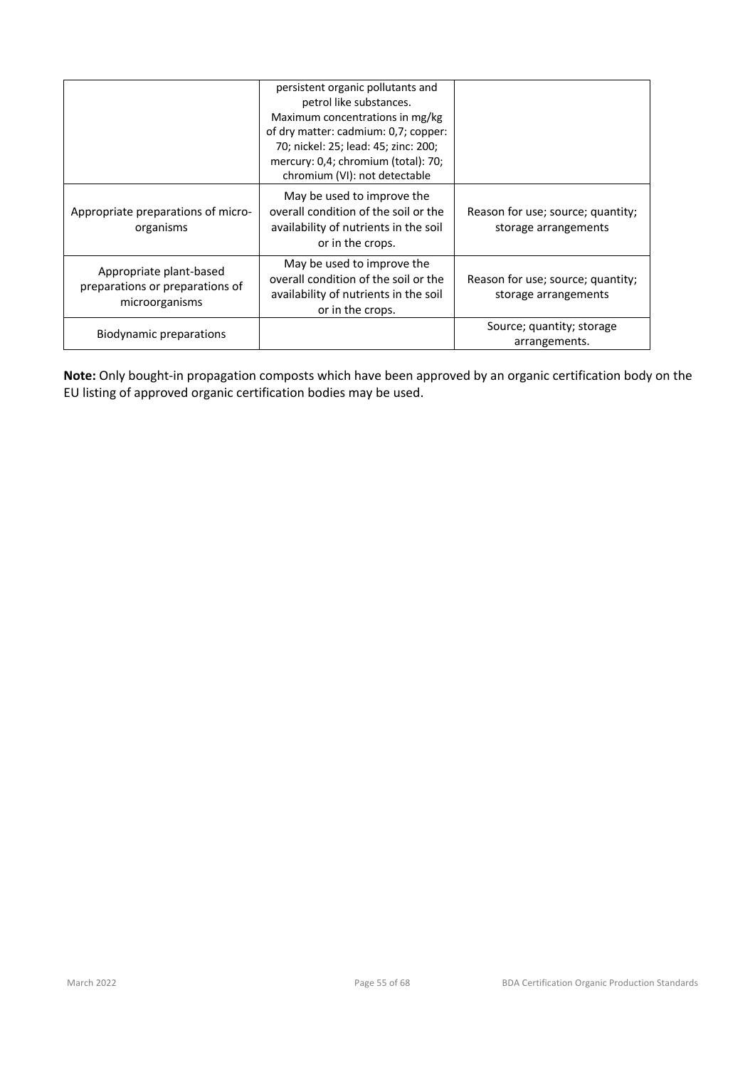| | | |
|---|---|---|
| | persistent organic pollutants and petrol like substances. Maximum concentrations in mg/kg of dry matter: cadmium: 0,7; copper: 70; nickel: 25; lead: 45; zinc: 200; mercury: 0,4; chromium (total): 70; chromium (VI): not detectable | |
| Appropriate preparations of micro-organisms | May be used to improve the overall condition of the soil or the availability of nutrients in the soil or in the crops. | Reason for use; source; quantity; storage arrangements |
| Appropriate plant-based preparations or preparations of microorganisms | May be used to improve the overall condition of the soil or the availability of nutrients in the soil or in the crops. | Reason for use; source; quantity; storage arrangements |
| Biodynamic preparations | | Source; quantity; storage arrangements. |

**Note:** Only bought-in propagation composts which have been approved by an organic certification body on the EU listing of approved organic certification bodies may be used.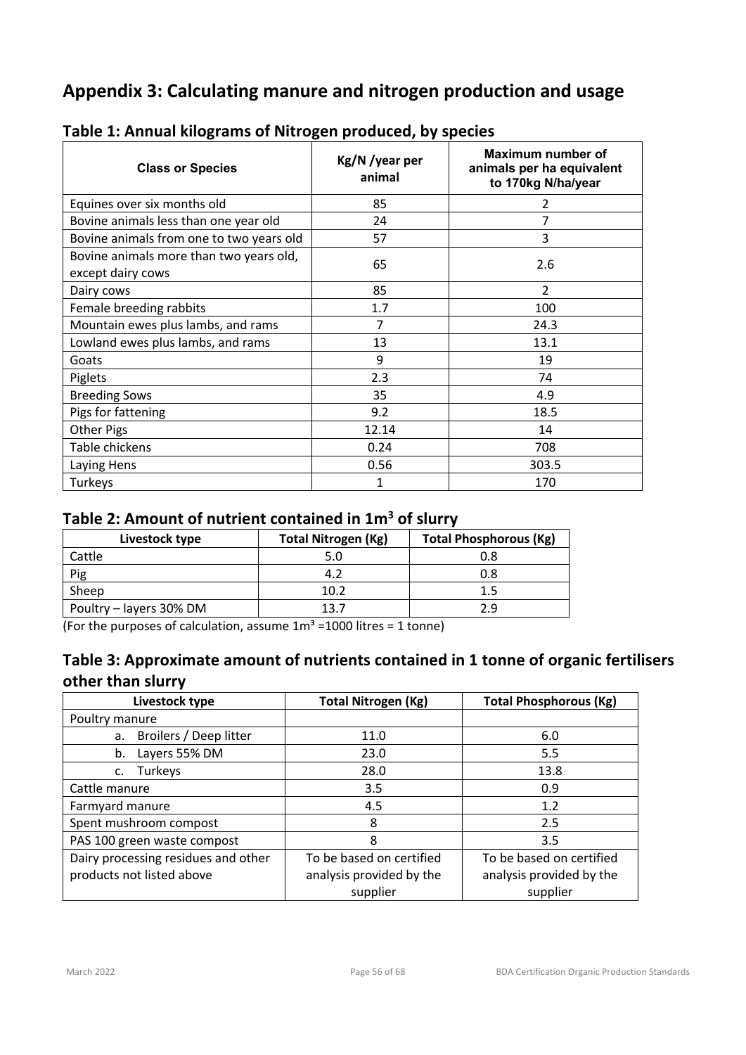# Appendix 3: Calculating manure and nitrogen production and usage

## Table 1: Annual kilograms of Nitrogen produced, by species

| Class or Species | Kg/N /year per animal | Maximum number of animals per ha equivalent to 170kg N/ha/year |
|---|---|---|
| Equines over six months old | 85 | 2 |
| Bovine animals less than one year old | 24 | 7 |
| Bovine animals from one to two years old | 57 | 3 |
| Bovine animals more than two years old, except dairy cows | 65 | 2.6 |
| Dairy cows | 85 | 2 |
| Female breeding rabbits | 1.7 | 100 |
| Mountain ewes plus lambs, and rams | 7 | 24.3 |
| Lowland ewes plus lambs, and rams | 13 | 13.1 |
| Goats | 9 | 19 |
| Piglets | 2.3 | 74 |
| Breeding Sows | 35 | 4.9 |
| Pigs for fattening | 9.2 | 18.5 |
| Other Pigs | 12.14 | 14 |
| Table chickens | 0.24 | 708 |
| Laying Hens | 0.56 | 303.5 |
| Turkeys | 1 | 170 |

## Table 2: Amount of nutrient contained in 1m$^3$ of slurry

| Livestock type | Total Nitrogen (Kg) | Total Phosphorous (Kg) |
|---|---|---|
| Cattle | 5.0 | 0.8 |
| Pig | 4.2 | 0.8 |
| Sheep | 10.2 | 1.5 |
| Poultry – layers 30% DM | 13.7 | 2.9 |

(For the purposes of calculation, assume 1m$^3$ =1000 litres = 1 tonne)

## Table 3: Approximate amount of nutrients contained in 1 tonne of organic fertilisers other than slurry

| Livestock type | Total Nitrogen (Kg) | Total Phosphorous (Kg) |
|---|---|---|
| Poultry manure | | |
| a. Broilers / Deep litter | 11.0 | 6.0 |
| b. Layers 55% DM | 23.0 | 5.5 |
| c. Turkeys | 28.0 | 13.8 |
| Cattle manure | 3.5 | 0.9 |
| Farmyard manure | 4.5 | 1.2 |
| Spent mushroom compost | 8 | 2.5 |
| PAS 100 green waste compost | 8 | 3.5 |
| Dairy processing residues and other products not listed above | To be based on certified analysis provided by the supplier | To be based on certified analysis provided by the supplier |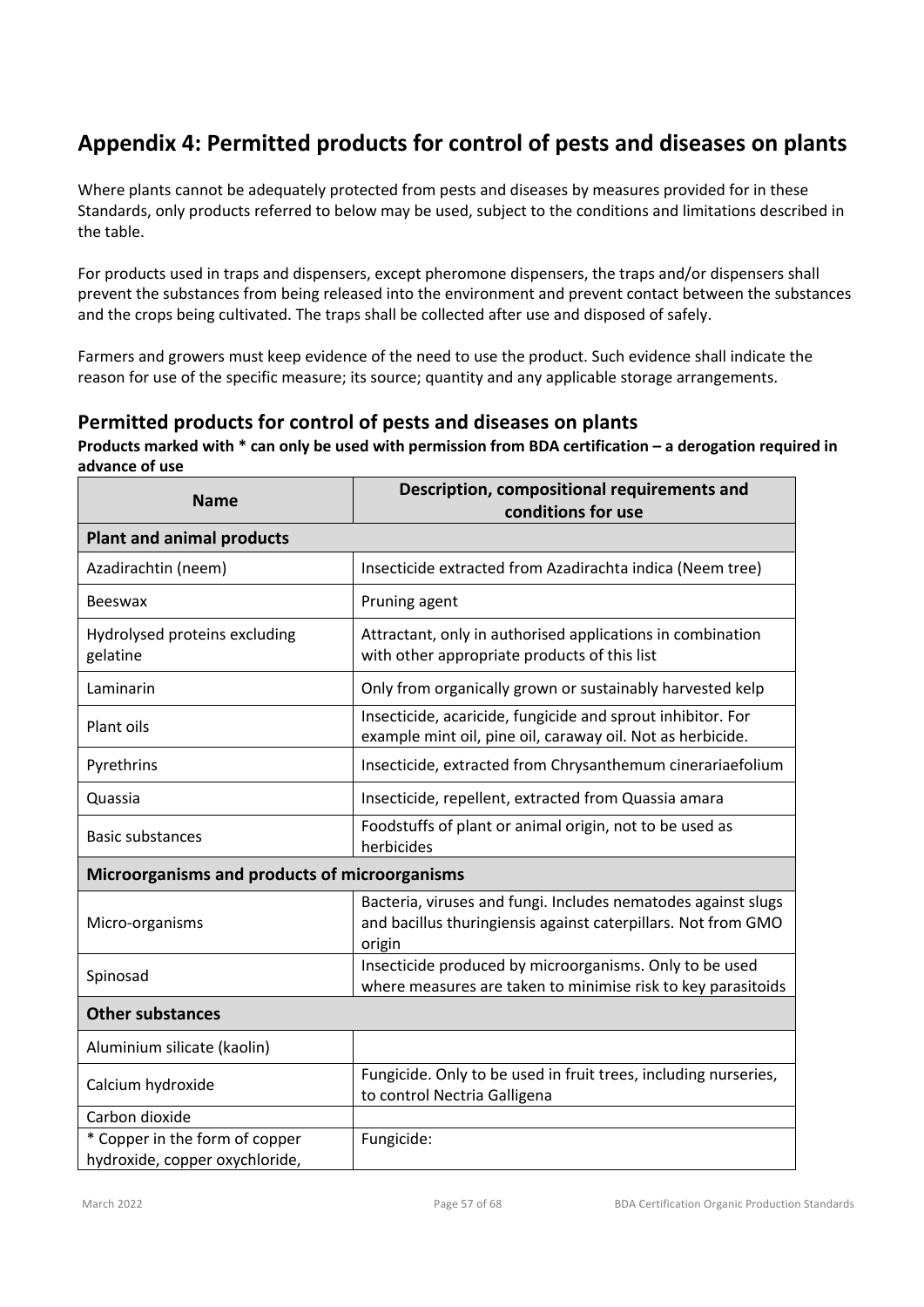## Appendix 4: Permitted products for control of pests and diseases on plants

Where plants cannot be adequately protected from pests and diseases by measures provided for in these Standards, only products referred to below may be used, subject to the conditions and limitations described in the table.

For products used in traps and dispensers, except pheromone dispensers, the traps and/or dispensers shall prevent the substances from being released into the environment and prevent contact between the substances and the crops being cultivated. The traps shall be collected after use and disposed of safely.

Farmers and growers must keep evidence of the need to use the product. Such evidence shall indicate the reason for use of the specific measure; its source; quantity and any applicable storage arrangements.

### Permitted products for control of pests and diseases on plants

**Products marked with * can only be used with permission from BDA certification – a derogation required in advance of use**

| Name | Description, compositional requirements and conditions for use |
|---|---|
| **Plant and animal products** | |
| Azadirachtin (neem) | Insecticide extracted from Azadirachta indica (Neem tree) |
| Beeswax | Pruning agent |
| Hydrolysed proteins excluding gelatine | Attractant, only in authorised applications in combination with other appropriate products of this list |
| Laminarin | Only from organically grown or sustainably harvested kelp |
| Plant oils | Insecticide, acaricide, fungicide and sprout inhibitor. For example mint oil, pine oil, caraway oil. Not as herbicide. |
| Pyrethrins | Insecticide, extracted from Chrysanthemum cinerariaefolium |
| Quassia | Insecticide, repellent, extracted from Quassia amara |
| Basic substances | Foodstuffs of plant or animal origin, not to be used as herbicides |
| **Microorganisms and products of microorganisms** | |
| Micro-organisms | Bacteria, viruses and fungi. Includes nematodes against slugs and bacillus thuringiensis against caterpillars. Not from GMO origin |
| Spinosad | Insecticide produced by microorganisms. Only to be used where measures are taken to minimise risk to key parasitoids |
| **Other substances** | |
| Aluminium silicate (kaolin) | |
| Calcium hydroxide | Fungicide. Only to be used in fruit trees, including nurseries, to control Nectria Galligena |
| Carbon dioxide | |
| * Copper in the form of copper hydroxide, copper oxychloride, | Fungicide: |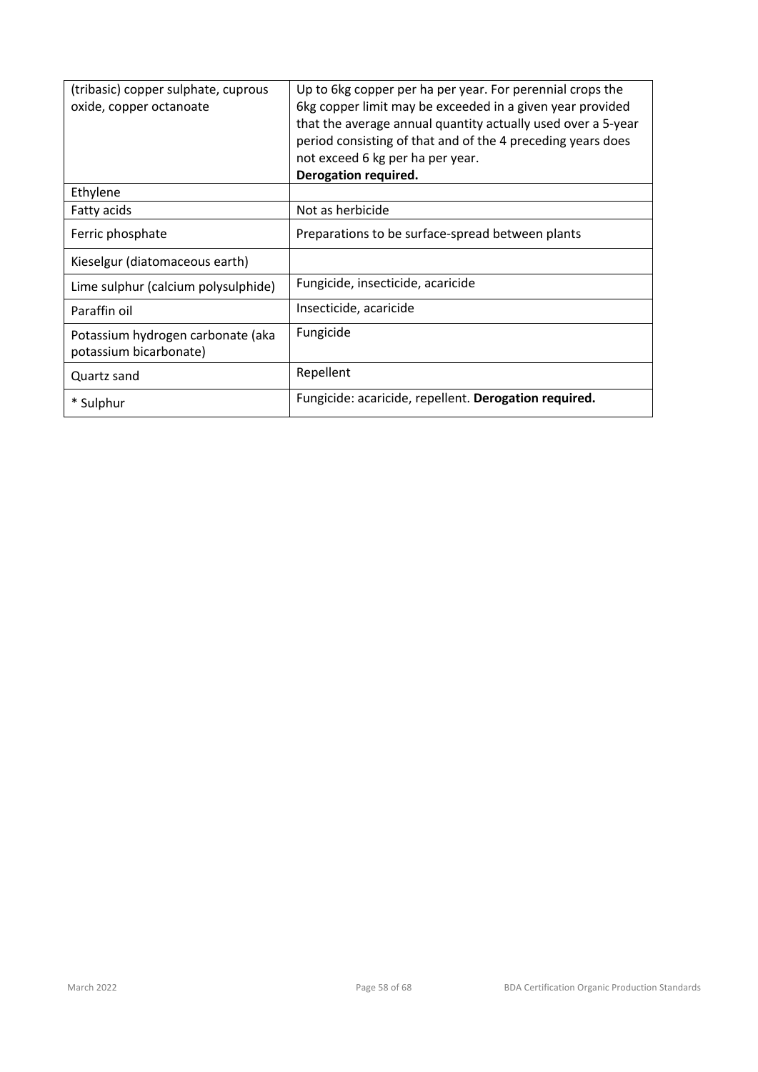| (tribasic) copper sulphate, cuprous oxide, copper octanoate | Up to 6kg copper per ha per year. For perennial crops the 6kg copper limit may be exceeded in a given year provided that the average annual quantity actually used over a 5-year period consisting of that and of the 4 preceding years does not exceed 6 kg per ha per year. **Derogation required.** |
|---|---|
| Ethylene | |
| Fatty acids | Not as herbicide |
| Ferric phosphate | Preparations to be surface-spread between plants |
| Kieselgur (diatomaceous earth) | |
| Lime sulphur (calcium polysulphide) | Fungicide, insecticide, acaricide |
| Paraffin oil | Insecticide, acaricide |
| Potassium hydrogen carbonate (aka potassium bicarbonate) | Fungicide |
| Quartz sand | Repellent |
| * Sulphur | Fungicide: acaricide, repellent. **Derogation required.** |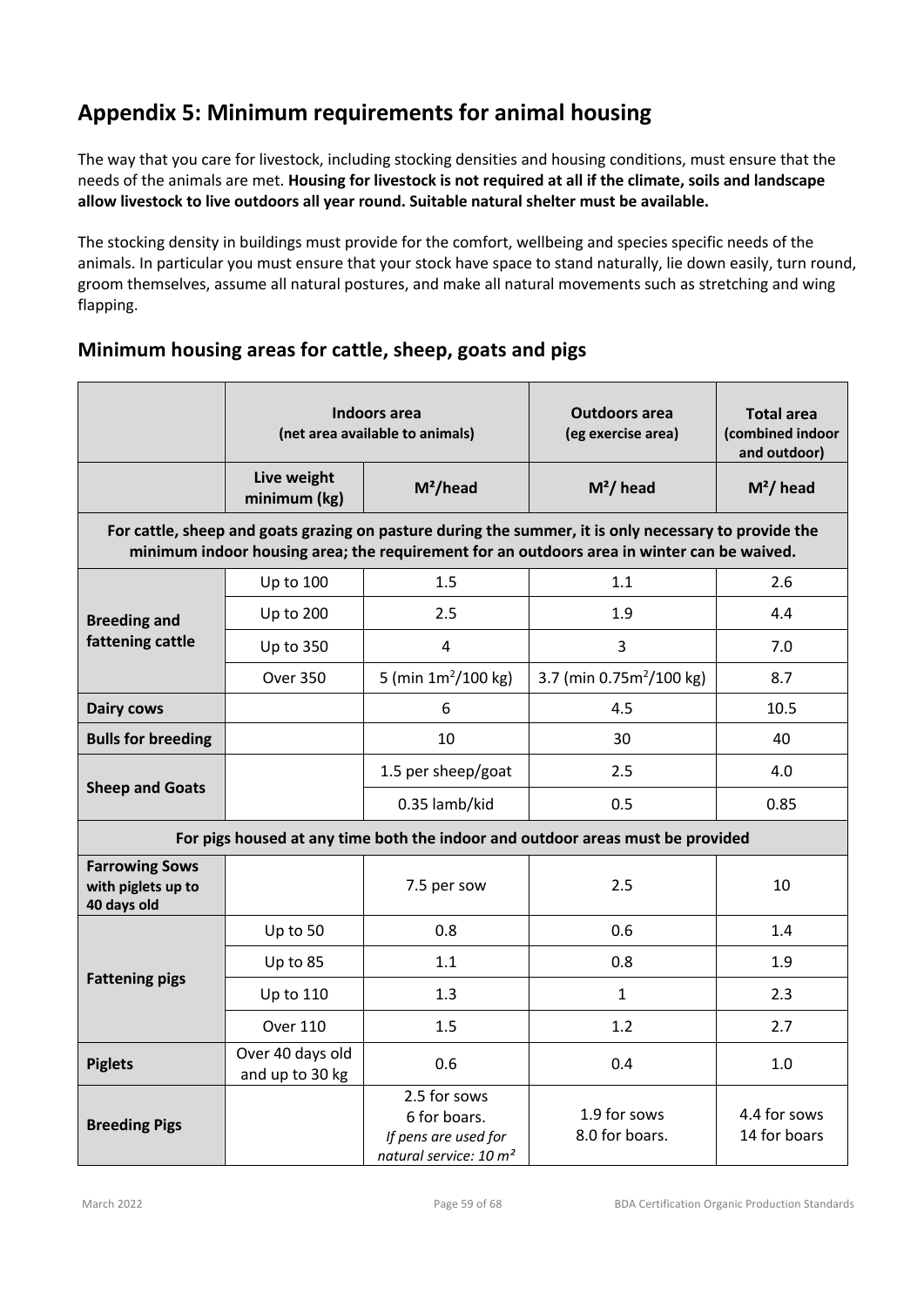# Appendix 5: Minimum requirements for animal housing

The way that you care for livestock, including stocking densities and housing conditions, must ensure that the needs of the animals are met. **Housing for livestock is not required at all if the climate, soils and landscape allow livestock to live outdoors all year round. Suitable natural shelter must be available.**

The stocking density in buildings must provide for the comfort, wellbeing and species specific needs of the animals. In particular you must ensure that your stock have space to stand naturally, lie down easily, turn round, groom themselves, assume all natural postures, and make all natural movements such as stretching and wing flapping.

## Minimum housing areas for cattle, sheep, goats and pigs

| | Indoors area (net area available to animals) | | Outdoors area (eg exercise area) | Total area (combined indoor and outdoor) |
|---|---|---|---|---|
| | Live weight minimum (kg) | $M^2$/head | $M^2$/ head | $M^2$/ head |
| **For cattle, sheep and goats grazing on pasture during the summer, it is only necessary to provide the minimum indoor housing area; the requirement for an outdoors area in winter can be waived.** | | | | |
| **Breeding and fattening cattle** | Up to 100 | 1.5 | 1.1 | 2.6 |
| | Up to 200 | 2.5 | 1.9 | 4.4 |
| | Up to 350 | 4 | 3 | 7.0 |
| | Over 350 | 5 (min $1m^2$/100 kg) | 3.7 (min $0.75m^2$/100 kg) | 8.7 |
| **Dairy cows** | | 6 | 4.5 | 10.5 |
| **Bulls for breeding** | | 10 | 30 | 40 |
| **Sheep and Goats** | | 1.5 per sheep/goat | 2.5 | 4.0 |
| | | 0.35 lamb/kid | 0.5 | 0.85 |
| **For pigs housed at any time both the indoor and outdoor areas must be provided** | | | | |
| **Farrowing Sows with piglets up to 40 days old** | | 7.5 per sow | 2.5 | 10 |
| **Fattening pigs** | Up to 50 | 0.8 | 0.6 | 1.4 |
| | Up to 85 | 1.1 | 0.8 | 1.9 |
| | Up to 110 | 1.3 | 1 | 2.3 |
| | Over 110 | 1.5 | 1.2 | 2.7 |
| **Piglets** | Over 40 days old and up to 30 kg | 0.6 | 0.4 | 1.0 |
| **Breeding Pigs** | | 2.5 for sows<br>6 for boars.<br>*If pens are used for natural service: 10 $m^2$* | 1.9 for sows<br>8.0 for boars. | 4.4 for sows<br>14 for boars |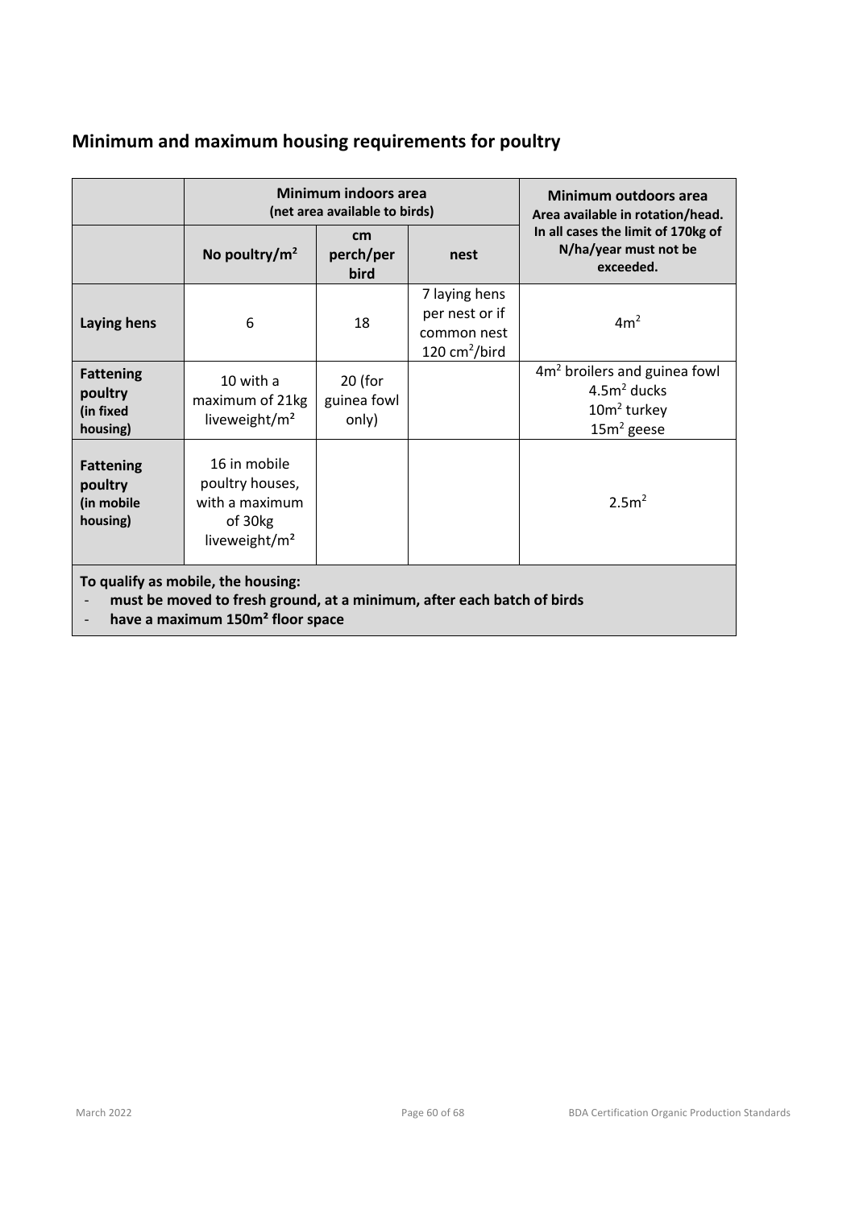## Minimum and maximum housing requirements for poultry

| | Minimum indoors area (net area available to birds) | | | Minimum outdoors area Area available in rotation/head. In all cases the limit of 170kg of N/ha/year must not be exceeded. |
|---|---|---|---|---|
| | No poultry/$m^2$ | cm perch/per bird | nest | |
| **Laying hens** | 6 | 18 | 7 laying hens per nest or if common nest 120 $cm^2$/bird | 4$m^2$ |
| **Fattening poultry (in fixed housing)** | 10 with a maximum of 21kg liveweight/$m^2$ | 20 (for guinea fowl only) | | 4$m^2$ broilers and guinea fowl<br>4.5$m^2$ ducks<br>10$m^2$ turkey<br>15$m^2$ geese |
| **Fattening poultry (in mobile housing)** | 16 in mobile poultry houses, with a maximum of 30kg liveweight/$m^2$ | | | 2.5$m^2$ |

**To qualify as mobile, the housing:**
- **must be moved to fresh ground, at a minimum, after each batch of birds**
- **have a maximum 150$m^2$ floor space**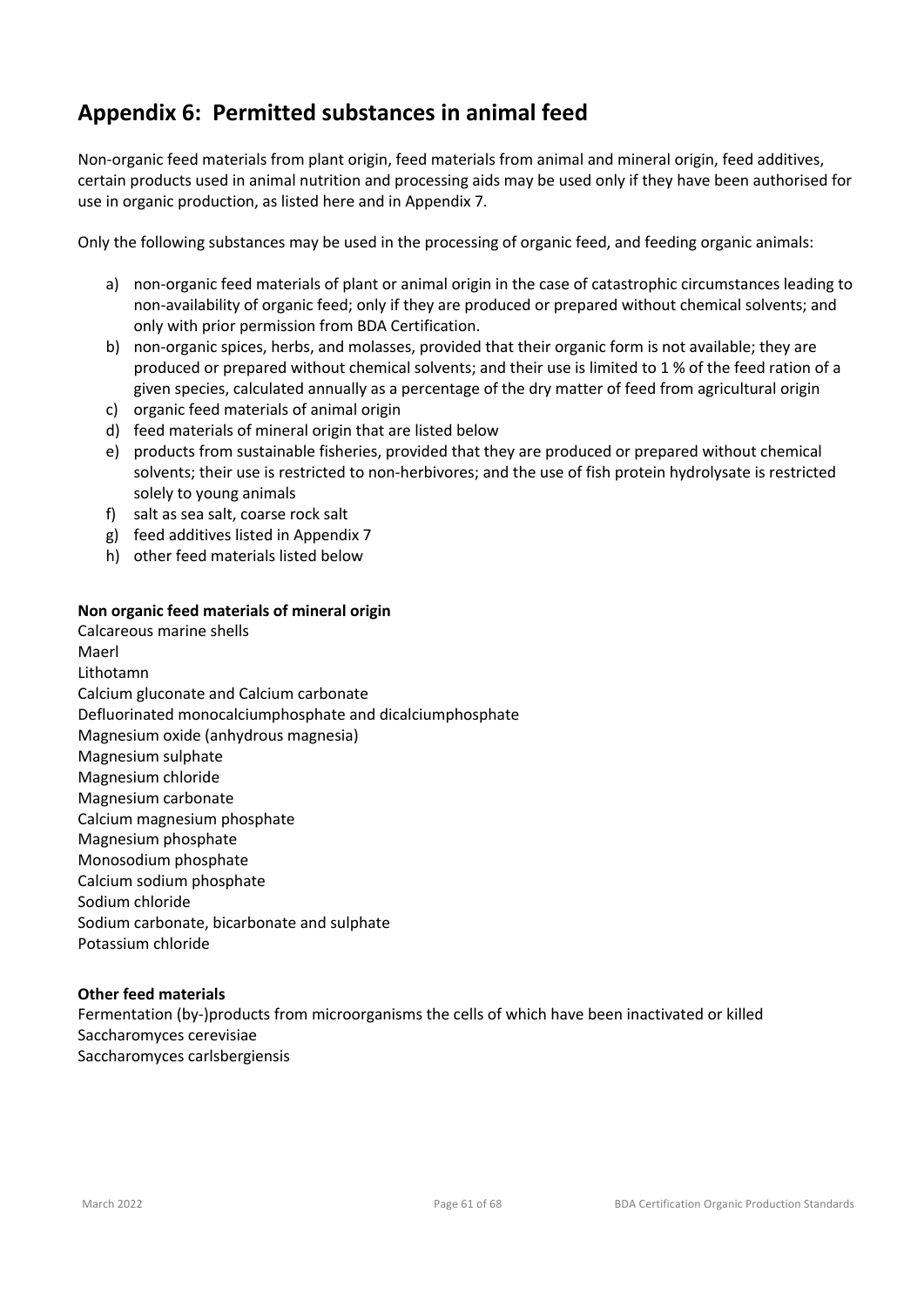## Appendix 6: Permitted substances in animal feed

Non-organic feed materials from plant origin, feed materials from animal and mineral origin, feed additives, certain products used in animal nutrition and processing aids may be used only if they have been authorised for use in organic production, as listed here and in Appendix 7.

Only the following substances may be used in the processing of organic feed, and feeding organic animals:

a) non-organic feed materials of plant or animal origin in the case of catastrophic circumstances leading to non-availability of organic feed; only if they are produced or prepared without chemical solvents; and only with prior permission from BDA Certification.
b) non-organic spices, herbs, and molasses, provided that their organic form is not available; they are produced or prepared without chemical solvents; and their use is limited to 1 % of the feed ration of a given species, calculated annually as a percentage of the dry matter of feed from agricultural origin
c) organic feed materials of animal origin
d) feed materials of mineral origin that are listed below
e) products from sustainable fisheries, provided that they are produced or prepared without chemical solvents; their use is restricted to non-herbivores; and the use of fish protein hydrolysate is restricted solely to young animals
f) salt as sea salt, coarse rock salt
g) feed additives listed in Appendix 7
h) other feed materials listed below

**Non organic feed materials of mineral origin**

Calcareous marine shells
Maerl
Lithotamn
Calcium gluconate and Calcium carbonate
Defluorinated monocalciumphosphate and dicalciumphosphate
Magnesium oxide (anhydrous magnesia)
Magnesium sulphate
Magnesium chloride
Magnesium carbonate
Calcium magnesium phosphate
Magnesium phosphate
Monosodium phosphate
Calcium sodium phosphate
Sodium chloride
Sodium carbonate, bicarbonate and sulphate
Potassium chloride

**Other feed materials**

Fermentation (by-)products from microorganisms the cells of which have been inactivated or killed
Saccharomyces cerevisiae
Saccharomyces carlsbergiensis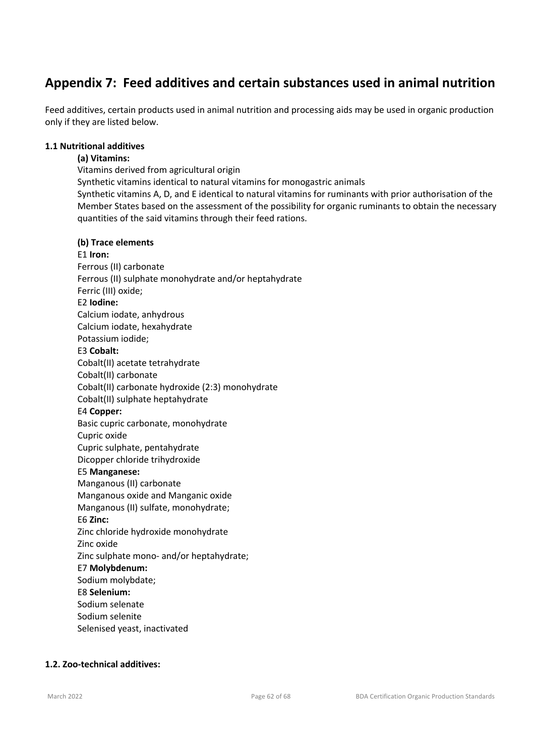# Appendix 7: Feed additives and certain substances used in animal nutrition

Feed additives, certain products used in animal nutrition and processing aids may be used in organic production only if they are listed below.

**1.1 Nutritional additives**

**(a) Vitamins:**

Vitamins derived from agricultural origin

Synthetic vitamins identical to natural vitamins for monogastric animals

Synthetic vitamins A, D, and E identical to natural vitamins for ruminants with prior authorisation of the Member States based on the assessment of the possibility for organic ruminants to obtain the necessary quantities of the said vitamins through their feed rations.

**(b) Trace elements**

E1 **Iron:**
Ferrous (II) carbonate
Ferrous (II) sulphate monohydrate and/or heptahydrate
Ferric (III) oxide;

E2 **Iodine:**
Calcium iodate, anhydrous
Calcium iodate, hexahydrate
Potassium iodide;

E3 **Cobalt:**
Cobalt(II) acetate tetrahydrate
Cobalt(II) carbonate
Cobalt(II) carbonate hydroxide (2:3) monohydrate
Cobalt(II) sulphate heptahydrate

E4 **Copper:**
Basic cupric carbonate, monohydrate
Cupric oxide
Cupric sulphate, pentahydrate
Dicopper chloride trihydroxide

E5 **Manganese:**
Manganous (II) carbonate
Manganous oxide and Manganic oxide
Manganous (II) sulfate, monohydrate;

E6 **Zinc:**
Zinc chloride hydroxide monohydrate
Zinc oxide
Zinc sulphate mono- and/or heptahydrate;

E7 **Molybdenum:**
Sodium molybdate;

E8 **Selenium:**
Sodium selenate
Sodium selenite
Selenised yeast, inactivated

**1.2. Zoo-technical additives:**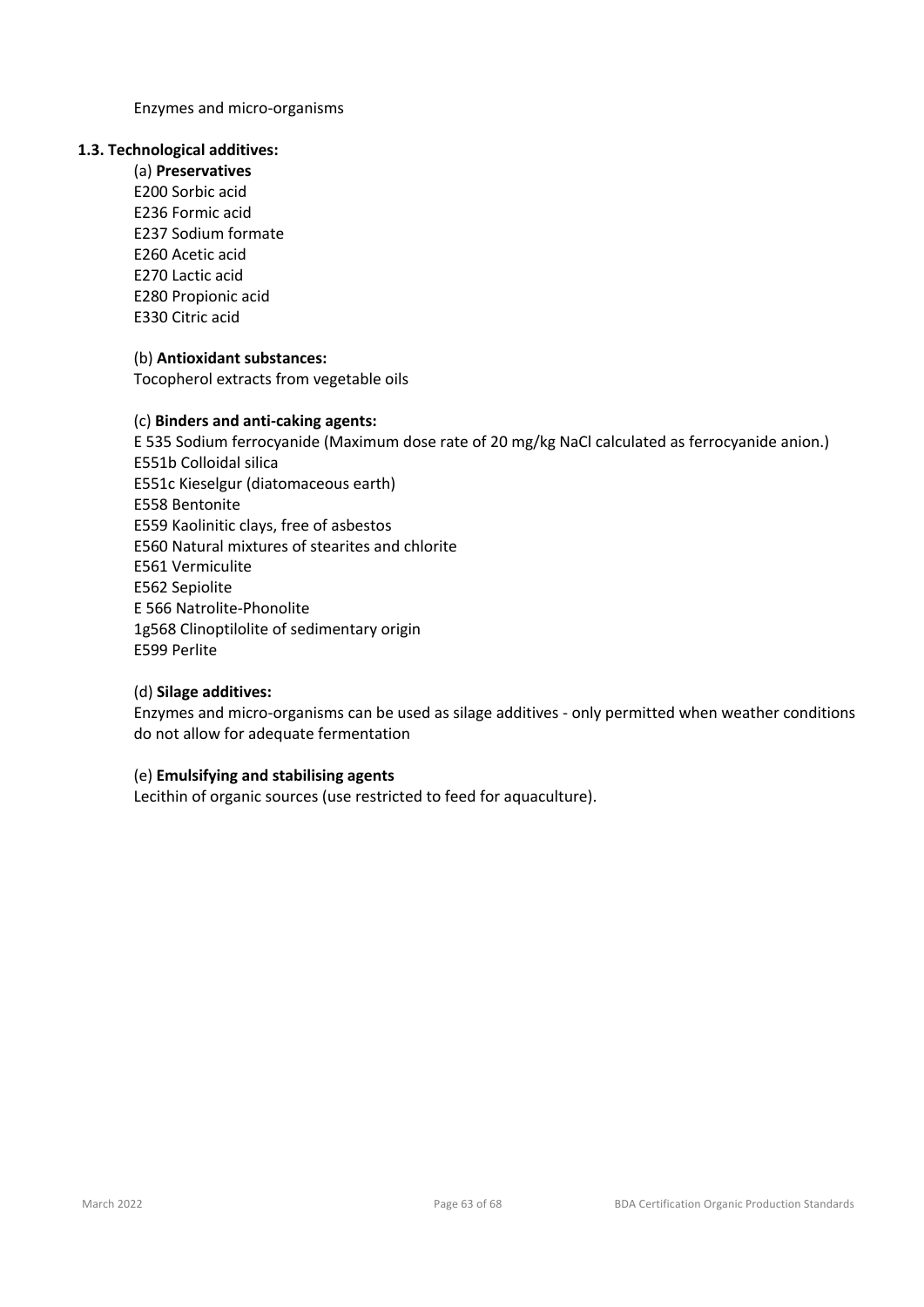Enzymes and micro-organisms

**1.3. Technological additives:**

(a) **Preservatives**
E200 Sorbic acid
E236 Formic acid
E237 Sodium formate
E260 Acetic acid
E270 Lactic acid
E280 Propionic acid
E330 Citric acid

(b) **Antioxidant substances:**
Tocopherol extracts from vegetable oils

(c) **Binders and anti-caking agents:**
E 535 Sodium ferrocyanide (Maximum dose rate of 20 mg/kg NaCl calculated as ferrocyanide anion.)
E551b Colloidal silica
E551c Kieselgur (diatomaceous earth)
E558 Bentonite
E559 Kaolinitic clays, free of asbestos
E560 Natural mixtures of stearites and chlorite
E561 Vermiculite
E562 Sepiolite
E 566 Natrolite-Phonolite
1g568 Clinoptilolite of sedimentary origin
E599 Perlite

(d) **Silage additives:**
Enzymes and micro-organisms can be used as silage additives - only permitted when weather conditions do not allow for adequate fermentation

(e) **Emulsifying and stabilising agents**
Lecithin of organic sources (use restricted to feed for aquaculture).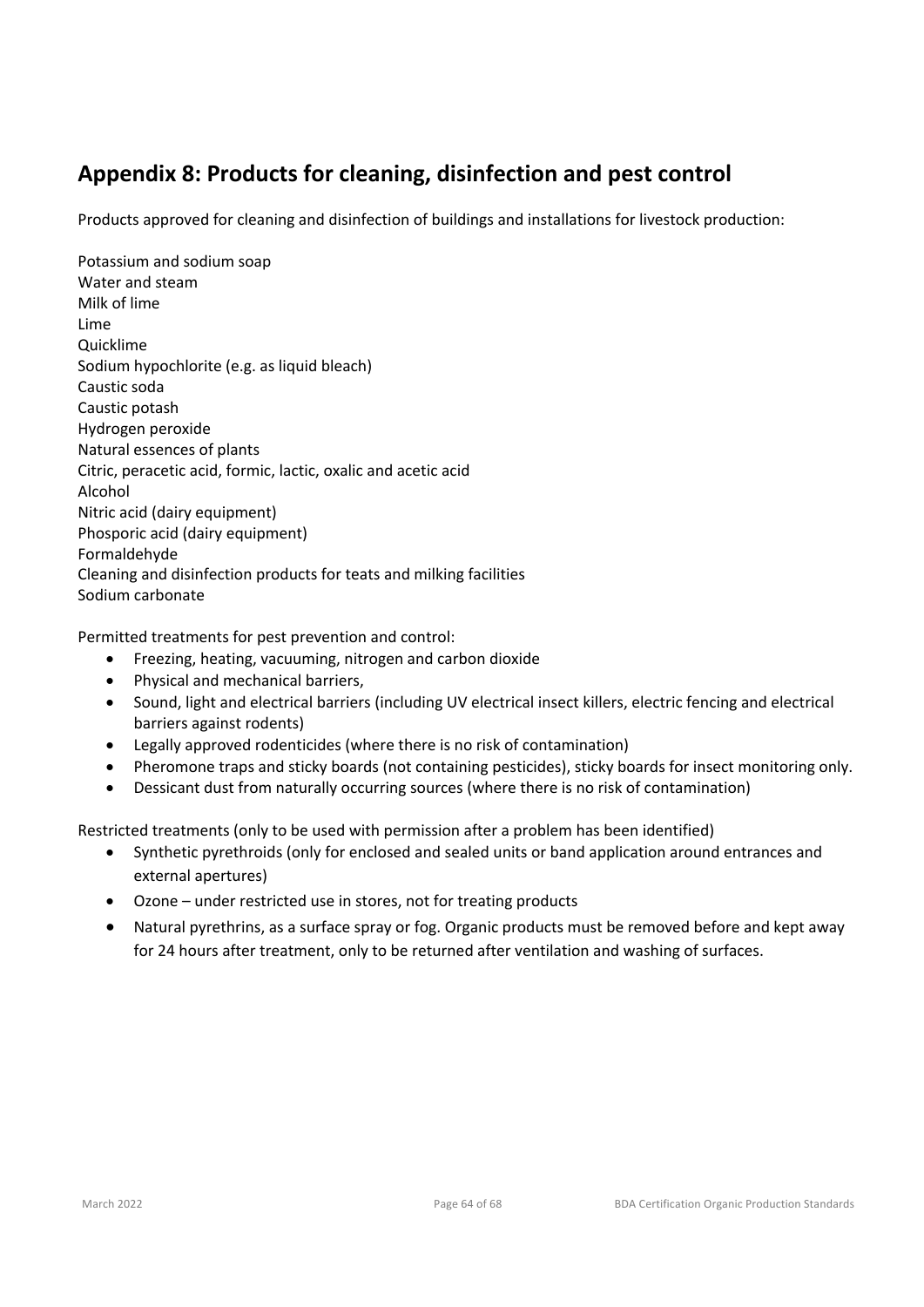## Appendix 8: Products for cleaning, disinfection and pest control

Products approved for cleaning and disinfection of buildings and installations for livestock production:

Potassium and sodium soap
Water and steam
Milk of lime
Lime
Quicklime
Sodium hypochlorite (e.g. as liquid bleach)
Caustic soda
Caustic potash
Hydrogen peroxide
Natural essences of plants
Citric, peracetic acid, formic, lactic, oxalic and acetic acid
Alcohol
Nitric acid (dairy equipment)
Phosporic acid (dairy equipment)
Formaldehyde
Cleaning and disinfection products for teats and milking facilities
Sodium carbonate

Permitted treatments for pest prevention and control:

- Freezing, heating, vacuuming, nitrogen and carbon dioxide
- Physical and mechanical barriers,
- Sound, light and electrical barriers (including UV electrical insect killers, electric fencing and electrical barriers against rodents)
- Legally approved rodenticides (where there is no risk of contamination)
- Pheromone traps and sticky boards (not containing pesticides), sticky boards for insect monitoring only.
- Dessicant dust from naturally occurring sources (where there is no risk of contamination)

Restricted treatments (only to be used with permission after a problem has been identified)

- Synthetic pyrethroids (only for enclosed and sealed units or band application around entrances and external apertures)
- Ozone – under restricted use in stores, not for treating products
- Natural pyrethrins, as a surface spray or fog. Organic products must be removed before and kept away for 24 hours after treatment, only to be returned after ventilation and washing of surfaces.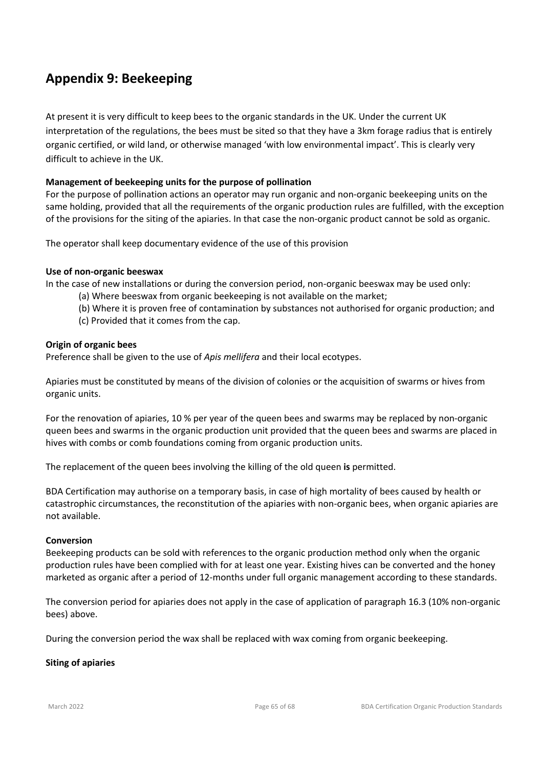# Appendix 9: Beekeeping

At present it is very difficult to keep bees to the organic standards in the UK. Under the current UK interpretation of the regulations, the bees must be sited so that they have a 3km forage radius that is entirely organic certified, or wild land, or otherwise managed 'with low environmental impact'. This is clearly very difficult to achieve in the UK.

**Management of beekeeping units for the purpose of pollination**

For the purpose of pollination actions an operator may run organic and non-organic beekeeping units on the same holding, provided that all the requirements of the organic production rules are fulfilled, with the exception of the provisions for the siting of the apiaries. In that case the non-organic product cannot be sold as organic.

The operator shall keep documentary evidence of the use of this provision

**Use of non-organic beeswax**

In the case of new installations or during the conversion period, non-organic beeswax may be used only:

(a) Where beeswax from organic beekeeping is not available on the market;

(b) Where it is proven free of contamination by substances not authorised for organic production; and

(c) Provided that it comes from the cap.

**Origin of organic bees**

Preference shall be given to the use of *Apis mellifera* and their local ecotypes.

Apiaries must be constituted by means of the division of colonies or the acquisition of swarms or hives from organic units.

For the renovation of apiaries, 10 % per year of the queen bees and swarms may be replaced by non-organic queen bees and swarms in the organic production unit provided that the queen bees and swarms are placed in hives with combs or comb foundations coming from organic production units.

The replacement of the queen bees involving the killing of the old queen **is** permitted.

BDA Certification may authorise on a temporary basis, in case of high mortality of bees caused by health or catastrophic circumstances, the reconstitution of the apiaries with non-organic bees, when organic apiaries are not available.

**Conversion**

Beekeeping products can be sold with references to the organic production method only when the organic production rules have been complied with for at least one year. Existing hives can be converted and the honey marketed as organic after a period of 12-months under full organic management according to these standards.

The conversion period for apiaries does not apply in the case of application of paragraph 16.3 (10% non-organic bees) above.

During the conversion period the wax shall be replaced with wax coming from organic beekeeping.

**Siting of apiaries**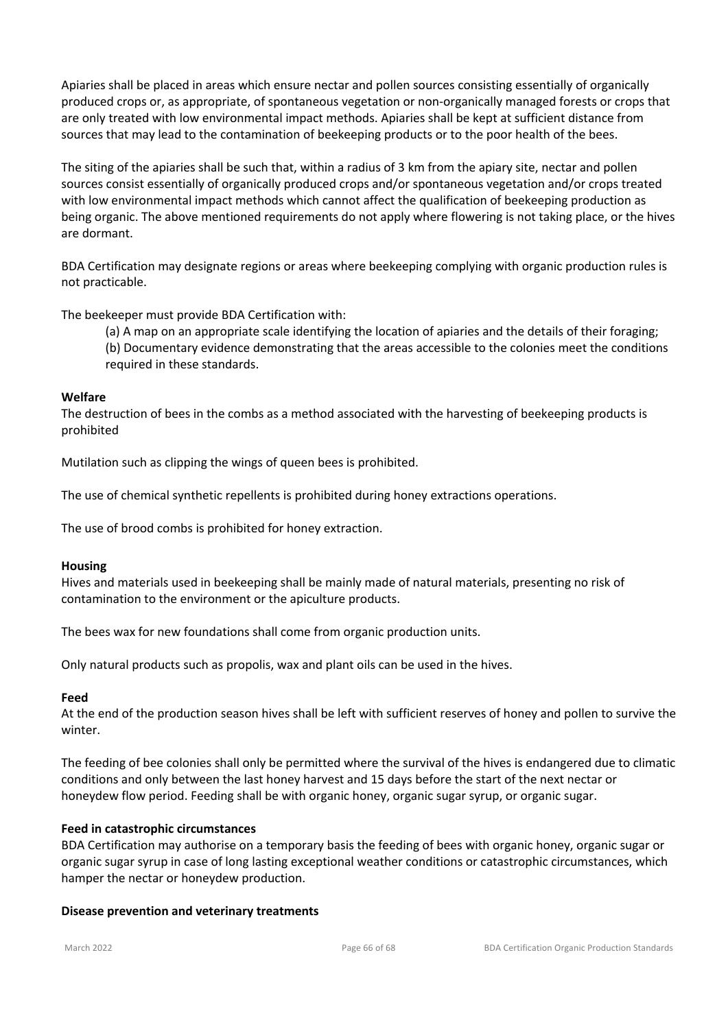Apiaries shall be placed in areas which ensure nectar and pollen sources consisting essentially of organically produced crops or, as appropriate, of spontaneous vegetation or non-organically managed forests or crops that are only treated with low environmental impact methods. Apiaries shall be kept at sufficient distance from sources that may lead to the contamination of beekeeping products or to the poor health of the bees.

The siting of the apiaries shall be such that, within a radius of 3 km from the apiary site, nectar and pollen sources consist essentially of organically produced crops and/or spontaneous vegetation and/or crops treated with low environmental impact methods which cannot affect the qualification of beekeeping production as being organic. The above mentioned requirements do not apply where flowering is not taking place, or the hives are dormant.

BDA Certification may designate regions or areas where beekeeping complying with organic production rules is not practicable.

The beekeeper must provide BDA Certification with:

(a) A map on an appropriate scale identifying the location of apiaries and the details of their foraging;
(b) Documentary evidence demonstrating that the areas accessible to the colonies meet the conditions required in these standards.

**Welfare**

The destruction of bees in the combs as a method associated with the harvesting of beekeeping products is prohibited

Mutilation such as clipping the wings of queen bees is prohibited.

The use of chemical synthetic repellents is prohibited during honey extractions operations.

The use of brood combs is prohibited for honey extraction.

**Housing**

Hives and materials used in beekeeping shall be mainly made of natural materials, presenting no risk of contamination to the environment or the apiculture products.

The bees wax for new foundations shall come from organic production units.

Only natural products such as propolis, wax and plant oils can be used in the hives.

**Feed**

At the end of the production season hives shall be left with sufficient reserves of honey and pollen to survive the winter.

The feeding of bee colonies shall only be permitted where the survival of the hives is endangered due to climatic conditions and only between the last honey harvest and 15 days before the start of the next nectar or honeydew flow period. Feeding shall be with organic honey, organic sugar syrup, or organic sugar.

**Feed in catastrophic circumstances**

BDA Certification may authorise on a temporary basis the feeding of bees with organic honey, organic sugar or organic sugar syrup in case of long lasting exceptional weather conditions or catastrophic circumstances, which hamper the nectar or honeydew production.

**Disease prevention and veterinary treatments**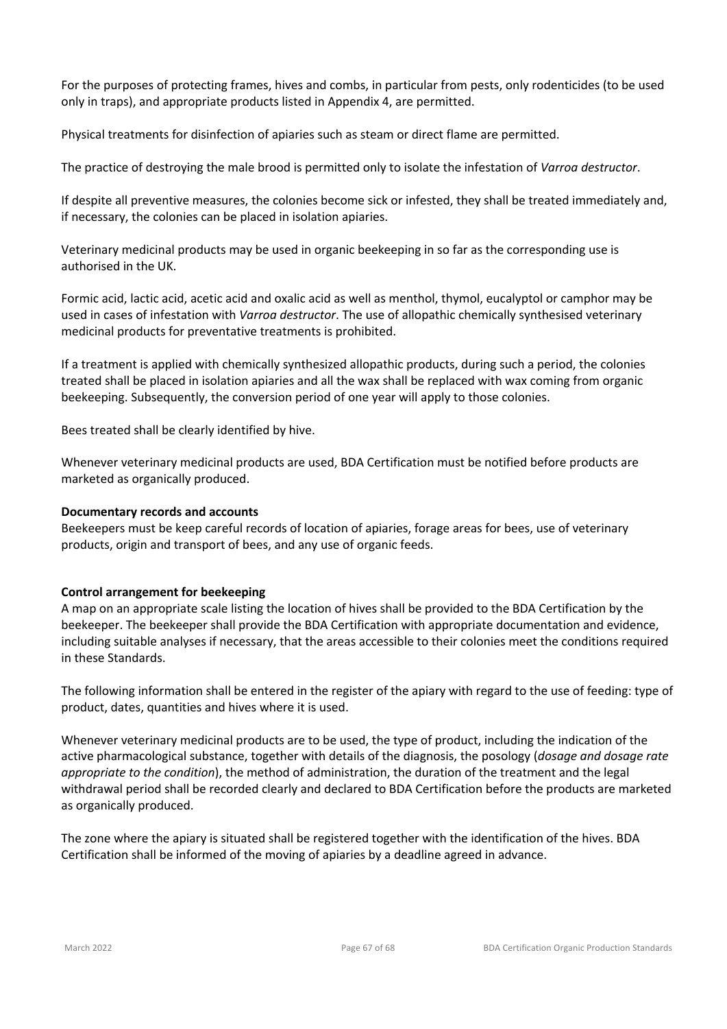For the purposes of protecting frames, hives and combs, in particular from pests, only rodenticides (to be used only in traps), and appropriate products listed in Appendix 4, are permitted.

Physical treatments for disinfection of apiaries such as steam or direct flame are permitted.

The practice of destroying the male brood is permitted only to isolate the infestation of *Varroa destructor*.

If despite all preventive measures, the colonies become sick or infested, they shall be treated immediately and, if necessary, the colonies can be placed in isolation apiaries.

Veterinary medicinal products may be used in organic beekeeping in so far as the corresponding use is authorised in the UK.

Formic acid, lactic acid, acetic acid and oxalic acid as well as menthol, thymol, eucalyptol or camphor may be used in cases of infestation with *Varroa destructor*. The use of allopathic chemically synthesised veterinary medicinal products for preventative treatments is prohibited.

If a treatment is applied with chemically synthesized allopathic products, during such a period, the colonies treated shall be placed in isolation apiaries and all the wax shall be replaced with wax coming from organic beekeeping. Subsequently, the conversion period of one year will apply to those colonies.

Bees treated shall be clearly identified by hive.

Whenever veterinary medicinal products are used, BDA Certification must be notified before products are marketed as organically produced.

**Documentary records and accounts**

Beekeepers must be keep careful records of location of apiaries, forage areas for bees, use of veterinary products, origin and transport of bees, and any use of organic feeds.

**Control arrangement for beekeeping**

A map on an appropriate scale listing the location of hives shall be provided to the BDA Certification by the beekeeper. The beekeeper shall provide the BDA Certification with appropriate documentation and evidence, including suitable analyses if necessary, that the areas accessible to their colonies meet the conditions required in these Standards.

The following information shall be entered in the register of the apiary with regard to the use of feeding: type of product, dates, quantities and hives where it is used.

Whenever veterinary medicinal products are to be used, the type of product, including the indication of the active pharmacological substance, together with details of the diagnosis, the posology (*dosage and dosage rate appropriate to the condition*), the method of administration, the duration of the treatment and the legal withdrawal period shall be recorded clearly and declared to BDA Certification before the products are marketed as organically produced.

The zone where the apiary is situated shall be registered together with the identification of the hives. BDA Certification shall be informed of the moving of apiaries by a deadline agreed in advance.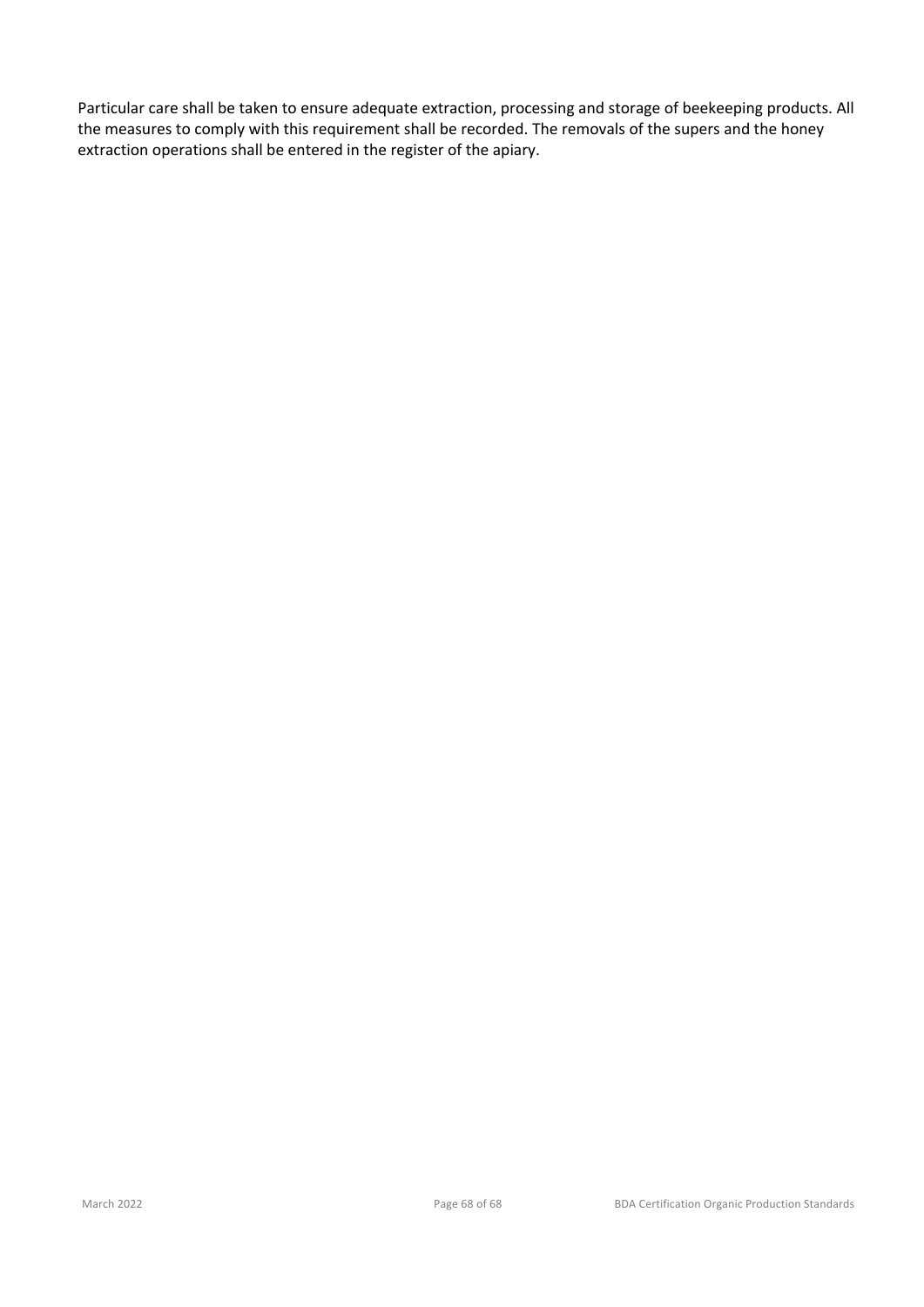Particular care shall be taken to ensure adequate extraction, processing and storage of beekeeping products. All the measures to comply with this requirement shall be recorded. The removals of the supers and the honey extraction operations shall be entered in the register of the apiary.